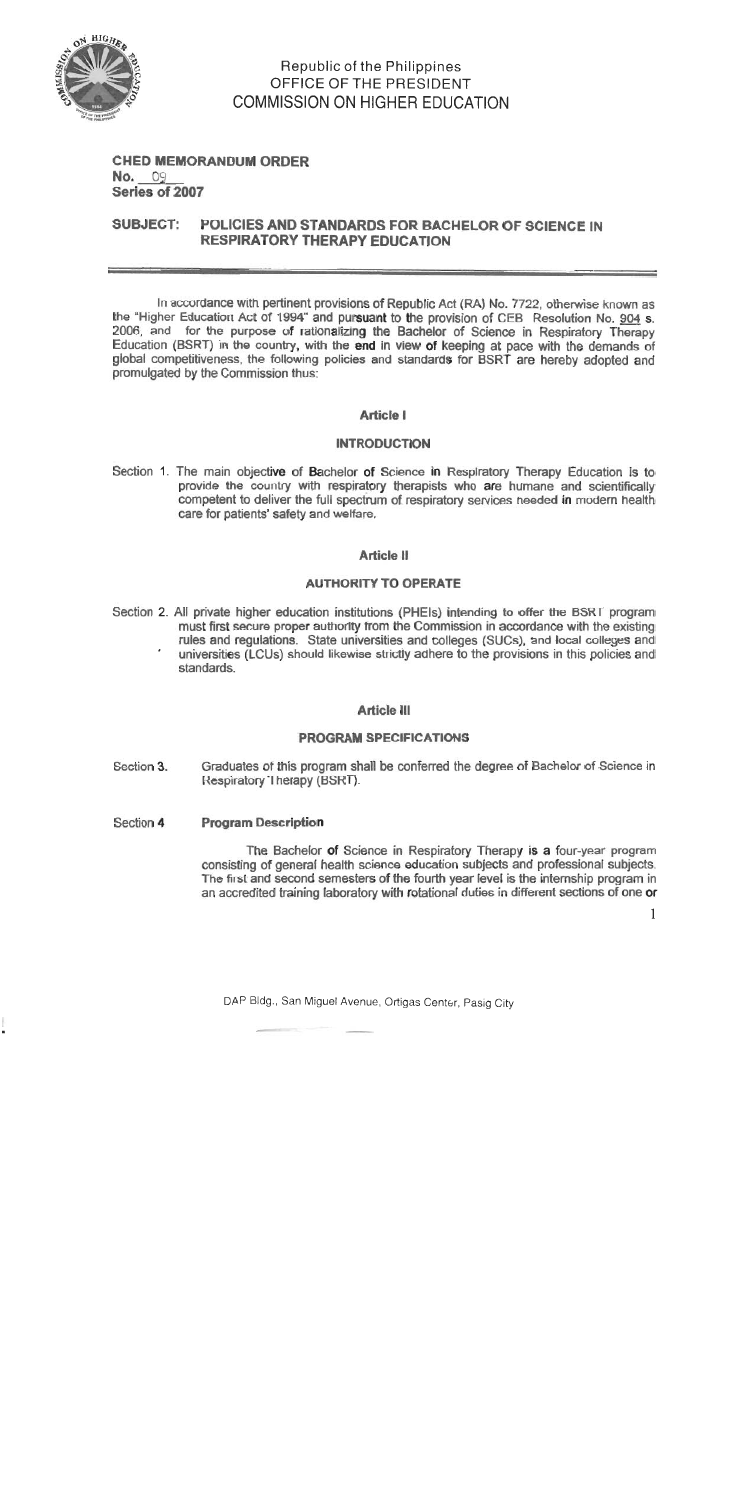Republic of the Philippines
OFFICE OF THE PRESIDENT
COMMISSION ON HIGHER EDUCATION

**CHED MEMORANDUM ORDER**
**No. 09**
**Series of 2007**

**SUBJECT: POLICIES AND STANDARDS FOR BACHELOR OF SCIENCE IN RESPIRATORY THERAPY EDUCATION**

In accordance with pertinent provisions of Republic Act (RA) No. 7722, otherwise known as the "Higher Education Act of 1994" and pursuant to the provision of CEB Resolution No. 904 s. 2006, and for the purpose of rationalizing the Bachelor of Science in Respiratory Therapy Education (BSRT) in the country, with the end in view of keeping at pace with the demands of global competitiveness, the following policies and standards for BSRT are hereby adopted and promulgated by the Commission thus:

## Article I

## INTRODUCTION

Section 1. The main objective of Bachelor of Science in Respiratory Therapy Education is to provide the country with respiratory therapists who are humane and scientifically competent to deliver the full spectrum of respiratory services needed in modern health care for patients' safety and welfare.

## Article II

## AUTHORITY TO OPERATE

Section 2. All private higher education institutions (PHEIs) intending to offer the BSRT program must first secure proper authority from the Commission in accordance with the existing rules and regulations. State universities and colleges (SUCs), and local colleges and universities (LCUs) should likewise strictly adhere to the provisions in this policies and standards.

## Article III

## PROGRAM SPECIFICATIONS

Section 3. Graduates of this program shall be conferred the degree of Bachelor of Science in Respiratory Therapy (BSRT).

Section 4 **Program Description**

The Bachelor of Science in Respiratory Therapy is a four-year program consisting of general health science education subjects and professional subjects. The first and second semesters of the fourth year level is the internship program in an accredited training laboratory with rotational duties in different sections of one or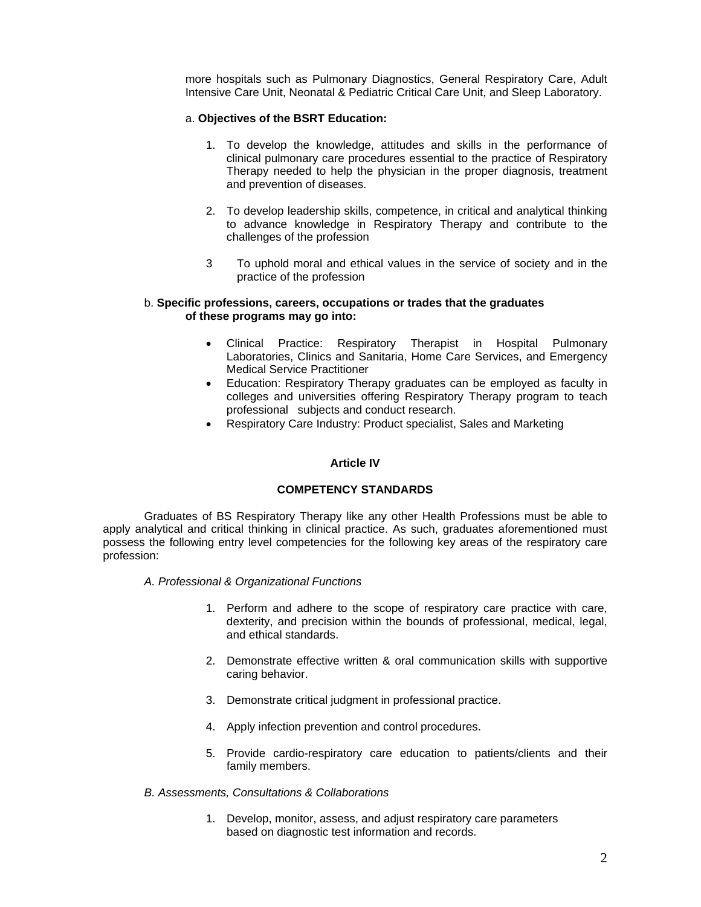more hospitals such as Pulmonary Diagnostics, General Respiratory Care, Adult Intensive Care Unit, Neonatal & Pediatric Critical Care Unit, and Sleep Laboratory.

a. **Objectives of the BSRT Education:**

1. To develop the knowledge, attitudes and skills in the performance of clinical pulmonary care procedures essential to the practice of Respiratory Therapy needed to help the physician in the proper diagnosis, treatment and prevention of diseases.

2. To develop leadership skills, competence, in critical and analytical thinking to advance knowledge in Respiratory Therapy and contribute to the challenges of the profession

3. To uphold moral and ethical values in the service of society and in the practice of the profession

b. **Specific professions, careers, occupations or trades that the graduates of these programs may go into:**

- Clinical Practice: Respiratory Therapist in Hospital Pulmonary Laboratories, Clinics and Sanitaria, Home Care Services, and Emergency Medical Service Practitioner
- Education: Respiratory Therapy graduates can be employed as faculty in colleges and universities offering Respiratory Therapy program to teach professional subjects and conduct research.
- Respiratory Care Industry: Product specialist, Sales and Marketing

## Article IV

## COMPETENCY STANDARDS

Graduates of BS Respiratory Therapy like any other Health Professions must be able to apply analytical and critical thinking in clinical practice. As such, graduates aforementioned must possess the following entry level competencies for the following key areas of the respiratory care profession:

*A. Professional & Organizational Functions*

1. Perform and adhere to the scope of respiratory care practice with care, dexterity, and precision within the bounds of professional, medical, legal, and ethical standards.

2. Demonstrate effective written & oral communication skills with supportive caring behavior.

3. Demonstrate critical judgment in professional practice.

4. Apply infection prevention and control procedures.

5. Provide cardio-respiratory care education to patients/clients and their family members.

*B. Assessments, Consultations & Collaborations*

1. Develop, monitor, assess, and adjust respiratory care parameters based on diagnostic test information and records.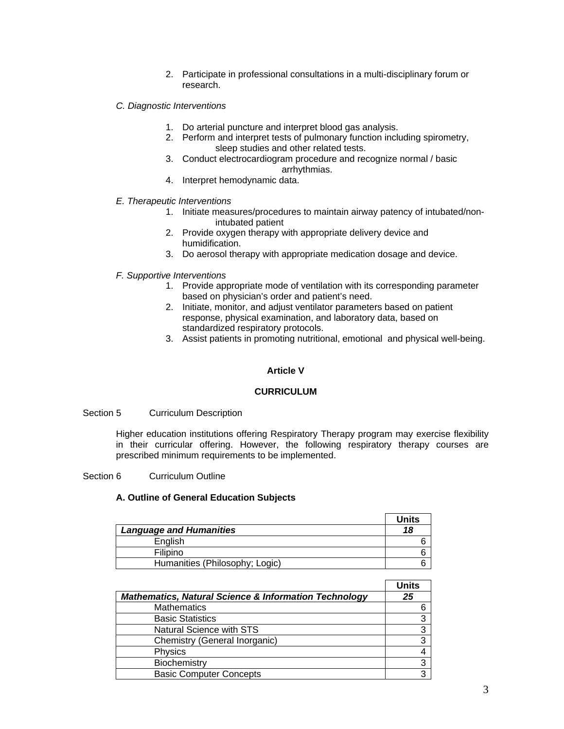2. Participate in professional consultations in a multi-disciplinary forum or research.

*C. Diagnostic Interventions*

1. Do arterial puncture and interpret blood gas analysis.
2. Perform and interpret tests of pulmonary function including spirometry, sleep studies and other related tests.
3. Conduct electrocardiogram procedure and recognize normal / basic arrhythmias.
4. Interpret hemodynamic data.

*E. Therapeutic Interventions*

1. Initiate measures/procedures to maintain airway patency of intubated/non-intubated patient
2. Provide oxygen therapy with appropriate delivery device and humidification.
3. Do aerosol therapy with appropriate medication dosage and device.

*F. Supportive Interventions*

1. Provide appropriate mode of ventilation with its corresponding parameter based on physician's order and patient's need.
2. Initiate, monitor, and adjust ventilator parameters based on patient response, physical examination, and laboratory data, based on standardized respiratory protocols.
3. Assist patients in promoting nutritional, emotional and physical well-being.

## Article V

## CURRICULUM

Section 5 Curriculum Description

Higher education institutions offering Respiratory Therapy program may exercise flexibility in their curricular offering. However, the following respiratory therapy courses are prescribed minimum requirements to be implemented.

Section 6 Curriculum Outline

**A. Outline of General Education Subjects**

| | **Units** |
|---|---|
| ***Language and Humanities*** | ***18*** |
| English | 6 |
| Filipino | 6 |
| Humanities (Philosophy; Logic) | 6 |

| | **Units** |
|---|---|
| ***Mathematics, Natural Science & Information Technology*** | ***25*** |
| Mathematics | 6 |
| Basic Statistics | 3 |
| Natural Science with STS | 3 |
| Chemistry (General Inorganic) | 3 |
| Physics | 4 |
| Biochemistry | 3 |
| Basic Computer Concepts | 3 |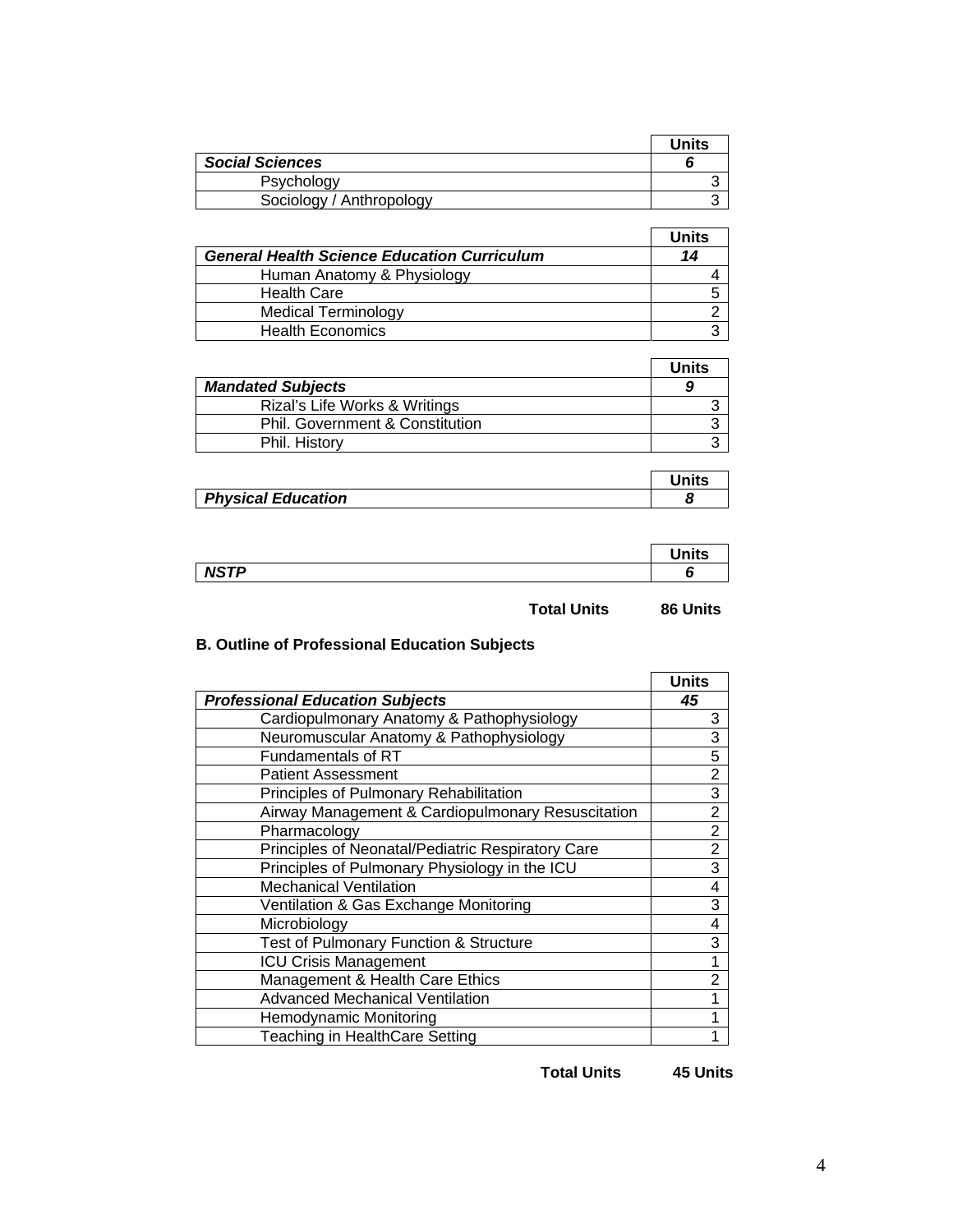| | Units |
|---|---|
| ***Social Sciences*** | ***6*** |
| Psychology | 3 |
| Sociology / Anthropology | 3 |

| | Units |
|---|---|
| ***General Health Science Education Curriculum*** | ***14*** |
| Human Anatomy & Physiology | 4 |
| Health Care | 5 |
| Medical Terminology | 2 |
| Health Economics | 3 |

| | Units |
|---|---|
| ***Mandated Subjects*** | ***9*** |
| Rizal's Life Works & Writings | 3 |
| Phil. Government & Constitution | 3 |
| Phil. History | 3 |

| | Units |
|---|---|
| ***Physical Education*** | ***8*** |

| | Units |
|---|---|
| ***NSTP*** | ***6*** |

**Total Units 86 Units**

**B. Outline of Professional Education Subjects**

| | Units |
|---|---|
| ***Professional Education Subjects*** | ***45*** |
| Cardiopulmonary Anatomy & Pathophysiology | 3 |
| Neuromuscular Anatomy & Pathophysiology | 3 |
| Fundamentals of RT | 5 |
| Patient Assessment | 2 |
| Principles of Pulmonary Rehabilitation | 3 |
| Airway Management & Cardiopulmonary Resuscitation | 2 |
| Pharmacology | 2 |
| Principles of Neonatal/Pediatric Respiratory Care | 2 |
| Principles of Pulmonary Physiology in the ICU | 3 |
| Mechanical Ventilation | 4 |
| Ventilation & Gas Exchange Monitoring | 3 |
| Microbiology | 4 |
| Test of Pulmonary Function & Structure | 3 |
| ICU Crisis Management | 1 |
| Management & Health Care Ethics | 2 |
| Advanced Mechanical Ventilation | 1 |
| Hemodynamic Monitoring | 1 |
| Teaching in HealthCare Setting | 1 |

**Total Units 45 Units**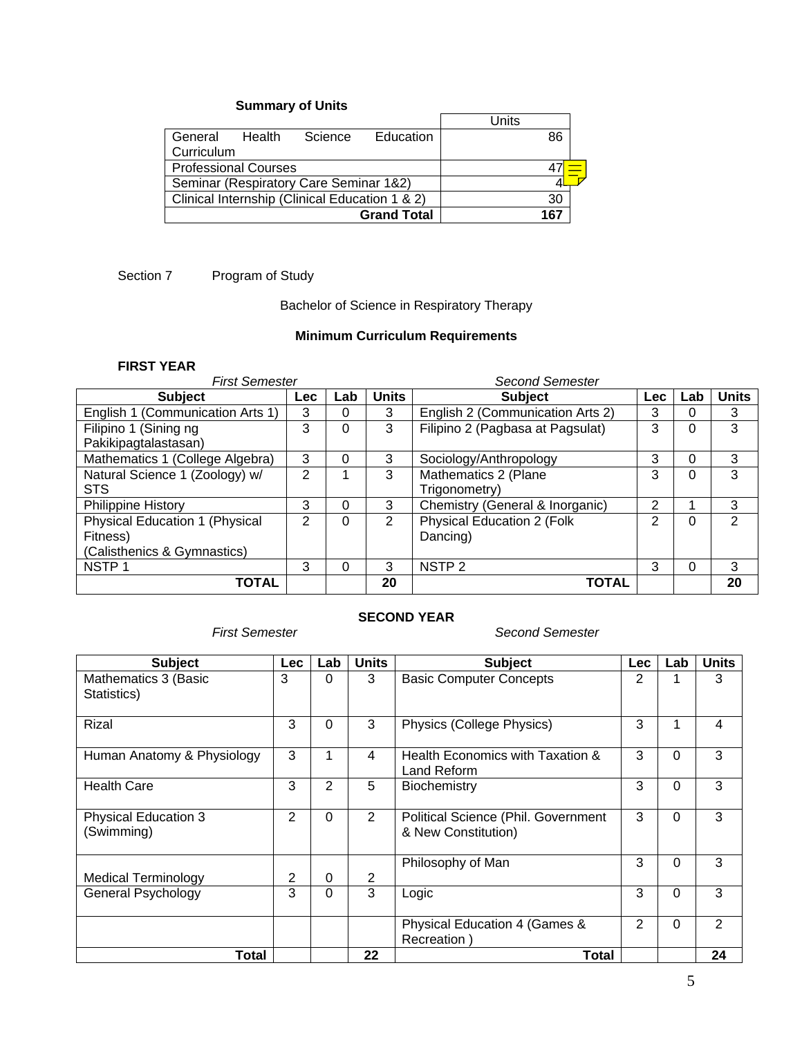**Summary of Units**

| | Units |
|---|---|
| General Health Science Education Curriculum | 86 |
| Professional Courses | 47 |
| Seminar (Respiratory Care Seminar 1&2) | 4 |
| Clinical Internship (Clinical Education 1 & 2) | 30 |
| **Grand Total** | **167** |

Section 7 Program of Study

Bachelor of Science in Respiratory Therapy

**Minimum Curriculum Requirements**

**FIRST YEAR**

| *First Semester* | | | | *Second Semester* | | | |
|---|---|---|---|---|---|---|---|
| **Subject** | **Lec** | **Lab** | **Units** | **Subject** | **Lec** | **Lab** | **Units** |
| English 1 (Communication Arts 1) | 3 | 0 | 3 | English 2 (Communication Arts 2) | 3 | 0 | 3 |
| Filipino 1 (Sining ng Pakikipagtalastasan) | 3 | 0 | 3 | Filipino 2 (Pagbasa at Pagsulat) | 3 | 0 | 3 |
| Mathematics 1 (College Algebra) | 3 | 0 | 3 | Sociology/Anthropology | 3 | 0 | 3 |
| Natural Science 1 (Zoology) w/ STS | 2 | 1 | 3 | Mathematics 2 (Plane Trigonometry) | 3 | 0 | 3 |
| Philippine History | 3 | 0 | 3 | Chemistry (General & Inorganic) | 2 | 1 | 3 |
| Physical Education 1 (Physical Fitness) (Calisthenics & Gymnastics) | 2 | 0 | 2 | Physical Education 2 (Folk Dancing) | 2 | 0 | 2 |
| NSTP 1 | 3 | 0 | 3 | NSTP 2 | 3 | 0 | 3 |
| **TOTAL** | | | **20** | **TOTAL** | | | **20** |

**SECOND YEAR**

| *First Semester* | | | | *Second Semester* | | | |
|---|---|---|---|---|---|---|---|
| **Subject** | **Lec** | **Lab** | **Units** | **Subject** | **Lec** | **Lab** | **Units** |
| Mathematics 3 (Basic Statistics) | 3 | 0 | 3 | Basic Computer Concepts | 2 | 1 | 3 |
| Rizal | 3 | 0 | 3 | Physics (College Physics) | 3 | 1 | 4 |
| Human Anatomy & Physiology | 3 | 1 | 4 | Health Economics with Taxation & Land Reform | 3 | 0 | 3 |
| Health Care | 3 | 2 | 5 | Biochemistry | 3 | 0 | 3 |
| Physical Education 3 (Swimming) | 2 | 0 | 2 | Political Science (Phil. Government & New Constitution) | 3 | 0 | 3 |
| Medical Terminology | 2 | 0 | 2 | Philosophy of Man | 3 | 0 | 3 |
| General Psychology | 3 | 0 | 3 | Logic | 3 | 0 | 3 |
| | | | | Physical Education 4 (Games & Recreation ) | 2 | 0 | 2 |
| **Total** | | | **22** | **Total** | | | **24** |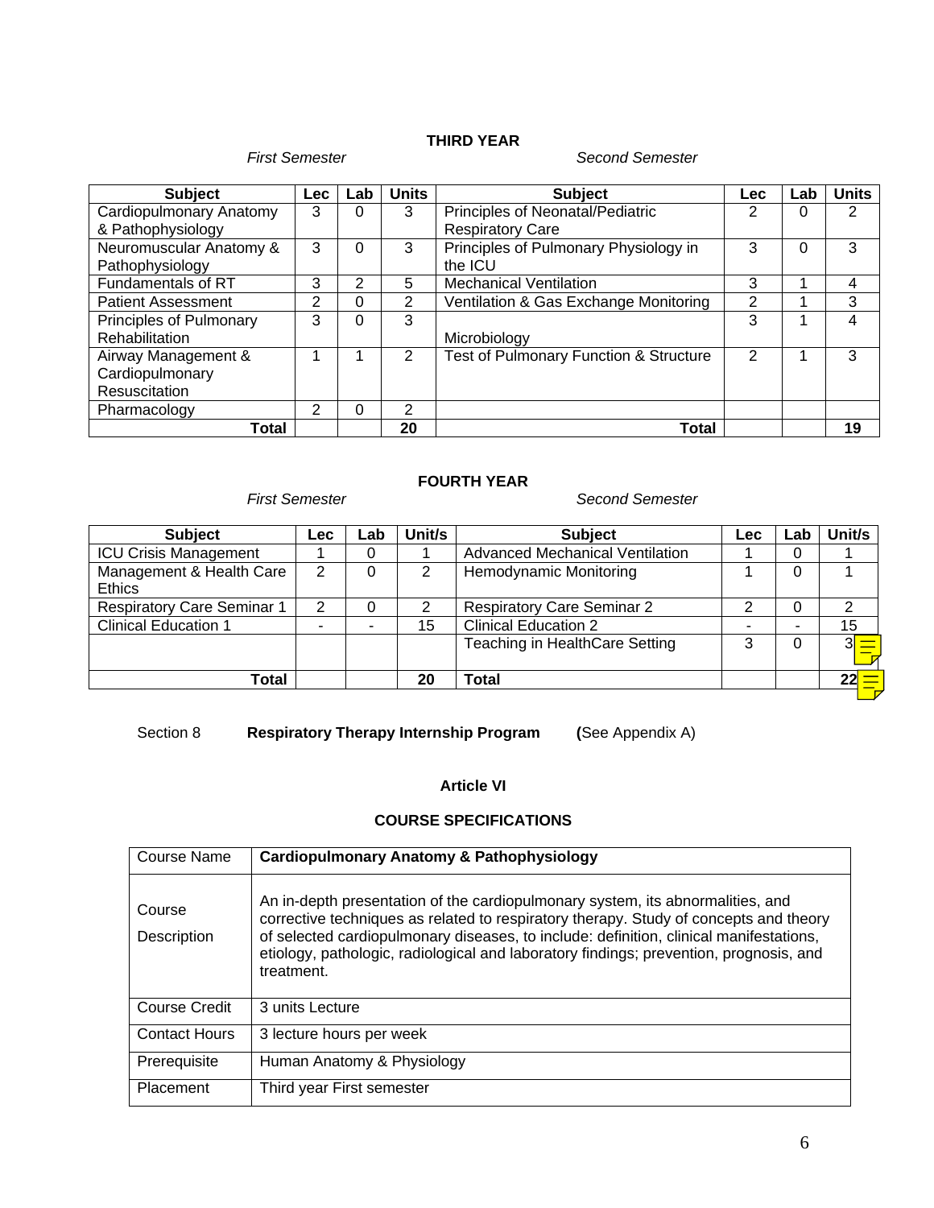### THIRD YEAR

| *First Semester* | | | | *Second Semester* | | | |
|---|---|---|---|---|---|---|---|
| **Subject** | **Lec** | **Lab** | **Units** | **Subject** | **Lec** | **Lab** | **Units** |
| Cardiopulmonary Anatomy & Pathophysiology | 3 | 0 | 3 | Principles of Neonatal/Pediatric Respiratory Care | 2 | 0 | 2 |
| Neuromuscular Anatomy & Pathophysiology | 3 | 0 | 3 | Principles of Pulmonary Physiology in the ICU | 3 | 0 | 3 |
| Fundamentals of RT | 3 | 2 | 5 | Mechanical Ventilation | 3 | 1 | 4 |
| Patient Assessment | 2 | 0 | 2 | Ventilation & Gas Exchange Monitoring | 2 | 1 | 3 |
| Principles of Pulmonary Rehabilitation | 3 | 0 | 3 | Microbiology | 3 | 1 | 4 |
| Airway Management & Cardiopulmonary Resuscitation | 1 | 1 | 2 | Test of Pulmonary Function & Structure | 2 | 1 | 3 |
| Pharmacology | 2 | 0 | 2 | | | | |
| **Total** | | | **20** | **Total** | | | **19** |

### FOURTH YEAR

| *First Semester* | | | | *Second Semester* | | | |
|---|---|---|---|---|---|---|---|
| **Subject** | **Lec** | **Lab** | **Unit/s** | **Subject** | **Lec** | **Lab** | **Unit/s** |
| ICU Crisis Management | 1 | 0 | 1 | Advanced Mechanical Ventilation | 1 | 0 | 1 |
| Management & Health Care Ethics | 2 | 0 | 2 | Hemodynamic Monitoring | 1 | 0 | 1 |
| Respiratory Care Seminar 1 | 2 | 0 | 2 | Respiratory Care Seminar 2 | 2 | 0 | 2 |
| Clinical Education 1 | - | - | 15 | Clinical Education 2 | - | - | 15 |
| | | | | Teaching in HealthCare Setting | 3 | 0 | 3 |
| **Total** | | | **20** | **Total** | | | **22** |

Section 8 **Respiratory Therapy Internship Program** **(**See Appendix A)

### Article VI

### COURSE SPECIFICATIONS

| Course Name | **Cardiopulmonary Anatomy & Pathophysiology** |
|---|---|
| Course Description | An in-depth presentation of the cardiopulmonary system, its abnormalities, and corrective techniques as related to respiratory therapy. Study of concepts and theory of selected cardiopulmonary diseases, to include: definition, clinical manifestations, etiology, pathologic, radiological and laboratory findings; prevention, prognosis, and treatment. |
| Course Credit | 3 units Lecture |
| Contact Hours | 3 lecture hours per week |
| Prerequisite | Human Anatomy & Physiology |
| Placement | Third year First semester |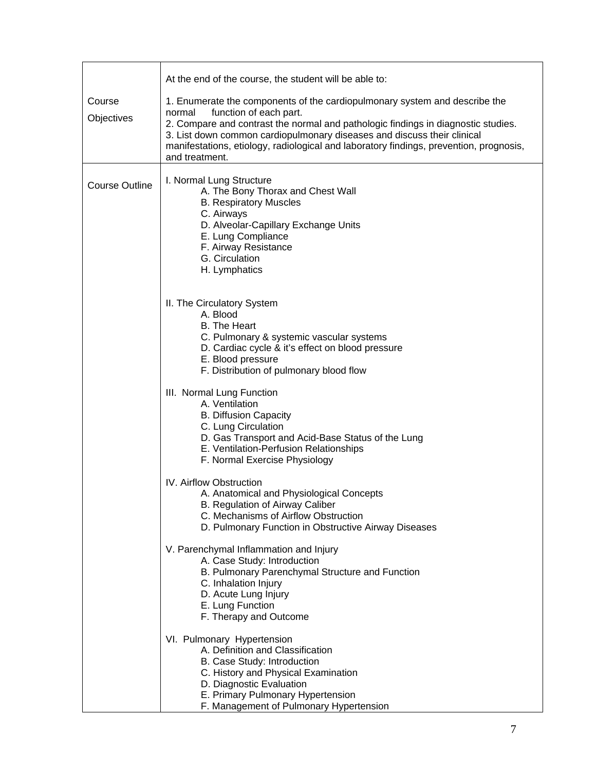| | |
|---|---|
| Course Objectives | At the end of the course, the student will be able to:<br><br>1. Enumerate the components of the cardiopulmonary system and describe the normal function of each part.<br>2. Compare and contrast the normal and pathologic findings in diagnostic studies.<br>3. List down common cardiopulmonary diseases and discuss their clinical manifestations, etiology, radiological and laboratory findings, prevention, prognosis, and treatment. |
| Course Outline | I. Normal Lung Structure<br>A. The Bony Thorax and Chest Wall<br>B. Respiratory Muscles<br>C. Airways<br>D. Alveolar-Capillary Exchange Units<br>E. Lung Compliance<br>F. Airway Resistance<br>G. Circulation<br>H. Lymphatics<br><br>II. The Circulatory System<br>A. Blood<br>B. The Heart<br>C. Pulmonary & systemic vascular systems<br>D. Cardiac cycle & it's effect on blood pressure<br>E. Blood pressure<br>F. Distribution of pulmonary blood flow<br><br>III. Normal Lung Function<br>A. Ventilation<br>B. Diffusion Capacity<br>C. Lung Circulation<br>D. Gas Transport and Acid-Base Status of the Lung<br>E. Ventilation-Perfusion Relationships<br>F. Normal Exercise Physiology<br><br>IV. Airflow Obstruction<br>A. Anatomical and Physiological Concepts<br>B. Regulation of Airway Caliber<br>C. Mechanisms of Airflow Obstruction<br>D. Pulmonary Function in Obstructive Airway Diseases<br><br>V. Parenchymal Inflammation and Injury<br>A. Case Study: Introduction<br>B. Pulmonary Parenchymal Structure and Function<br>C. Inhalation Injury<br>D. Acute Lung Injury<br>E. Lung Function<br>F. Therapy and Outcome<br><br>VI. Pulmonary Hypertension<br>A. Definition and Classification<br>B. Case Study: Introduction<br>C. History and Physical Examination<br>D. Diagnostic Evaluation<br>E. Primary Pulmonary Hypertension<br>F. Management of Pulmonary Hypertension |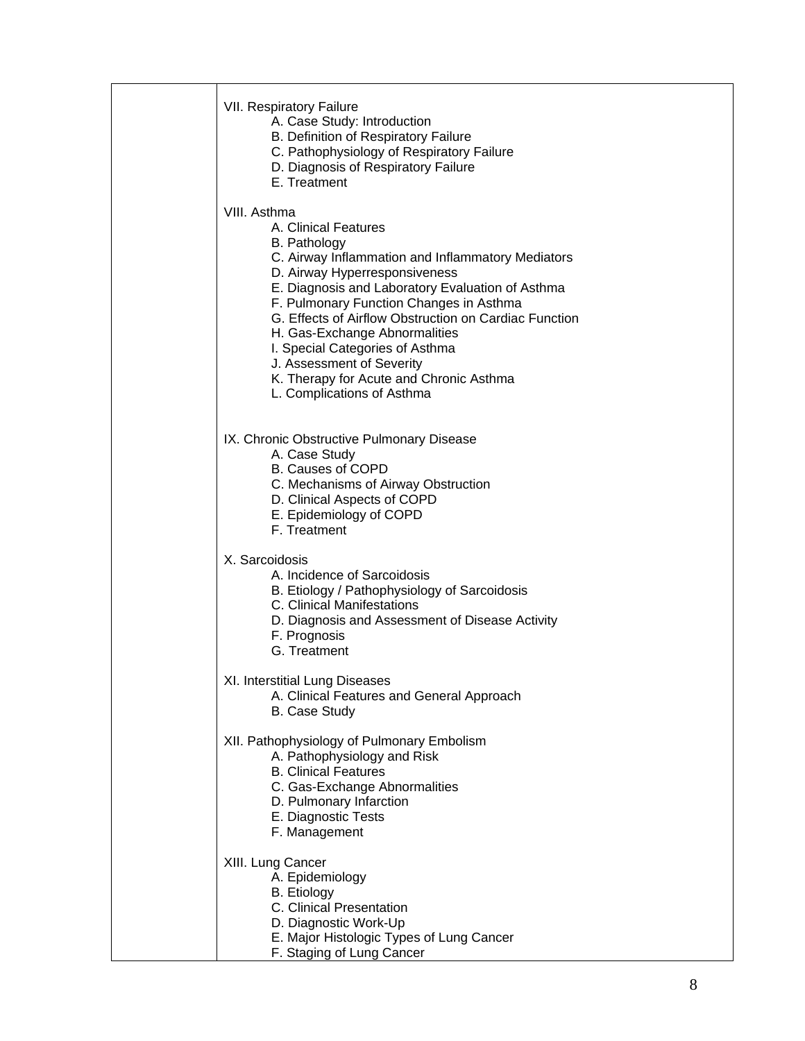| | |
|---|---|
| | VII. Respiratory Failure<br>A. Case Study: Introduction<br>B. Definition of Respiratory Failure<br>C. Pathophysiology of Respiratory Failure<br>D. Diagnosis of Respiratory Failure<br>E. Treatment<br><br>VIII. Asthma<br>A. Clinical Features<br>B. Pathology<br>C. Airway Inflammation and Inflammatory Mediators<br>D. Airway Hyperresponsiveness<br>E. Diagnosis and Laboratory Evaluation of Asthma<br>F. Pulmonary Function Changes in Asthma<br>G. Effects of Airflow Obstruction on Cardiac Function<br>H. Gas-Exchange Abnormalities<br>I. Special Categories of Asthma<br>J. Assessment of Severity<br>K. Therapy for Acute and Chronic Asthma<br>L. Complications of Asthma<br><br>IX. Chronic Obstructive Pulmonary Disease<br>A. Case Study<br>B. Causes of COPD<br>C. Mechanisms of Airway Obstruction<br>D. Clinical Aspects of COPD<br>E. Epidemiology of COPD<br>F. Treatment<br><br>X. Sarcoidosis<br>A. Incidence of Sarcoidosis<br>B. Etiology / Pathophysiology of Sarcoidosis<br>C. Clinical Manifestations<br>D. Diagnosis and Assessment of Disease Activity<br>F. Prognosis<br>G. Treatment<br><br>XI. Interstitial Lung Diseases<br>A. Clinical Features and General Approach<br>B. Case Study<br><br>XII. Pathophysiology of Pulmonary Embolism<br>A. Pathophysiology and Risk<br>B. Clinical Features<br>C. Gas-Exchange Abnormalities<br>D. Pulmonary Infarction<br>E. Diagnostic Tests<br>F. Management<br><br>XIII. Lung Cancer<br>A. Epidemiology<br>B. Etiology<br>C. Clinical Presentation<br>D. Diagnostic Work-Up<br>E. Major Histologic Types of Lung Cancer<br>F. Staging of Lung Cancer |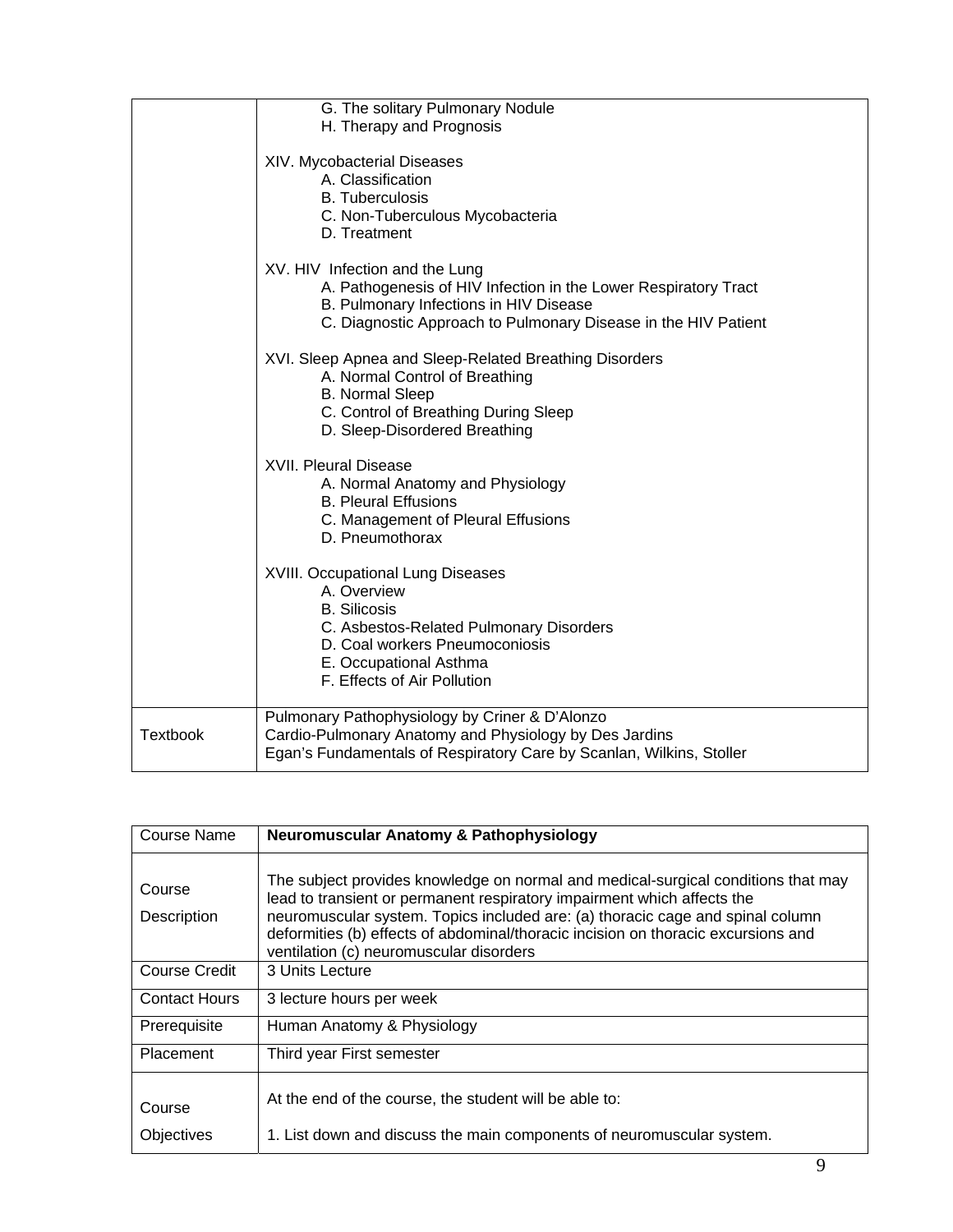| | |
|---|---|
| | G. The solitary Pulmonary Nodule<br>H. Therapy and Prognosis<br><br>XIV. Mycobacterial Diseases<br>A. Classification<br>B. Tuberculosis<br>C. Non-Tuberculous Mycobacteria<br>D. Treatment<br><br>XV. HIV Infection and the Lung<br>A. Pathogenesis of HIV Infection in the Lower Respiratory Tract<br>B. Pulmonary Infections in HIV Disease<br>C. Diagnostic Approach to Pulmonary Disease in the HIV Patient<br><br>XVI. Sleep Apnea and Sleep-Related Breathing Disorders<br>A. Normal Control of Breathing<br>B. Normal Sleep<br>C. Control of Breathing During Sleep<br>D. Sleep-Disordered Breathing<br><br>XVII. Pleural Disease<br>A. Normal Anatomy and Physiology<br>B. Pleural Effusions<br>C. Management of Pleural Effusions<br>D. Pneumothorax<br><br>XVIII. Occupational Lung Diseases<br>A. Overview<br>B. Silicosis<br>C. Asbestos-Related Pulmonary Disorders<br>D. Coal workers Pneumoconiosis<br>E. Occupational Asthma<br>F. Effects of Air Pollution |
| Textbook | Pulmonary Pathophysiology by Criner & D'Alonzo<br>Cardio-Pulmonary Anatomy and Physiology by Des Jardins<br>Egan's Fundamentals of Respiratory Care by Scanlan, Wilkins, Stoller |

| Course Name | **Neuromuscular Anatomy & Pathophysiology** |
|---|---|
| Course Description | The subject provides knowledge on normal and medical-surgical conditions that may lead to transient or permanent respiratory impairment which affects the neuromuscular system. Topics included are: (a) thoracic cage and spinal column deformities (b) effects of abdominal/thoracic incision on thoracic excursions and ventilation (c) neuromuscular disorders |
| Course Credit | 3 Units Lecture |
| Contact Hours | 3 lecture hours per week |
| Prerequisite | Human Anatomy & Physiology |
| Placement | Third year First semester |
| Course Objectives | At the end of the course, the student will be able to:<br><br>1. List down and discuss the main components of neuromuscular system. |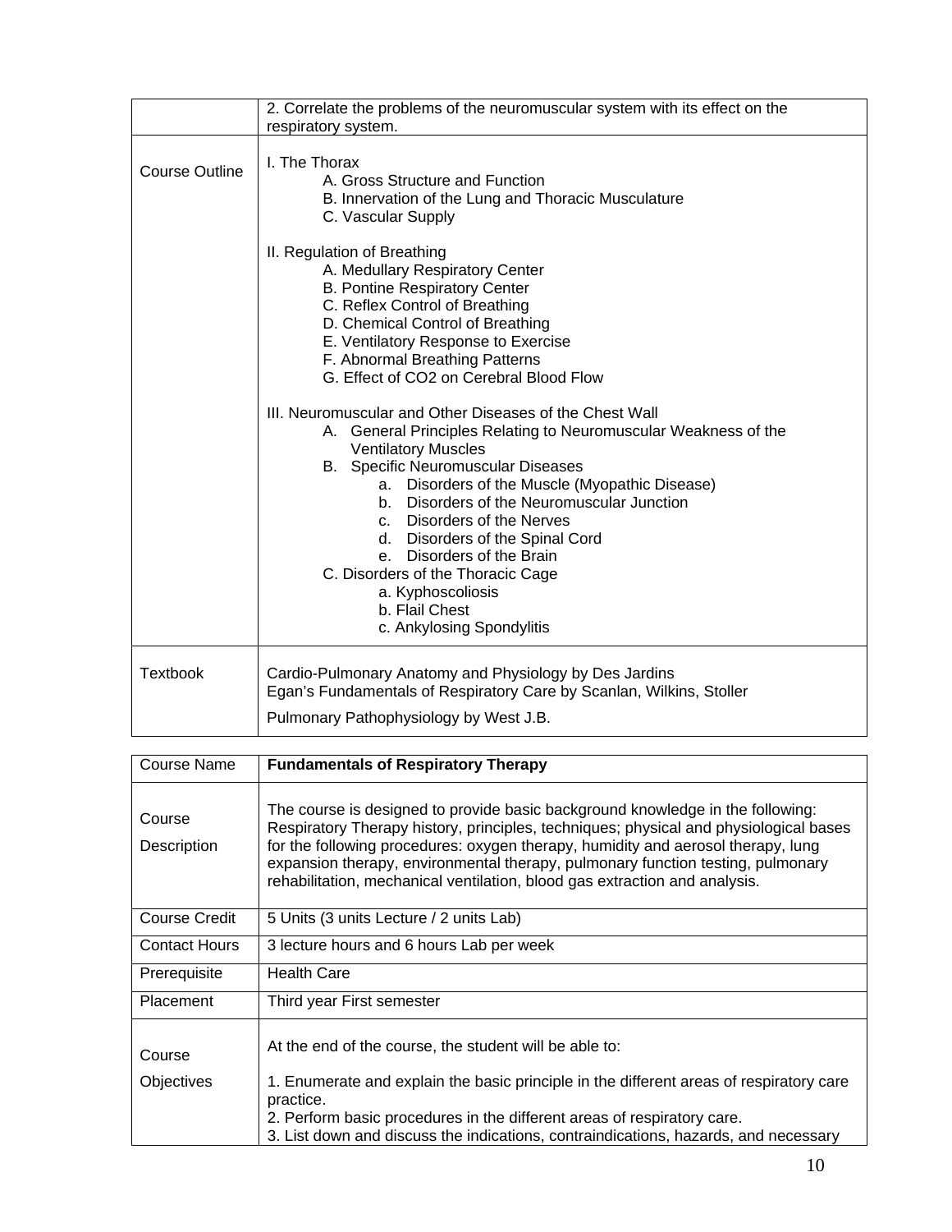| | |
|---|---|
| | 2. Correlate the problems of the neuromuscular system with its effect on the respiratory system. |
| Course Outline | I. The Thorax<br>A. Gross Structure and Function<br>B. Innervation of the Lung and Thoracic Musculature<br>C. Vascular Supply<br><br>II. Regulation of Breathing<br>A. Medullary Respiratory Center<br>B. Pontine Respiratory Center<br>C. Reflex Control of Breathing<br>D. Chemical Control of Breathing<br>E. Ventilatory Response to Exercise<br>F. Abnormal Breathing Patterns<br>G. Effect of CO2 on Cerebral Blood Flow<br><br>III. Neuromuscular and Other Diseases of the Chest Wall<br>A. General Principles Relating to Neuromuscular Weakness of the Ventilatory Muscles<br>B. Specific Neuromuscular Diseases<br>a. Disorders of the Muscle (Myopathic Disease)<br>b. Disorders of the Neuromuscular Junction<br>c. Disorders of the Nerves<br>d. Disorders of the Spinal Cord<br>e. Disorders of the Brain<br>C. Disorders of the Thoracic Cage<br>a. Kyphoscoliosis<br>b. Flail Chest<br>c. Ankylosing Spondylitis |
| Textbook | Cardio-Pulmonary Anatomy and Physiology by Des Jardins<br>Egan's Fundamentals of Respiratory Care by Scanlan, Wilkins, Stoller<br><br>Pulmonary Pathophysiology by West J.B. |

| Course Name | **Fundamentals of Respiratory Therapy** |
|---|---|
| Course Description | The course is designed to provide basic background knowledge in the following: Respiratory Therapy history, principles, techniques; physical and physiological bases for the following procedures: oxygen therapy, humidity and aerosol therapy, lung expansion therapy, environmental therapy, pulmonary function testing, pulmonary rehabilitation, mechanical ventilation, blood gas extraction and analysis. |
| Course Credit | 5 Units (3 units Lecture / 2 units Lab) |
| Contact Hours | 3 lecture hours and 6 hours Lab per week |
| Prerequisite | Health Care |
| Placement | Third year First semester |
| Course Objectives | At the end of the course, the student will be able to:<br><br>1. Enumerate and explain the basic principle in the different areas of respiratory care practice.<br>2. Perform basic procedures in the different areas of respiratory care.<br>3. List down and discuss the indications, contraindications, hazards, and necessary |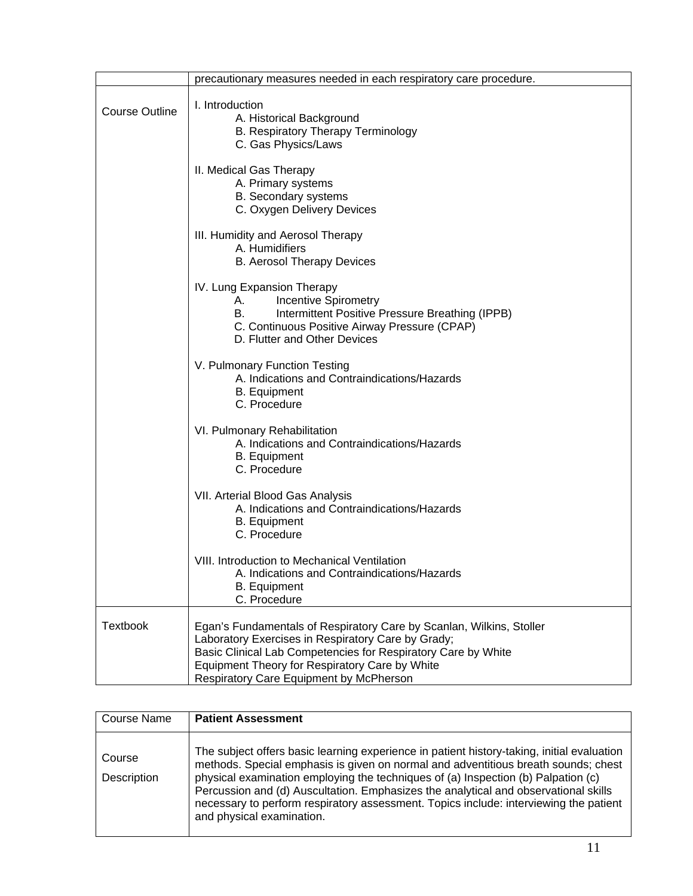| | precautionary measures needed in each respiratory care procedure. |
|---|---|
| Course Outline | I. Introduction<br>A. Historical Background<br>B. Respiratory Therapy Terminology<br>C. Gas Physics/Laws<br><br>II. Medical Gas Therapy<br>A. Primary systems<br>B. Secondary systems<br>C. Oxygen Delivery Devices<br><br>III. Humidity and Aerosol Therapy<br>A. Humidifiers<br>B. Aerosol Therapy Devices<br><br>IV. Lung Expansion Therapy<br>A. Incentive Spirometry<br>B. Intermittent Positive Pressure Breathing (IPPB)<br>C. Continuous Positive Airway Pressure (CPAP)<br>D. Flutter and Other Devices<br><br>V. Pulmonary Function Testing<br>A. Indications and Contraindications/Hazards<br>B. Equipment<br>C. Procedure<br><br>VI. Pulmonary Rehabilitation<br>A. Indications and Contraindications/Hazards<br>B. Equipment<br>C. Procedure<br><br>VII. Arterial Blood Gas Analysis<br>A. Indications and Contraindications/Hazards<br>B. Equipment<br>C. Procedure<br><br>VIII. Introduction to Mechanical Ventilation<br>A. Indications and Contraindications/Hazards<br>B. Equipment<br>C. Procedure |
| Textbook | Egan's Fundamentals of Respiratory Care by Scanlan, Wilkins, Stoller<br>Laboratory Exercises in Respiratory Care by Grady;<br>Basic Clinical Lab Competencies for Respiratory Care by White<br>Equipment Theory for Respiratory Care by White<br>Respiratory Care Equipment by McPherson |

| Course Name | **Patient Assessment** |
|---|---|
| Course Description | The subject offers basic learning experience in patient history-taking, initial evaluation methods. Special emphasis is given on normal and adventitious breath sounds; chest physical examination employing the techniques of (a) Inspection (b) Palpation (c) Percussion and (d) Auscultation. Emphasizes the analytical and observational skills necessary to perform respiratory assessment. Topics include: interviewing the patient and physical examination. |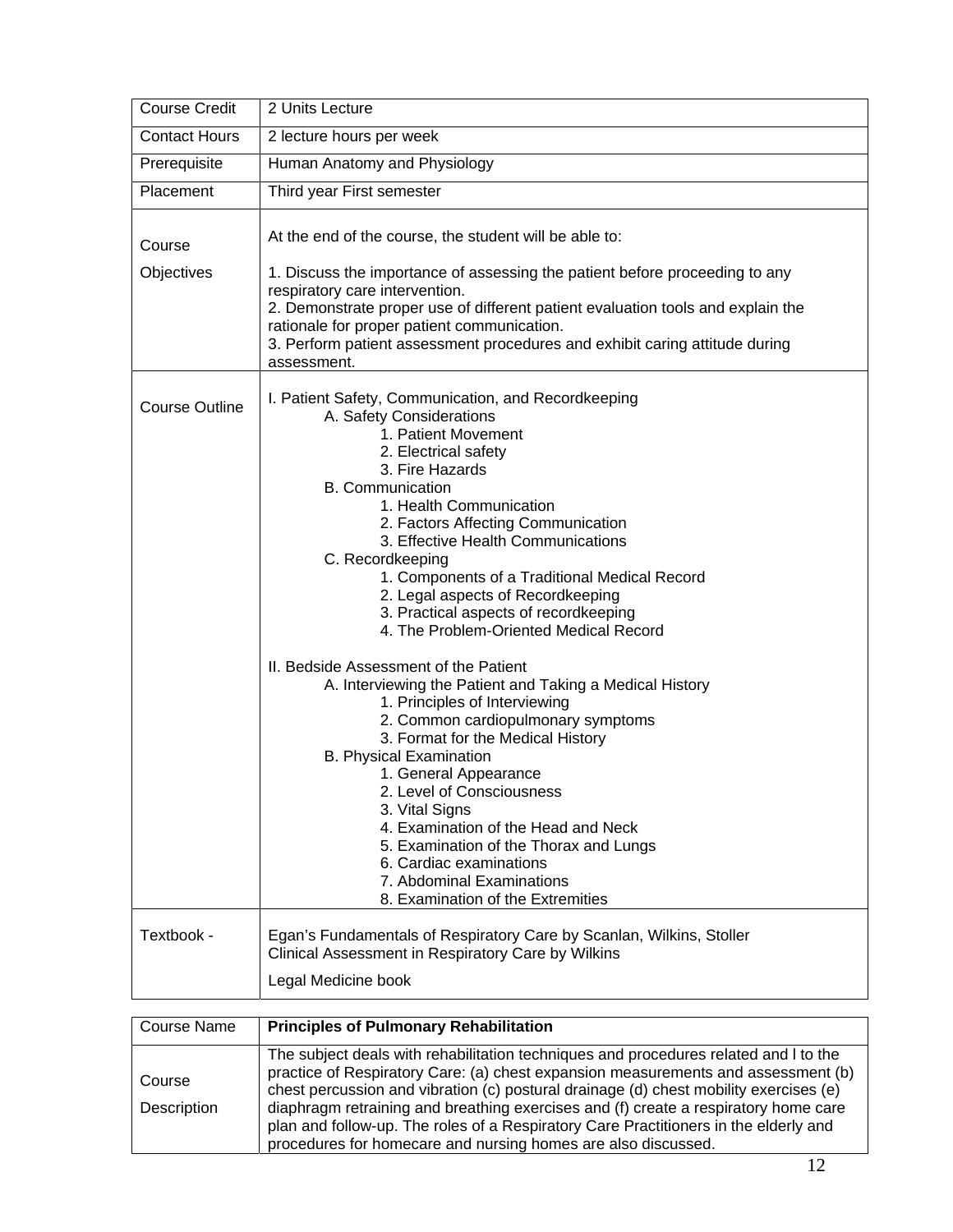| | |
|---|---|
| Course Credit | 2 Units Lecture |
| Contact Hours | 2 lecture hours per week |
| Prerequisite | Human Anatomy and Physiology |
| Placement | Third year First semester |
| Course Objectives | At the end of the course, the student will be able to:<br><br>1. Discuss the importance of assessing the patient before proceeding to any respiratory care intervention.<br>2. Demonstrate proper use of different patient evaluation tools and explain the rationale for proper patient communication.<br>3. Perform patient assessment procedures and exhibit caring attitude during assessment. |
| Course Outline | I. Patient Safety, Communication, and Recordkeeping<br>&nbsp;&nbsp;&nbsp;&nbsp;A. Safety Considerations<br>&nbsp;&nbsp;&nbsp;&nbsp;&nbsp;&nbsp;&nbsp;&nbsp;1. Patient Movement<br>&nbsp;&nbsp;&nbsp;&nbsp;&nbsp;&nbsp;&nbsp;&nbsp;2. Electrical safety<br>&nbsp;&nbsp;&nbsp;&nbsp;&nbsp;&nbsp;&nbsp;&nbsp;3. Fire Hazards<br>&nbsp;&nbsp;&nbsp;&nbsp;B. Communication<br>&nbsp;&nbsp;&nbsp;&nbsp;&nbsp;&nbsp;&nbsp;&nbsp;1. Health Communication<br>&nbsp;&nbsp;&nbsp;&nbsp;&nbsp;&nbsp;&nbsp;&nbsp;2. Factors Affecting Communication<br>&nbsp;&nbsp;&nbsp;&nbsp;&nbsp;&nbsp;&nbsp;&nbsp;3. Effective Health Communications<br>&nbsp;&nbsp;&nbsp;&nbsp;C. Recordkeeping<br>&nbsp;&nbsp;&nbsp;&nbsp;&nbsp;&nbsp;&nbsp;&nbsp;1. Components of a Traditional Medical Record<br>&nbsp;&nbsp;&nbsp;&nbsp;&nbsp;&nbsp;&nbsp;&nbsp;2. Legal aspects of Recordkeeping<br>&nbsp;&nbsp;&nbsp;&nbsp;&nbsp;&nbsp;&nbsp;&nbsp;3. Practical aspects of recordkeeping<br>&nbsp;&nbsp;&nbsp;&nbsp;&nbsp;&nbsp;&nbsp;&nbsp;4. The Problem-Oriented Medical Record<br><br>II. Bedside Assessment of the Patient<br>&nbsp;&nbsp;&nbsp;&nbsp;A. Interviewing the Patient and Taking a Medical History<br>&nbsp;&nbsp;&nbsp;&nbsp;&nbsp;&nbsp;&nbsp;&nbsp;1. Principles of Interviewing<br>&nbsp;&nbsp;&nbsp;&nbsp;&nbsp;&nbsp;&nbsp;&nbsp;2. Common cardiopulmonary symptoms<br>&nbsp;&nbsp;&nbsp;&nbsp;&nbsp;&nbsp;&nbsp;&nbsp;3. Format for the Medical History<br>&nbsp;&nbsp;&nbsp;&nbsp;B. Physical Examination<br>&nbsp;&nbsp;&nbsp;&nbsp;&nbsp;&nbsp;&nbsp;&nbsp;1. General Appearance<br>&nbsp;&nbsp;&nbsp;&nbsp;&nbsp;&nbsp;&nbsp;&nbsp;2. Level of Consciousness<br>&nbsp;&nbsp;&nbsp;&nbsp;&nbsp;&nbsp;&nbsp;&nbsp;3. Vital Signs<br>&nbsp;&nbsp;&nbsp;&nbsp;&nbsp;&nbsp;&nbsp;&nbsp;4. Examination of the Head and Neck<br>&nbsp;&nbsp;&nbsp;&nbsp;&nbsp;&nbsp;&nbsp;&nbsp;5. Examination of the Thorax and Lungs<br>&nbsp;&nbsp;&nbsp;&nbsp;&nbsp;&nbsp;&nbsp;&nbsp;6. Cardiac examinations<br>&nbsp;&nbsp;&nbsp;&nbsp;&nbsp;&nbsp;&nbsp;&nbsp;7. Abdominal Examinations<br>&nbsp;&nbsp;&nbsp;&nbsp;&nbsp;&nbsp;&nbsp;&nbsp;8. Examination of the Extremities |
| Textbook - | Egan's Fundamentals of Respiratory Care by Scanlan, Wilkins, Stoller<br>Clinical Assessment in Respiratory Care by Wilkins<br><br>Legal Medicine book |

| | |
|---|---|
| Course Name | **Principles of Pulmonary Rehabilitation** |
| Course Description | The subject deals with rehabilitation techniques and procedures related and l to the practice of Respiratory Care: (a) chest expansion measurements and assessment (b) chest percussion and vibration (c) postural drainage (d) chest mobility exercises (e) diaphragm retraining and breathing exercises and (f) create a respiratory home care plan and follow-up. The roles of a Respiratory Care Practitioners in the elderly and procedures for homecare and nursing homes are also discussed. |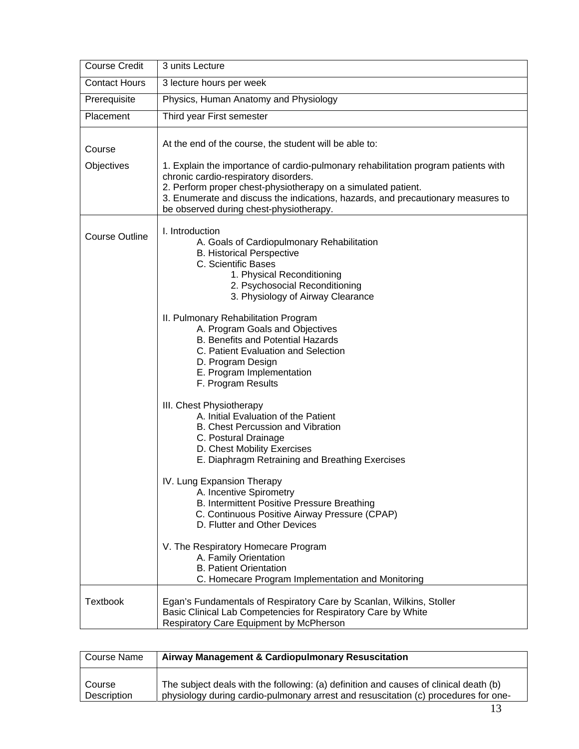| Course Credit | 3 units Lecture |
|---|---|
| Contact Hours | 3 lecture hours per week |
| Prerequisite | Physics, Human Anatomy and Physiology |
| Placement | Third year First semester |
| Course Objectives | At the end of the course, the student will be able to:<br><br>1. Explain the importance of cardio-pulmonary rehabilitation program patients with chronic cardio-respiratory disorders.<br>2. Perform proper chest-physiotherapy on a simulated patient.<br>3. Enumerate and discuss the indications, hazards, and precautionary measures to be observed during chest-physiotherapy. |
| Course Outline | I. Introduction<br>A. Goals of Cardiopulmonary Rehabilitation<br>B. Historical Perspective<br>C. Scientific Bases<br>1. Physical Reconditioning<br>2. Psychosocial Reconditioning<br>3. Physiology of Airway Clearance<br><br>II. Pulmonary Rehabilitation Program<br>A. Program Goals and Objectives<br>B. Benefits and Potential Hazards<br>C. Patient Evaluation and Selection<br>D. Program Design<br>E. Program Implementation<br>F. Program Results<br><br>III. Chest Physiotherapy<br>A. Initial Evaluation of the Patient<br>B. Chest Percussion and Vibration<br>C. Postural Drainage<br>D. Chest Mobility Exercises<br>E. Diaphragm Retraining and Breathing Exercises<br><br>IV. Lung Expansion Therapy<br>A. Incentive Spirometry<br>B. Intermittent Positive Pressure Breathing<br>C. Continuous Positive Airway Pressure (CPAP)<br>D. Flutter and Other Devices<br><br>V. The Respiratory Homecare Program<br>A. Family Orientation<br>B. Patient Orientation<br>C. Homecare Program Implementation and Monitoring |
| Textbook | Egan's Fundamentals of Respiratory Care by Scanlan, Wilkins, Stoller<br>Basic Clinical Lab Competencies for Respiratory Care by White<br>Respiratory Care Equipment by McPherson |

| Course Name | **Airway Management & Cardiopulmonary Resuscitation** |
|---|---|
| Course Description | The subject deals with the following: (a) definition and causes of clinical death (b) physiology during cardio-pulmonary arrest and resuscitation (c) procedures for one- |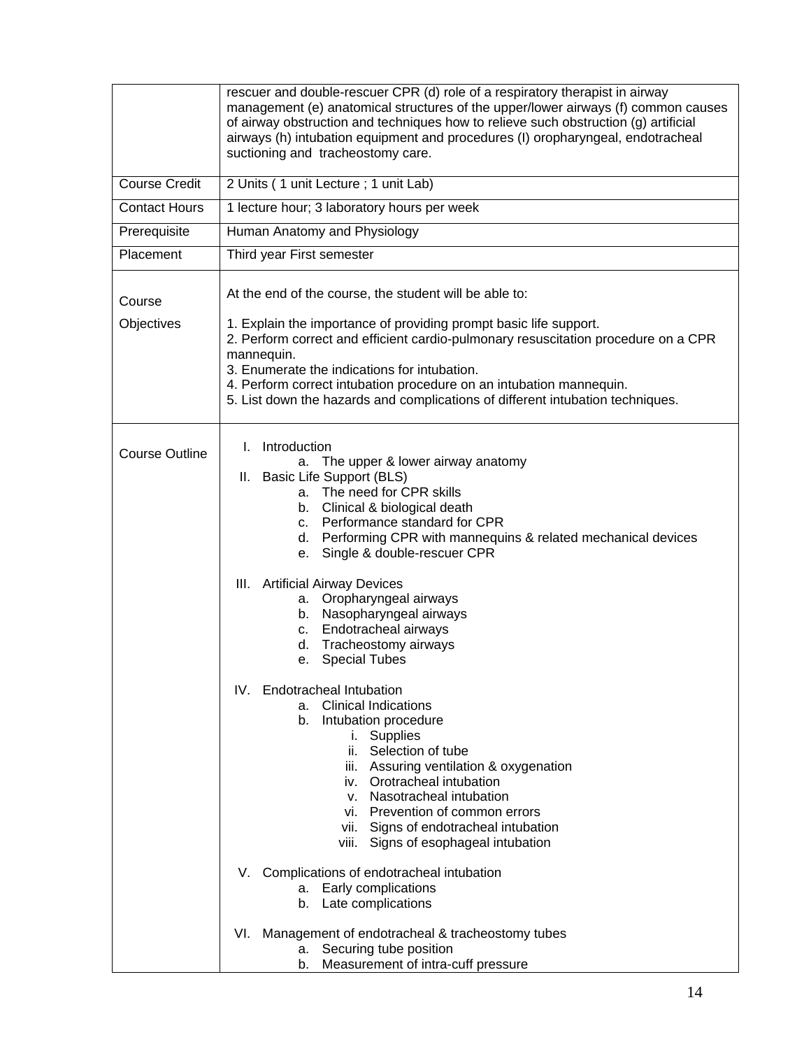| | |
|---|---|
| | rescuer and double-rescuer CPR (d) role of a respiratory therapist in airway management (e) anatomical structures of the upper/lower airways (f) common causes of airway obstruction and techniques how to relieve such obstruction (g) artificial airways (h) intubation equipment and procedures (I) oropharyngeal, endotracheal suctioning and tracheostomy care. |
| Course Credit | 2 Units ( 1 unit Lecture ; 1 unit Lab) |
| Contact Hours | 1 lecture hour; 3 laboratory hours per week |
| Prerequisite | Human Anatomy and Physiology |
| Placement | Third year First semester |
| Course Objectives | At the end of the course, the student will be able to:<br><br>1. Explain the importance of providing prompt basic life support.<br>2. Perform correct and efficient cardio-pulmonary resuscitation procedure on a CPR mannequin.<br>3. Enumerate the indications for intubation.<br>4. Perform correct intubation procedure on an intubation mannequin.<br>5. List down the hazards and complications of different intubation techniques. |
| Course Outline | I. Introduction<br>&nbsp;&nbsp;&nbsp;&nbsp;a. The upper & lower airway anatomy<br>II. Basic Life Support (BLS)<br>&nbsp;&nbsp;&nbsp;&nbsp;a. The need for CPR skills<br>&nbsp;&nbsp;&nbsp;&nbsp;b. Clinical & biological death<br>&nbsp;&nbsp;&nbsp;&nbsp;c. Performance standard for CPR<br>&nbsp;&nbsp;&nbsp;&nbsp;d. Performing CPR with mannequins & related mechanical devices<br>&nbsp;&nbsp;&nbsp;&nbsp;e. Single & double-rescuer CPR<br><br>III. Artificial Airway Devices<br>&nbsp;&nbsp;&nbsp;&nbsp;a. Oropharyngeal airways<br>&nbsp;&nbsp;&nbsp;&nbsp;b. Nasopharyngeal airways<br>&nbsp;&nbsp;&nbsp;&nbsp;c. Endotracheal airways<br>&nbsp;&nbsp;&nbsp;&nbsp;d. Tracheostomy airways<br>&nbsp;&nbsp;&nbsp;&nbsp;e. Special Tubes<br><br>IV. Endotracheal Intubation<br>&nbsp;&nbsp;&nbsp;&nbsp;a. Clinical Indications<br>&nbsp;&nbsp;&nbsp;&nbsp;b. Intubation procedure<br>&nbsp;&nbsp;&nbsp;&nbsp;&nbsp;&nbsp;&nbsp;&nbsp;i. Supplies<br>&nbsp;&nbsp;&nbsp;&nbsp;&nbsp;&nbsp;&nbsp;&nbsp;ii. Selection of tube<br>&nbsp;&nbsp;&nbsp;&nbsp;&nbsp;&nbsp;&nbsp;&nbsp;iii. Assuring ventilation & oxygenation<br>&nbsp;&nbsp;&nbsp;&nbsp;&nbsp;&nbsp;&nbsp;&nbsp;iv. Orotracheal intubation<br>&nbsp;&nbsp;&nbsp;&nbsp;&nbsp;&nbsp;&nbsp;&nbsp;v. Nasotracheal intubation<br>&nbsp;&nbsp;&nbsp;&nbsp;&nbsp;&nbsp;&nbsp;&nbsp;vi. Prevention of common errors<br>&nbsp;&nbsp;&nbsp;&nbsp;&nbsp;&nbsp;&nbsp;&nbsp;vii. Signs of endotracheal intubation<br>&nbsp;&nbsp;&nbsp;&nbsp;&nbsp;&nbsp;&nbsp;&nbsp;viii. Signs of esophageal intubation<br><br>V. Complications of endotracheal intubation<br>&nbsp;&nbsp;&nbsp;&nbsp;a. Early complications<br>&nbsp;&nbsp;&nbsp;&nbsp;b. Late complications<br><br>VI. Management of endotracheal & tracheostomy tubes<br>&nbsp;&nbsp;&nbsp;&nbsp;a. Securing tube position<br>&nbsp;&nbsp;&nbsp;&nbsp;b. Measurement of intra-cuff pressure |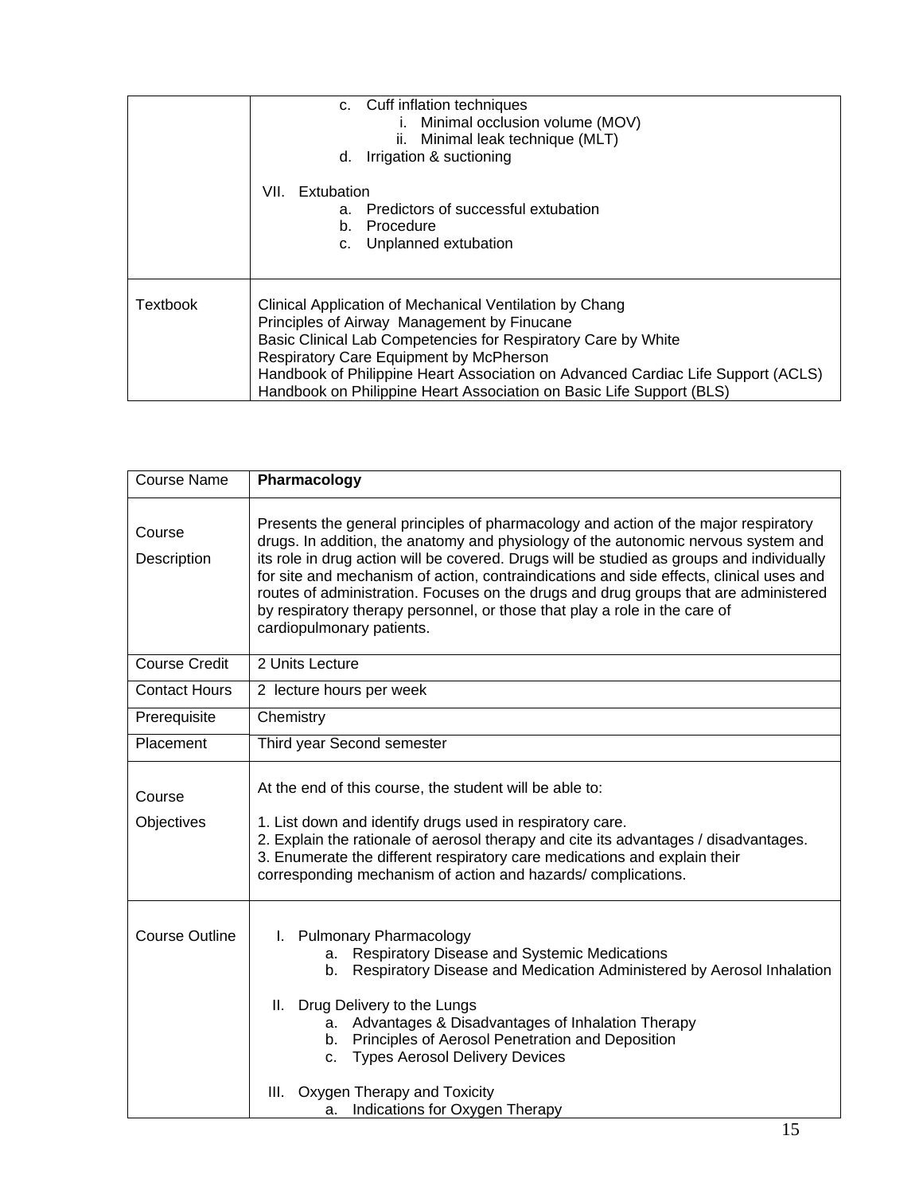| | |
|---|---|
| | c. Cuff inflation techniques<br>i. Minimal occlusion volume (MOV)<br>ii. Minimal leak technique (MLT)<br>d. Irrigation & suctioning<br><br>VII. Extubation<br>a. Predictors of successful extubation<br>b. Procedure<br>c. Unplanned extubation |
| Textbook | Clinical Application of Mechanical Ventilation by Chang<br>Principles of Airway Management by Finucane<br>Basic Clinical Lab Competencies for Respiratory Care by White<br>Respiratory Care Equipment by McPherson<br>Handbook of Philippine Heart Association on Advanced Cardiac Life Support (ACLS)<br>Handbook on Philippine Heart Association on Basic Life Support (BLS) |

| Course Name | **Pharmacology** |
|---|---|
| Course Description | Presents the general principles of pharmacology and action of the major respiratory drugs. In addition, the anatomy and physiology of the autonomic nervous system and its role in drug action will be covered. Drugs will be studied as groups and individually for site and mechanism of action, contraindications and side effects, clinical uses and routes of administration. Focuses on the drugs and drug groups that are administered by respiratory therapy personnel, or those that play a role in the care of cardiopulmonary patients. |
| Course Credit | 2 Units Lecture |
| Contact Hours | 2 lecture hours per week |
| Prerequisite | Chemistry |
| Placement | Third year Second semester |
| Course Objectives | At the end of this course, the student will be able to:<br><br>1. List down and identify drugs used in respiratory care.<br>2. Explain the rationale of aerosol therapy and cite its advantages / disadvantages.<br>3. Enumerate the different respiratory care medications and explain their corresponding mechanism of action and hazards/ complications. |
| Course Outline | I. Pulmonary Pharmacology<br>a. Respiratory Disease and Systemic Medications<br>b. Respiratory Disease and Medication Administered by Aerosol Inhalation<br><br>II. Drug Delivery to the Lungs<br>a. Advantages & Disadvantages of Inhalation Therapy<br>b. Principles of Aerosol Penetration and Deposition<br>c. Types Aerosol Delivery Devices<br><br>III. Oxygen Therapy and Toxicity<br>a. Indications for Oxygen Therapy |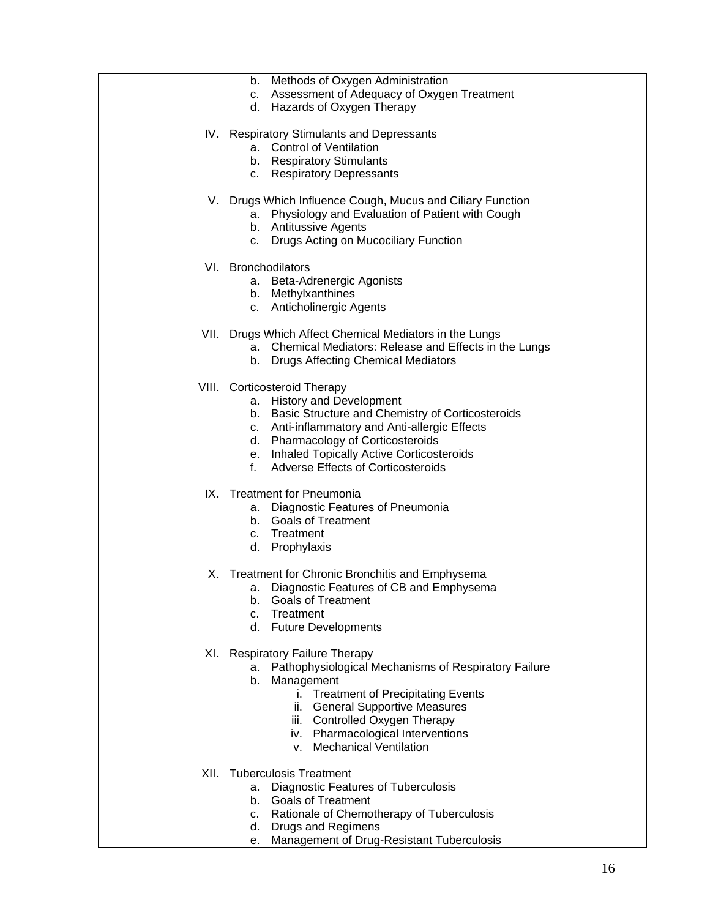|  | b. Methods of Oxygen Administration<br>c. Assessment of Adequacy of Oxygen Treatment<br>d. Hazards of Oxygen Therapy<br><br>IV. Respiratory Stimulants and Depressants<br>a. Control of Ventilation<br>b. Respiratory Stimulants<br>c. Respiratory Depressants<br><br>V. Drugs Which Influence Cough, Mucus and Ciliary Function<br>a. Physiology and Evaluation of Patient with Cough<br>b. Antitussive Agents<br>c. Drugs Acting on Mucociliary Function<br><br>VI. Bronchodilators<br>a. Beta-Adrenergic Agonists<br>b. Methylxanthines<br>c. Anticholinergic Agents<br><br>VII. Drugs Which Affect Chemical Mediators in the Lungs<br>a. Chemical Mediators: Release and Effects in the Lungs<br>b. Drugs Affecting Chemical Mediators<br><br>VIII. Corticosteroid Therapy<br>a. History and Development<br>b. Basic Structure and Chemistry of Corticosteroids<br>c. Anti-inflammatory and Anti-allergic Effects<br>d. Pharmacology of Corticosteroids<br>e. Inhaled Topically Active Corticosteroids<br>f. Adverse Effects of Corticosteroids<br><br>IX. Treatment for Pneumonia<br>a. Diagnostic Features of Pneumonia<br>b. Goals of Treatment<br>c. Treatment<br>d. Prophylaxis<br><br>X. Treatment for Chronic Bronchitis and Emphysema<br>a. Diagnostic Features of CB and Emphysema<br>b. Goals of Treatment<br>c. Treatment<br>d. Future Developments<br><br>XI. Respiratory Failure Therapy<br>a. Pathophysiological Mechanisms of Respiratory Failure<br>b. Management<br>i. Treatment of Precipitating Events<br>ii. General Supportive Measures<br>iii. Controlled Oxygen Therapy<br>iv. Pharmacological Interventions<br>v. Mechanical Ventilation<br><br>XII. Tuberculosis Treatment<br>a. Diagnostic Features of Tuberculosis<br>b. Goals of Treatment<br>c. Rationale of Chemotherapy of Tuberculosis<br>d. Drugs and Regimens<br>e. Management of Drug-Resistant Tuberculosis |
|---|---|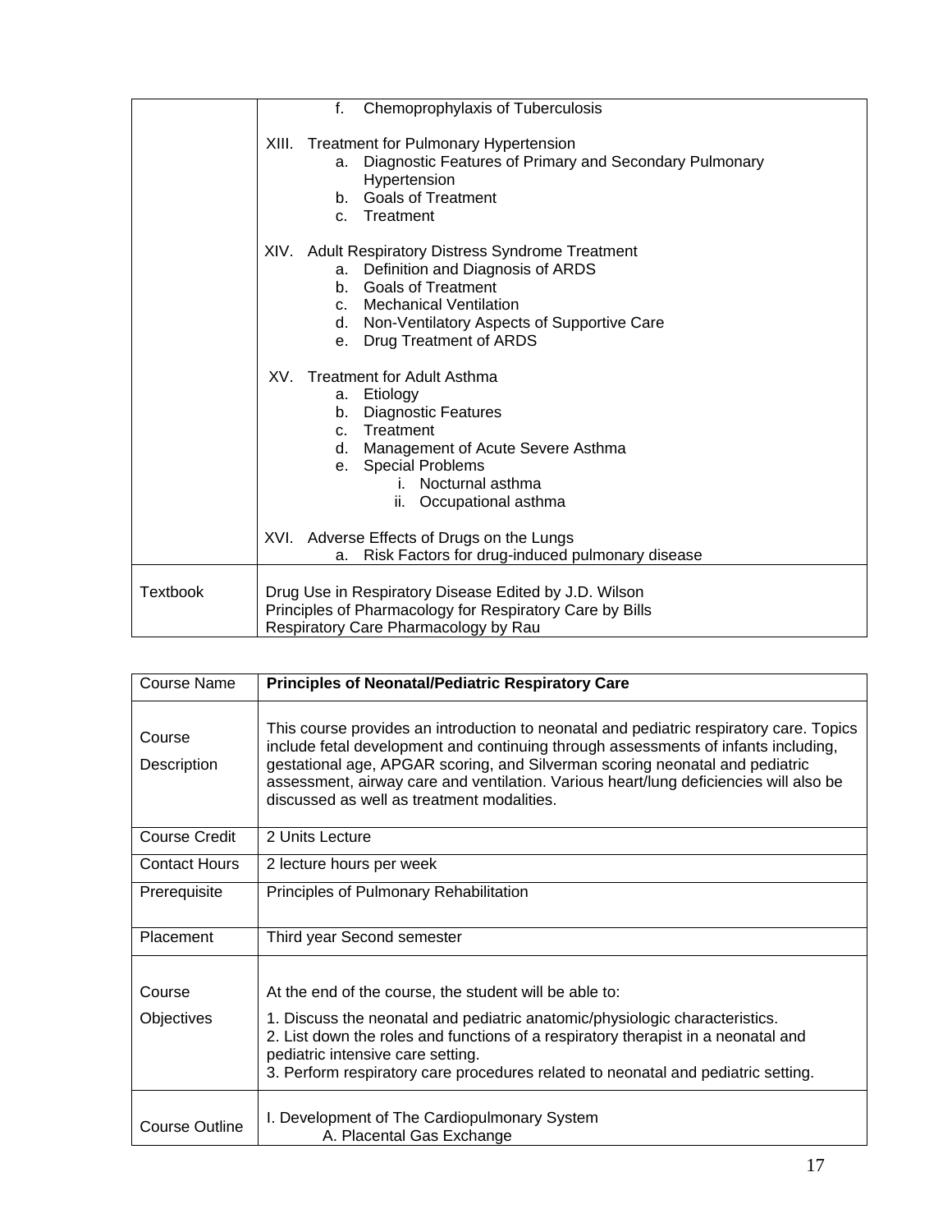| | |
|---|---|
| | f. Chemoprophylaxis of Tuberculosis<br><br>XIII. Treatment for Pulmonary Hypertension<br>a. Diagnostic Features of Primary and Secondary Pulmonary Hypertension<br>b. Goals of Treatment<br>c. Treatment<br><br>XIV. Adult Respiratory Distress Syndrome Treatment<br>a. Definition and Diagnosis of ARDS<br>b. Goals of Treatment<br>c. Mechanical Ventilation<br>d. Non-Ventilatory Aspects of Supportive Care<br>e. Drug Treatment of ARDS<br><br>XV. Treatment for Adult Asthma<br>a. Etiology<br>b. Diagnostic Features<br>c. Treatment<br>d. Management of Acute Severe Asthma<br>e. Special Problems<br>i. Nocturnal asthma<br>ii. Occupational asthma<br><br>XVI. Adverse Effects of Drugs on the Lungs<br>a. Risk Factors for drug-induced pulmonary disease |
| Textbook | Drug Use in Respiratory Disease Edited by J.D. Wilson<br>Principles of Pharmacology for Respiratory Care by Bills<br>Respiratory Care Pharmacology by Rau |

| Course Name | **Principles of Neonatal/Pediatric Respiratory Care** |
|---|---|
| Course Description | This course provides an introduction to neonatal and pediatric respiratory care. Topics include fetal development and continuing through assessments of infants including, gestational age, APGAR scoring, and Silverman scoring neonatal and pediatric assessment, airway care and ventilation. Various heart/lung deficiencies will also be discussed as well as treatment modalities. |
| Course Credit | 2 Units Lecture |
| Contact Hours | 2 lecture hours per week |
| Prerequisite | Principles of Pulmonary Rehabilitation |
| Placement | Third year Second semester |
| Course Objectives | At the end of the course, the student will be able to:<br><br>1. Discuss the neonatal and pediatric anatomic/physiologic characteristics.<br>2. List down the roles and functions of a respiratory therapist in a neonatal and pediatric intensive care setting.<br>3. Perform respiratory care procedures related to neonatal and pediatric setting. |
| Course Outline | I. Development of The Cardiopulmonary System<br>A. Placental Gas Exchange |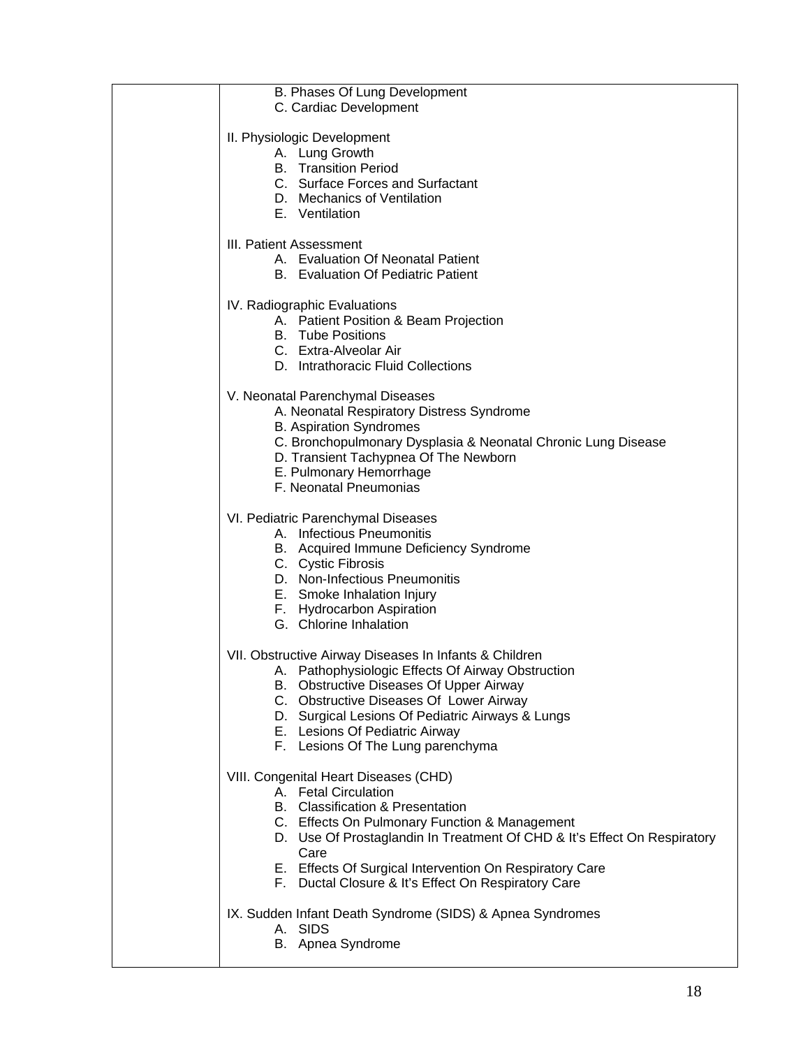| | |
|---|---|
| | B. Phases Of Lung Development<br>C. Cardiac Development<br><br>II. Physiologic Development<br>A. Lung Growth<br>B. Transition Period<br>C. Surface Forces and Surfactant<br>D. Mechanics of Ventilation<br>E. Ventilation<br><br>III. Patient Assessment<br>A. Evaluation Of Neonatal Patient<br>B. Evaluation Of Pediatric Patient<br><br>IV. Radiographic Evaluations<br>A. Patient Position & Beam Projection<br>B. Tube Positions<br>C. Extra-Alveolar Air<br>D. Intrathoracic Fluid Collections<br><br>V. Neonatal Parenchymal Diseases<br>A. Neonatal Respiratory Distress Syndrome<br>B. Aspiration Syndromes<br>C. Bronchopulmonary Dysplasia & Neonatal Chronic Lung Disease<br>D. Transient Tachypnea Of The Newborn<br>E. Pulmonary Hemorrhage<br>F. Neonatal Pneumonias<br><br>VI. Pediatric Parenchymal Diseases<br>A. Infectious Pneumonitis<br>B. Acquired Immune Deficiency Syndrome<br>C. Cystic Fibrosis<br>D. Non-Infectious Pneumonitis<br>E. Smoke Inhalation Injury<br>F. Hydrocarbon Aspiration<br>G. Chlorine Inhalation<br><br>VII. Obstructive Airway Diseases In Infants & Children<br>A. Pathophysiologic Effects Of Airway Obstruction<br>B. Obstructive Diseases Of Upper Airway<br>C. Obstructive Diseases Of Lower Airway<br>D. Surgical Lesions Of Pediatric Airways & Lungs<br>E. Lesions Of Pediatric Airway<br>F. Lesions Of The Lung parenchyma<br><br>VIII. Congenital Heart Diseases (CHD)<br>A. Fetal Circulation<br>B. Classification & Presentation<br>C. Effects On Pulmonary Function & Management<br>D. Use Of Prostaglandin In Treatment Of CHD & It's Effect On Respiratory Care<br>E. Effects Of Surgical Intervention On Respiratory Care<br>F. Ductal Closure & It's Effect On Respiratory Care<br><br>IX. Sudden Infant Death Syndrome (SIDS) & Apnea Syndromes<br>A. SIDS<br>B. Apnea Syndrome |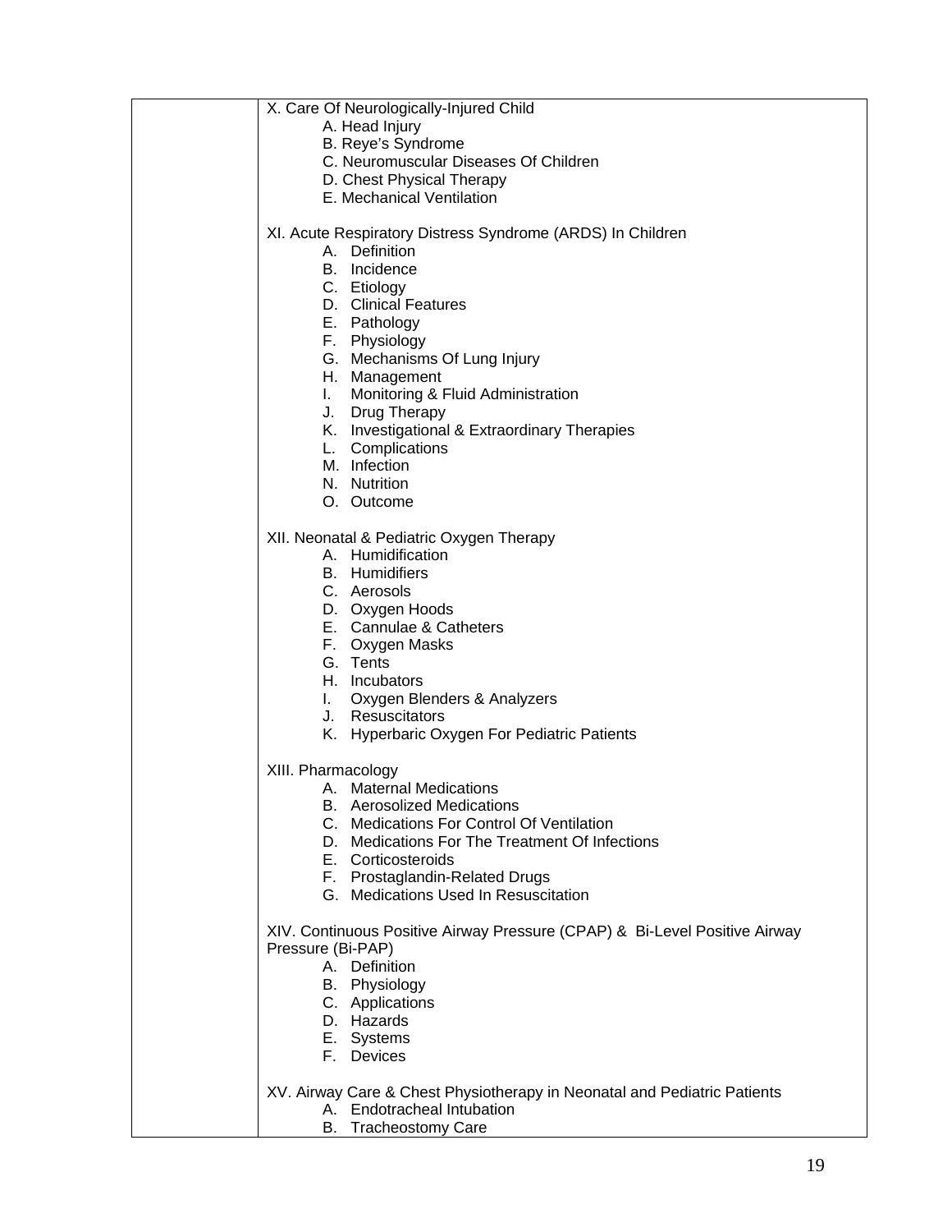|  | X. Care Of Neurologically-Injured Child<br>A. Head Injury<br>B. Reye's Syndrome<br>C. Neuromuscular Diseases Of Children<br>D. Chest Physical Therapy<br>E. Mechanical Ventilation<br><br>XI. Acute Respiratory Distress Syndrome (ARDS) In Children<br>A. Definition<br>B. Incidence<br>C. Etiology<br>D. Clinical Features<br>E. Pathology<br>F. Physiology<br>G. Mechanisms Of Lung Injury<br>H. Management<br>I. Monitoring & Fluid Administration<br>J. Drug Therapy<br>K. Investigational & Extraordinary Therapies<br>L. Complications<br>M. Infection<br>N. Nutrition<br>O. Outcome<br><br>XII. Neonatal & Pediatric Oxygen Therapy<br>A. Humidification<br>B. Humidifiers<br>C. Aerosols<br>D. Oxygen Hoods<br>E. Cannulae & Catheters<br>F. Oxygen Masks<br>G. Tents<br>H. Incubators<br>I. Oxygen Blenders & Analyzers<br>J. Resuscitators<br>K. Hyperbaric Oxygen For Pediatric Patients<br><br>XIII. Pharmacology<br>A. Maternal Medications<br>B. Aerosolized Medications<br>C. Medications For Control Of Ventilation<br>D. Medications For The Treatment Of Infections<br>E. Corticosteroids<br>F. Prostaglandin-Related Drugs<br>G. Medications Used In Resuscitation<br><br>XIV. Continuous Positive Airway Pressure (CPAP) & Bi-Level Positive Airway Pressure (Bi-PAP)<br>A. Definition<br>B. Physiology<br>C. Applications<br>D. Hazards<br>E. Systems<br>F. Devices<br><br>XV. Airway Care & Chest Physiotherapy in Neonatal and Pediatric Patients<br>A. Endotracheal Intubation<br>B. Tracheostomy Care |
|---|---|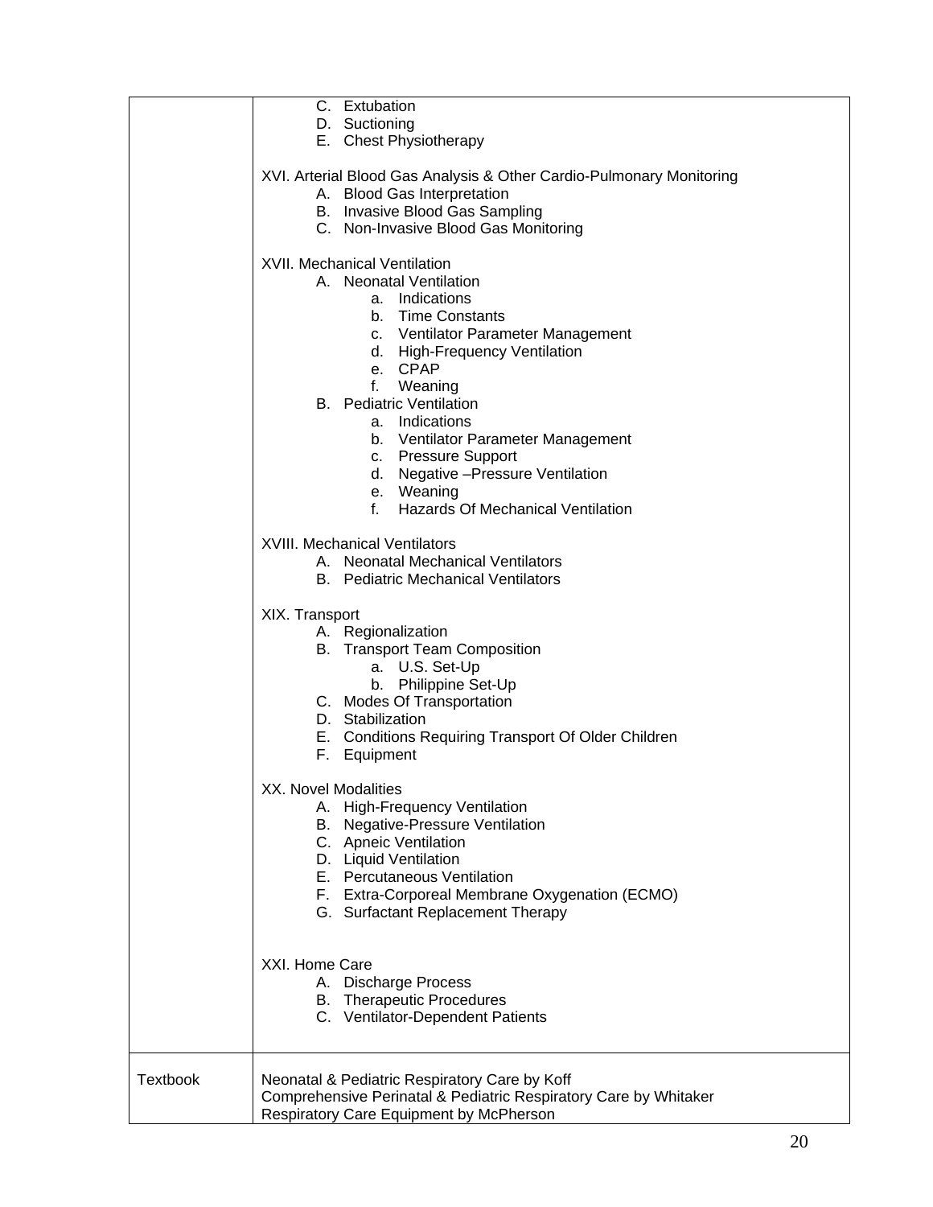| | |
|---|---|
| | C. Extubation<br>D. Suctioning<br>E. Chest Physiotherapy<br><br>XVI. Arterial Blood Gas Analysis & Other Cardio-Pulmonary Monitoring<br>A. Blood Gas Interpretation<br>B. Invasive Blood Gas Sampling<br>C. Non-Invasive Blood Gas Monitoring<br><br>XVII. Mechanical Ventilation<br>A. Neonatal Ventilation<br>a. Indications<br>b. Time Constants<br>c. Ventilator Parameter Management<br>d. High-Frequency Ventilation<br>e. CPAP<br>f. Weaning<br>B. Pediatric Ventilation<br>a. Indications<br>b. Ventilator Parameter Management<br>c. Pressure Support<br>d. Negative –Pressure Ventilation<br>e. Weaning<br>f. Hazards Of Mechanical Ventilation<br><br>XVIII. Mechanical Ventilators<br>A. Neonatal Mechanical Ventilators<br>B. Pediatric Mechanical Ventilators<br><br>XIX. Transport<br>A. Regionalization<br>B. Transport Team Composition<br>a. U.S. Set-Up<br>b. Philippine Set-Up<br>C. Modes Of Transportation<br>D. Stabilization<br>E. Conditions Requiring Transport Of Older Children<br>F. Equipment<br><br>XX. Novel Modalities<br>A. High-Frequency Ventilation<br>B. Negative-Pressure Ventilation<br>C. Apneic Ventilation<br>D. Liquid Ventilation<br>E. Percutaneous Ventilation<br>F. Extra-Corporeal Membrane Oxygenation (ECMO)<br>G. Surfactant Replacement Therapy<br><br>XXI. Home Care<br>A. Discharge Process<br>B. Therapeutic Procedures<br>C. Ventilator-Dependent Patients |
| Textbook | Neonatal & Pediatric Respiratory Care by Koff<br>Comprehensive Perinatal & Pediatric Respiratory Care by Whitaker<br>Respiratory Care Equipment by McPherson |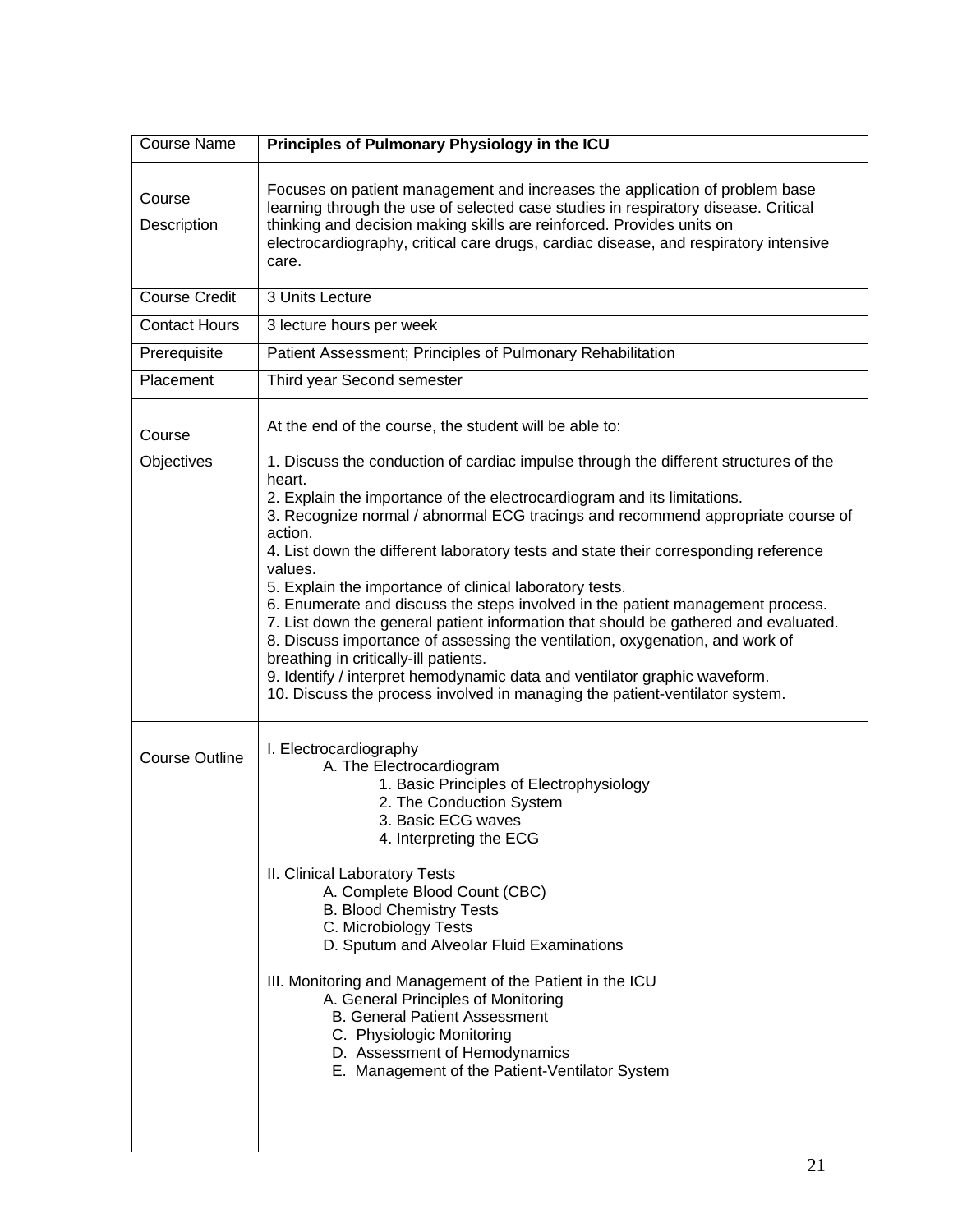| Course Name | **Principles of Pulmonary Physiology in the ICU** |
|---|---|
| Course Description | Focuses on patient management and increases the application of problem base learning through the use of selected case studies in respiratory disease. Critical thinking and decision making skills are reinforced. Provides units on electrocardiography, critical care drugs, cardiac disease, and respiratory intensive care. |
| Course Credit | 3 Units Lecture |
| Contact Hours | 3 lecture hours per week |
| Prerequisite | Patient Assessment; Principles of Pulmonary Rehabilitation |
| Placement | Third year Second semester |
| Course Objectives | At the end of the course, the student will be able to:<br><br>1. Discuss the conduction of cardiac impulse through the different structures of the heart.<br>2. Explain the importance of the electrocardiogram and its limitations.<br>3. Recognize normal / abnormal ECG tracings and recommend appropriate course of action.<br>4. List down the different laboratory tests and state their corresponding reference values.<br>5. Explain the importance of clinical laboratory tests.<br>6. Enumerate and discuss the steps involved in the patient management process.<br>7. List down the general patient information that should be gathered and evaluated.<br>8. Discuss importance of assessing the ventilation, oxygenation, and work of breathing in critically-ill patients.<br>9. Identify / interpret hemodynamic data and ventilator graphic waveform.<br>10. Discuss the process involved in managing the patient-ventilator system. |
| Course Outline | I. Electrocardiography<br>A. The Electrocardiogram<br>1. Basic Principles of Electrophysiology<br>2. The Conduction System<br>3. Basic ECG waves<br>4. Interpreting the ECG<br><br>II. Clinical Laboratory Tests<br>A. Complete Blood Count (CBC)<br>B. Blood Chemistry Tests<br>C. Microbiology Tests<br>D. Sputum and Alveolar Fluid Examinations<br><br>III. Monitoring and Management of the Patient in the ICU<br>A. General Principles of Monitoring<br>B. General Patient Assessment<br>C. Physiologic Monitoring<br>D. Assessment of Hemodynamics<br>E. Management of the Patient-Ventilator System |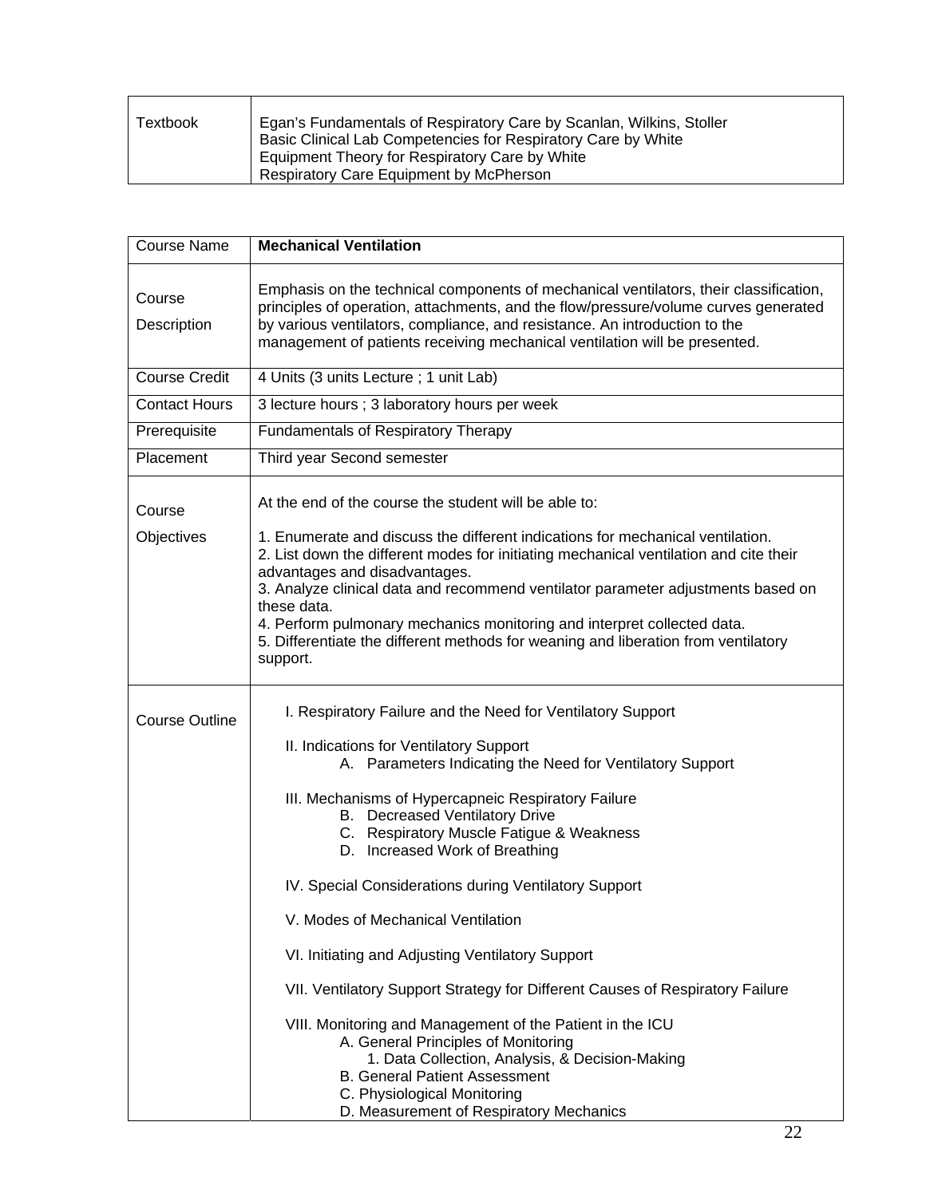| Textbook | Egan's Fundamentals of Respiratory Care by Scanlan, Wilkins, Stoller<br>Basic Clinical Lab Competencies for Respiratory Care by White<br>Equipment Theory for Respiratory Care by White<br>Respiratory Care Equipment by McPherson |
|---|---|

| Course Name | **Mechanical Ventilation** |
|---|---|
| Course Description | Emphasis on the technical components of mechanical ventilators, their classification, principles of operation, attachments, and the flow/pressure/volume curves generated by various ventilators, compliance, and resistance. An introduction to the management of patients receiving mechanical ventilation will be presented. |
| Course Credit | 4 Units (3 units Lecture ; 1 unit Lab) |
| Contact Hours | 3 lecture hours ; 3 laboratory hours per week |
| Prerequisite | Fundamentals of Respiratory Therapy |
| Placement | Third year Second semester |
| Course Objectives | At the end of the course the student will be able to:<br><br>1. Enumerate and discuss the different indications for mechanical ventilation.<br>2. List down the different modes for initiating mechanical ventilation and cite their advantages and disadvantages.<br>3. Analyze clinical data and recommend ventilator parameter adjustments based on these data.<br>4. Perform pulmonary mechanics monitoring and interpret collected data.<br>5. Differentiate the different methods for weaning and liberation from ventilatory support. |
| Course Outline | I. Respiratory Failure and the Need for Ventilatory Support<br><br>II. Indications for Ventilatory Support<br>A. Parameters Indicating the Need for Ventilatory Support<br><br>III. Mechanisms of Hypercapneic Respiratory Failure<br>B. Decreased Ventilatory Drive<br>C. Respiratory Muscle Fatigue & Weakness<br>D. Increased Work of Breathing<br><br>IV. Special Considerations during Ventilatory Support<br><br>V. Modes of Mechanical Ventilation<br><br>VI. Initiating and Adjusting Ventilatory Support<br><br>VII. Ventilatory Support Strategy for Different Causes of Respiratory Failure<br><br>VIII. Monitoring and Management of the Patient in the ICU<br>A. General Principles of Monitoring<br>1. Data Collection, Analysis, & Decision-Making<br>B. General Patient Assessment<br>C. Physiological Monitoring<br>D. Measurement of Respiratory Mechanics |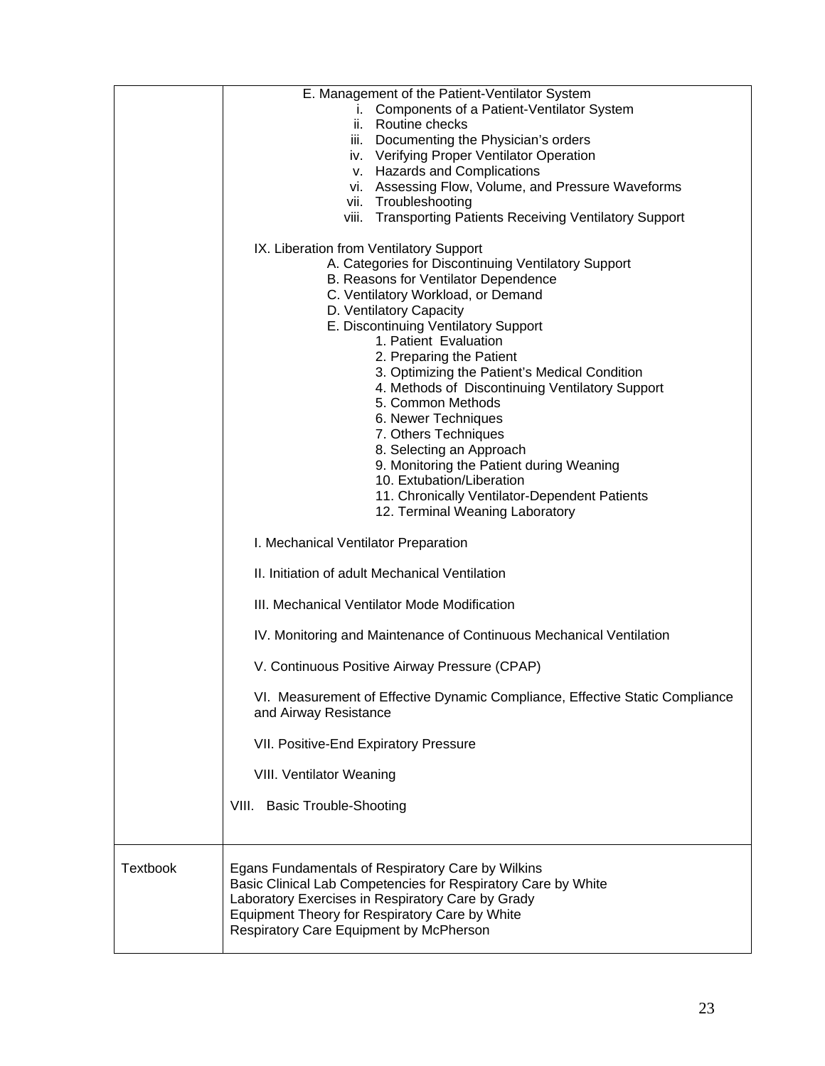| | |
|---|---|
| | E. Management of the Patient-Ventilator System<br>i. Components of a Patient-Ventilator System<br>ii. Routine checks<br>iii. Documenting the Physician's orders<br>iv. Verifying Proper Ventilator Operation<br>v. Hazards and Complications<br>vi. Assessing Flow, Volume, and Pressure Waveforms<br>vii. Troubleshooting<br>viii. Transporting Patients Receiving Ventilatory Support<br><br>IX. Liberation from Ventilatory Support<br>A. Categories for Discontinuing Ventilatory Support<br>B. Reasons for Ventilator Dependence<br>C. Ventilatory Workload, or Demand<br>D. Ventilatory Capacity<br>E. Discontinuing Ventilatory Support<br>1. Patient Evaluation<br>2. Preparing the Patient<br>3. Optimizing the Patient's Medical Condition<br>4. Methods of Discontinuing Ventilatory Support<br>5. Common Methods<br>6. Newer Techniques<br>7. Others Techniques<br>8. Selecting an Approach<br>9. Monitoring the Patient during Weaning<br>10. Extubation/Liberation<br>11. Chronically Ventilator-Dependent Patients<br>12. Terminal Weaning Laboratory<br><br>I. Mechanical Ventilator Preparation<br><br>II. Initiation of adult Mechanical Ventilation<br><br>III. Mechanical Ventilator Mode Modification<br><br>IV. Monitoring and Maintenance of Continuous Mechanical Ventilation<br><br>V. Continuous Positive Airway Pressure (CPAP)<br><br>VI. Measurement of Effective Dynamic Compliance, Effective Static Compliance and Airway Resistance<br><br>VII. Positive-End Expiratory Pressure<br><br>VIII. Ventilator Weaning<br><br>VIII. Basic Trouble-Shooting |
| Textbook | Egans Fundamentals of Respiratory Care by Wilkins<br>Basic Clinical Lab Competencies for Respiratory Care by White<br>Laboratory Exercises in Respiratory Care by Grady<br>Equipment Theory for Respiratory Care by White<br>Respiratory Care Equipment by McPherson |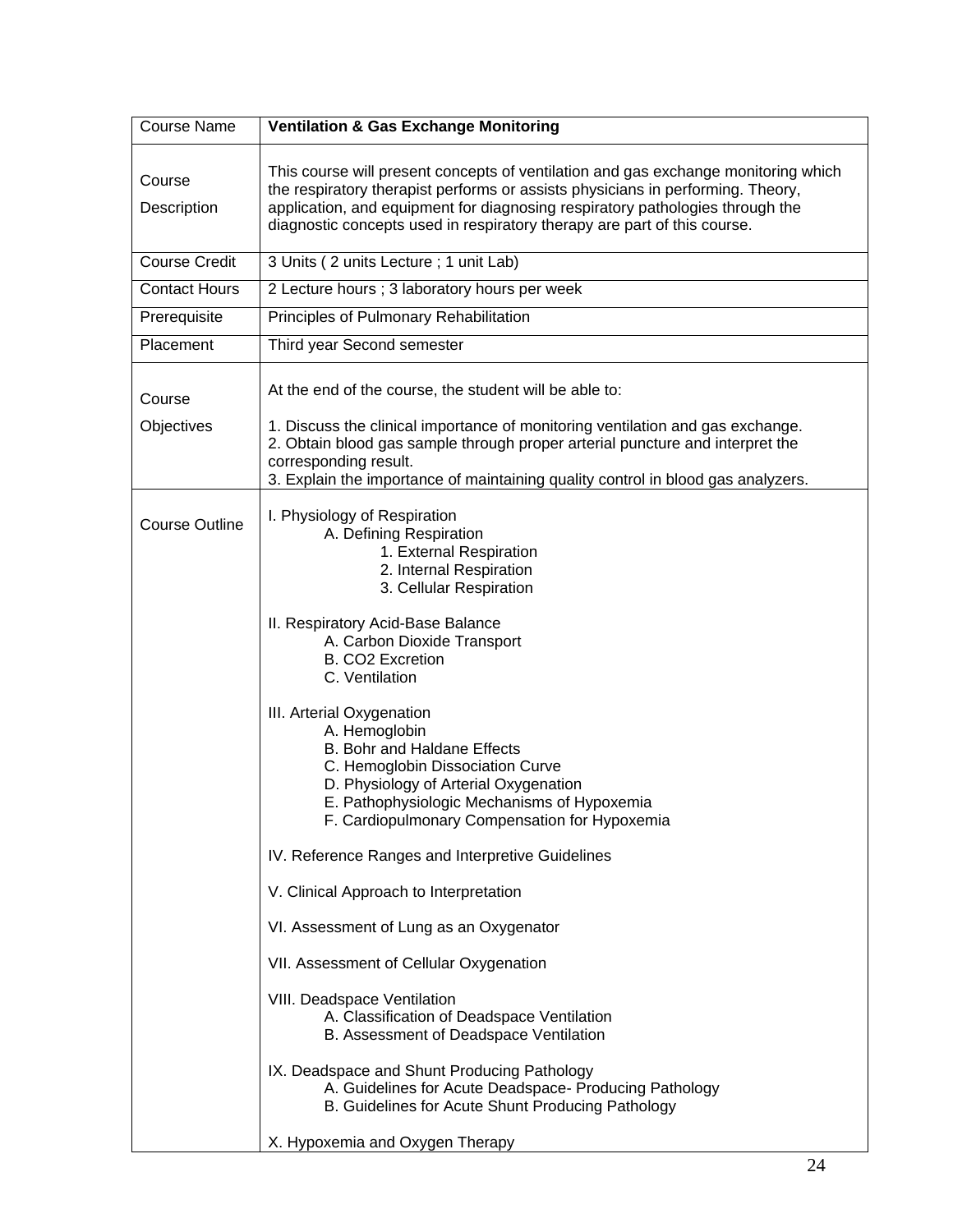| Course Name | **Ventilation & Gas Exchange Monitoring** |
|---|---|
| Course Description | This course will present concepts of ventilation and gas exchange monitoring which the respiratory therapist performs or assists physicians in performing. Theory, application, and equipment for diagnosing respiratory pathologies through the diagnostic concepts used in respiratory therapy are part of this course. |
| Course Credit | 3 Units ( 2 units Lecture ; 1 unit Lab) |
| Contact Hours | 2 Lecture hours ; 3 laboratory hours per week |
| Prerequisite | Principles of Pulmonary Rehabilitation |
| Placement | Third year Second semester |
| Course Objectives | At the end of the course, the student will be able to:<br><br>1. Discuss the clinical importance of monitoring ventilation and gas exchange.<br>2. Obtain blood gas sample through proper arterial puncture and interpret the corresponding result.<br>3. Explain the importance of maintaining quality control in blood gas analyzers. |
| Course Outline | I. Physiology of Respiration<br>A. Defining Respiration<br>1. External Respiration<br>2. Internal Respiration<br>3. Cellular Respiration<br><br>II. Respiratory Acid-Base Balance<br>A. Carbon Dioxide Transport<br>B. $CO_2$ Excretion<br>C. Ventilation<br><br>III. Arterial Oxygenation<br>A. Hemoglobin<br>B. Bohr and Haldane Effects<br>C. Hemoglobin Dissociation Curve<br>D. Physiology of Arterial Oxygenation<br>E. Pathophysiologic Mechanisms of Hypoxemia<br>F. Cardiopulmonary Compensation for Hypoxemia<br><br>IV. Reference Ranges and Interpretive Guidelines<br><br>V. Clinical Approach to Interpretation<br><br>VI. Assessment of Lung as an Oxygenator<br><br>VII. Assessment of Cellular Oxygenation<br><br>VIII. Deadspace Ventilation<br>A. Classification of Deadspace Ventilation<br>B. Assessment of Deadspace Ventilation<br><br>IX. Deadspace and Shunt Producing Pathology<br>A. Guidelines for Acute Deadspace- Producing Pathology<br>B. Guidelines for Acute Shunt Producing Pathology<br><br>X. Hypoxemia and Oxygen Therapy |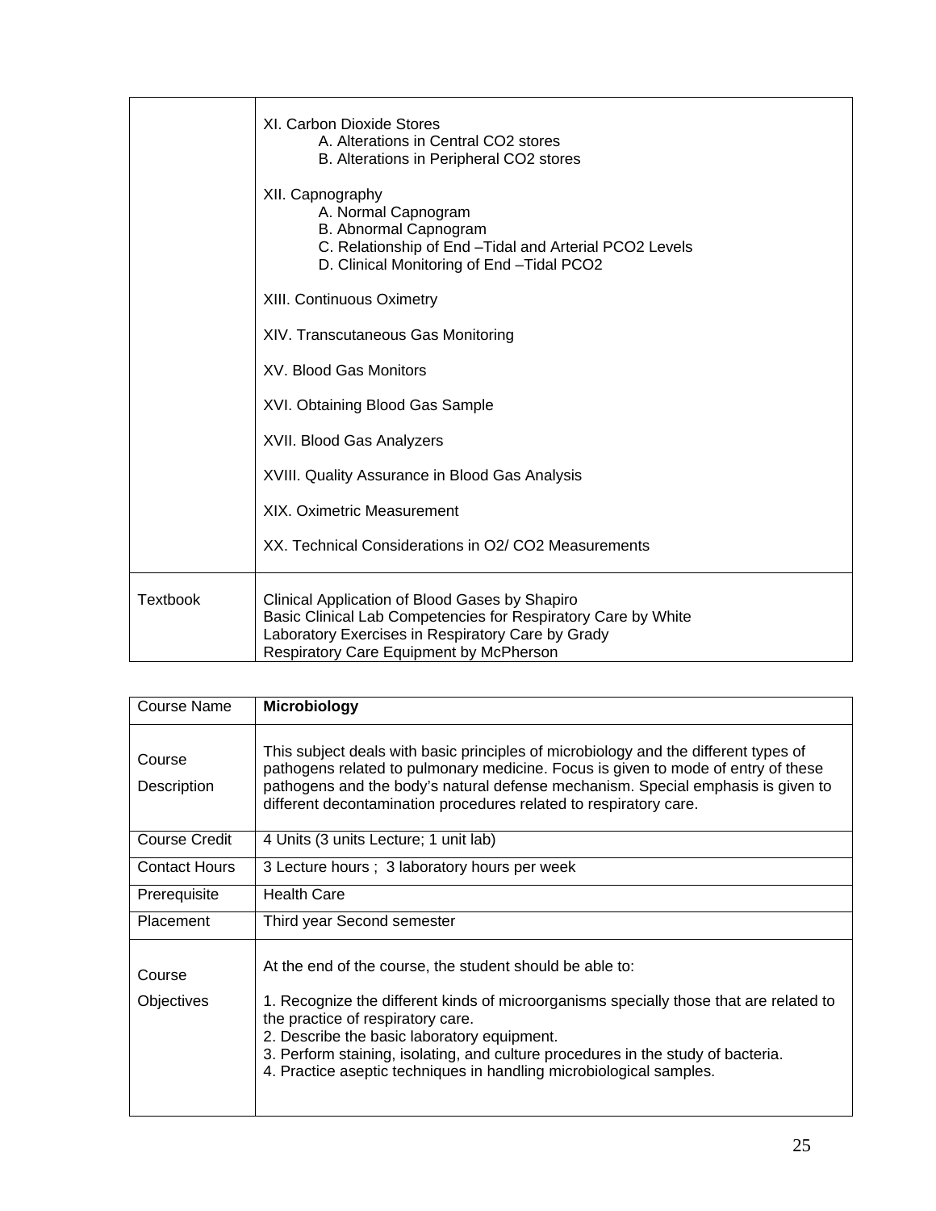| | |
|---|---|
| | XI. Carbon Dioxide Stores<br>A. Alterations in Central $CO_2$ stores<br>B. Alterations in Peripheral $CO_2$ stores<br><br>XII. Capnography<br>A. Normal Capnogram<br>B. Abnormal Capnogram<br>C. Relationship of End –Tidal and Arterial $PCO_2$ Levels<br>D. Clinical Monitoring of End –Tidal $PCO_2$<br><br>XIII. Continuous Oximetry<br><br>XIV. Transcutaneous Gas Monitoring<br><br>XV. Blood Gas Monitors<br><br>XVI. Obtaining Blood Gas Sample<br><br>XVII. Blood Gas Analyzers<br><br>XVIII. Quality Assurance in Blood Gas Analysis<br><br>XIX. Oximetric Measurement<br><br>XX. Technical Considerations in $O_2$/ $CO_2$ Measurements |
| Textbook | Clinical Application of Blood Gases by Shapiro<br>Basic Clinical Lab Competencies for Respiratory Care by White<br>Laboratory Exercises in Respiratory Care by Grady<br>Respiratory Care Equipment by McPherson |

| Course Name | **Microbiology** |
|---|---|
| Course Description | This subject deals with basic principles of microbiology and the different types of pathogens related to pulmonary medicine. Focus is given to mode of entry of these pathogens and the body's natural defense mechanism. Special emphasis is given to different decontamination procedures related to respiratory care. |
| Course Credit | 4 Units (3 units Lecture; 1 unit lab) |
| Contact Hours | 3 Lecture hours ; 3 laboratory hours per week |
| Prerequisite | Health Care |
| Placement | Third year Second semester |
| Course Objectives | At the end of the course, the student should be able to:<br><br>1. Recognize the different kinds of microorganisms specially those that are related to the practice of respiratory care.<br>2. Describe the basic laboratory equipment.<br>3. Perform staining, isolating, and culture procedures in the study of bacteria.<br>4. Practice aseptic techniques in handling microbiological samples. |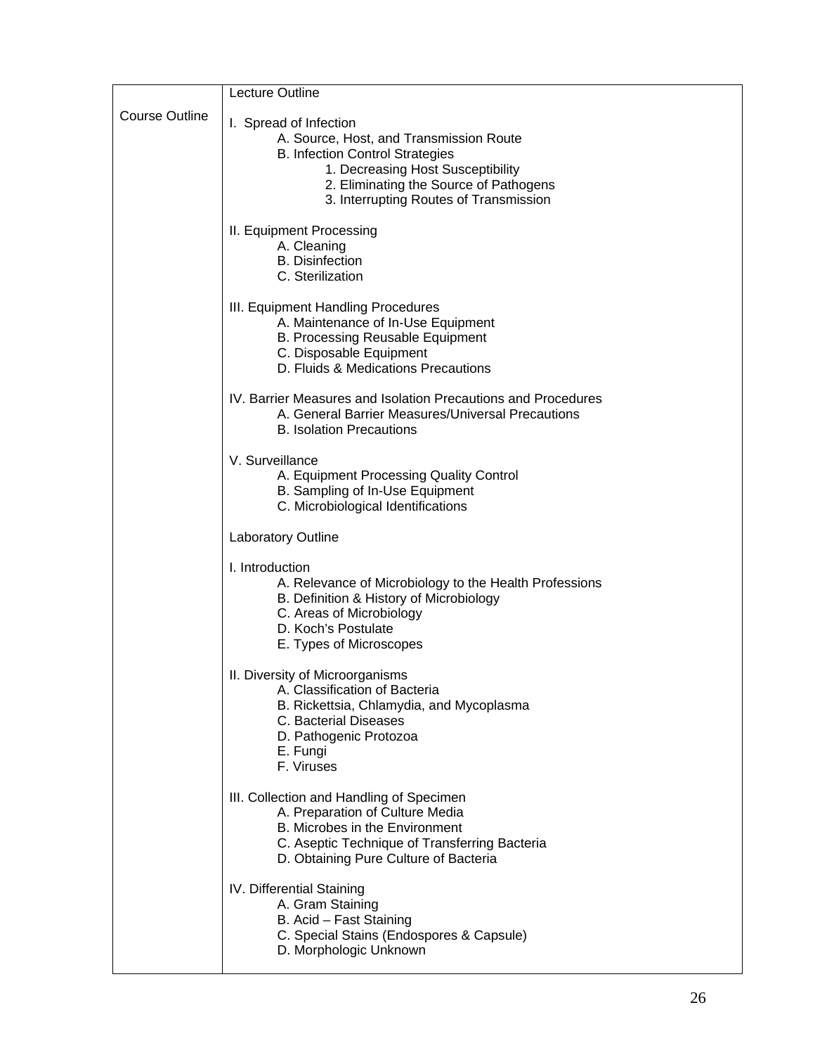| | |
|---|---|
| Course Outline | Lecture Outline<br><br>I. Spread of Infection<br>A. Source, Host, and Transmission Route<br>B. Infection Control Strategies<br>1. Decreasing Host Susceptibility<br>2. Eliminating the Source of Pathogens<br>3. Interrupting Routes of Transmission<br><br>II. Equipment Processing<br>A. Cleaning<br>B. Disinfection<br>C. Sterilization<br><br>III. Equipment Handling Procedures<br>A. Maintenance of In-Use Equipment<br>B. Processing Reusable Equipment<br>C. Disposable Equipment<br>D. Fluids & Medications Precautions<br><br>IV. Barrier Measures and Isolation Precautions and Procedures<br>A. General Barrier Measures/Universal Precautions<br>B. Isolation Precautions<br><br>V. Surveillance<br>A. Equipment Processing Quality Control<br>B. Sampling of In-Use Equipment<br>C. Microbiological Identifications<br><br>Laboratory Outline<br><br>I. Introduction<br>A. Relevance of Microbiology to the Health Professions<br>B. Definition & History of Microbiology<br>C. Areas of Microbiology<br>D. Koch's Postulate<br>E. Types of Microscopes<br><br>II. Diversity of Microorganisms<br>A. Classification of Bacteria<br>B. Rickettsia, Chlamydia, and Mycoplasma<br>C. Bacterial Diseases<br>D. Pathogenic Protozoa<br>E. Fungi<br>F. Viruses<br><br>III. Collection and Handling of Specimen<br>A. Preparation of Culture Media<br>B. Microbes in the Environment<br>C. Aseptic Technique of Transferring Bacteria<br>D. Obtaining Pure Culture of Bacteria<br><br>IV. Differential Staining<br>A. Gram Staining<br>B. Acid – Fast Staining<br>C. Special Stains (Endospores & Capsule)<br>D. Morphologic Unknown |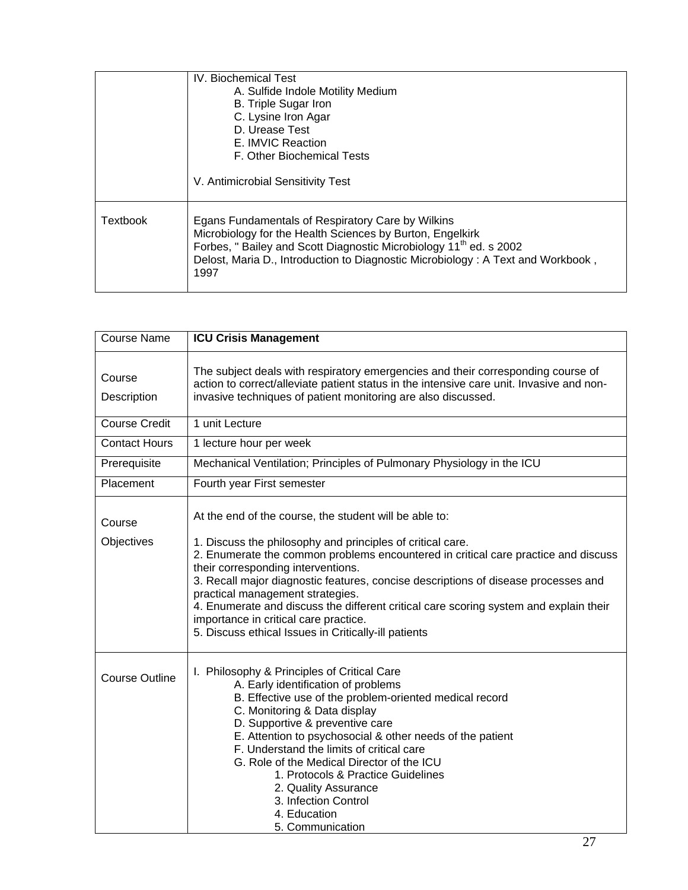|  |  |
|---|---|
|  | IV. Biochemical Test<br>A. Sulfide Indole Motility Medium<br>B. Triple Sugar Iron<br>C. Lysine Iron Agar<br>D. Urease Test<br>E. IMVIC Reaction<br>F. Other Biochemical Tests<br><br>V. Antimicrobial Sensitivity Test |
| Textbook | Egans Fundamentals of Respiratory Care by Wilkins<br>Microbiology for the Health Sciences by Burton, Engelkirk<br>Forbes, " Bailey and Scott Diagnostic Microbiology 11th ed. s 2002<br>Delost, Maria D., Introduction to Diagnostic Microbiology : A Text and Workbook , 1997 |

| Course Name | **ICU Crisis Management** |
|---|---|
| Course Description | The subject deals with respiratory emergencies and their corresponding course of action to correct/alleviate patient status in the intensive care unit. Invasive and non-invasive techniques of patient monitoring are also discussed. |
| Course Credit | 1 unit Lecture |
| Contact Hours | 1 lecture hour per week |
| Prerequisite | Mechanical Ventilation; Principles of Pulmonary Physiology in the ICU |
| Placement | Fourth year First semester |
| Course Objectives | At the end of the course, the student will be able to:<br><br>1. Discuss the philosophy and principles of critical care.<br>2. Enumerate the common problems encountered in critical care practice and discuss their corresponding interventions.<br>3. Recall major diagnostic features, concise descriptions of disease processes and practical management strategies.<br>4. Enumerate and discuss the different critical care scoring system and explain their importance in critical care practice.<br>5. Discuss ethical Issues in Critically-ill patients |
| Course Outline | I. Philosophy & Principles of Critical Care<br>A. Early identification of problems<br>B. Effective use of the problem-oriented medical record<br>C. Monitoring & Data display<br>D. Supportive & preventive care<br>E. Attention to psychosocial & other needs of the patient<br>F. Understand the limits of critical care<br>G. Role of the Medical Director of the ICU<br>1. Protocols & Practice Guidelines<br>2. Quality Assurance<br>3. Infection Control<br>4. Education<br>5. Communication |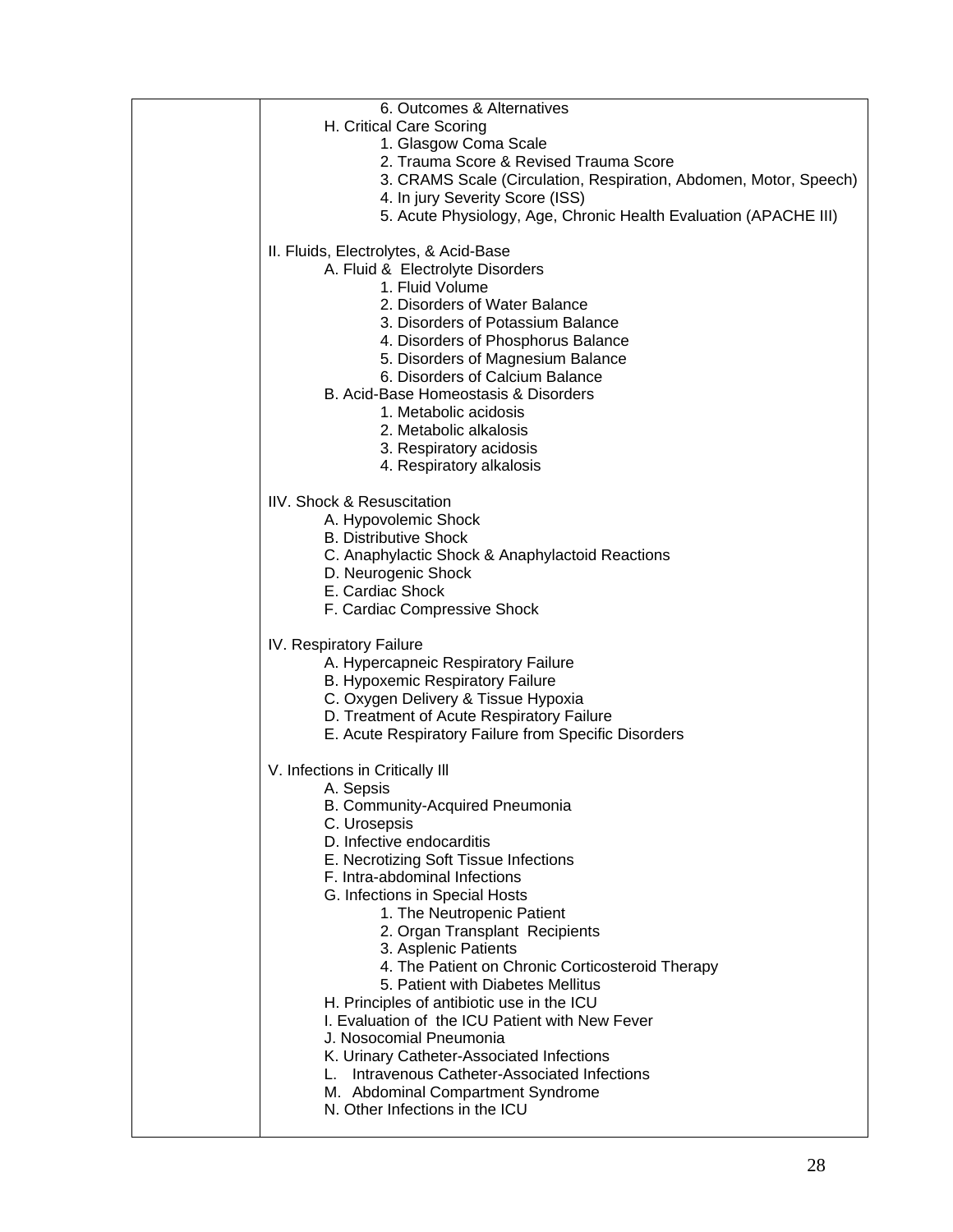| | 6. Outcomes & Alternatives<br>H. Critical Care Scoring<br>1. Glasgow Coma Scale<br>2. Trauma Score & Revised Trauma Score<br>3. CRAMS Scale (Circulation, Respiration, Abdomen, Motor, Speech)<br>4. In jury Severity Score (ISS)<br>5. Acute Physiology, Age, Chronic Health Evaluation (APACHE III)<br><br>II. Fluids, Electrolytes, & Acid-Base<br>A. Fluid & Electrolyte Disorders<br>1. Fluid Volume<br>2. Disorders of Water Balance<br>3. Disorders of Potassium Balance<br>4. Disorders of Phosphorus Balance<br>5. Disorders of Magnesium Balance<br>6. Disorders of Calcium Balance<br>B. Acid-Base Homeostasis & Disorders<br>1. Metabolic acidosis<br>2. Metabolic alkalosis<br>3. Respiratory acidosis<br>4. Respiratory alkalosis<br><br>IIV. Shock & Resuscitation<br>A. Hypovolemic Shock<br>B. Distributive Shock<br>C. Anaphylactic Shock & Anaphylactoid Reactions<br>D. Neurogenic Shock<br>E. Cardiac Shock<br>F. Cardiac Compressive Shock<br><br>IV. Respiratory Failure<br>A. Hypercapneic Respiratory Failure<br>B. Hypoxemic Respiratory Failure<br>C. Oxygen Delivery & Tissue Hypoxia<br>D. Treatment of Acute Respiratory Failure<br>E. Acute Respiratory Failure from Specific Disorders<br><br>V. Infections in Critically Ill<br>A. Sepsis<br>B. Community-Acquired Pneumonia<br>C. Urosepsis<br>D. Infective endocarditis<br>E. Necrotizing Soft Tissue Infections<br>F. Intra-abdominal Infections<br>G. Infections in Special Hosts<br>1. The Neutropenic Patient<br>2. Organ Transplant Recipients<br>3. Asplenic Patients<br>4. The Patient on Chronic Corticosteroid Therapy<br>5. Patient with Diabetes Mellitus<br>H. Principles of antibiotic use in the ICU<br>I. Evaluation of the ICU Patient with New Fever<br>J. Nosocomial Pneumonia<br>K. Urinary Catheter-Associated Infections<br>L. Intravenous Catheter-Associated Infections<br>M. Abdominal Compartment Syndrome<br>N. Other Infections in the ICU |
|---|---|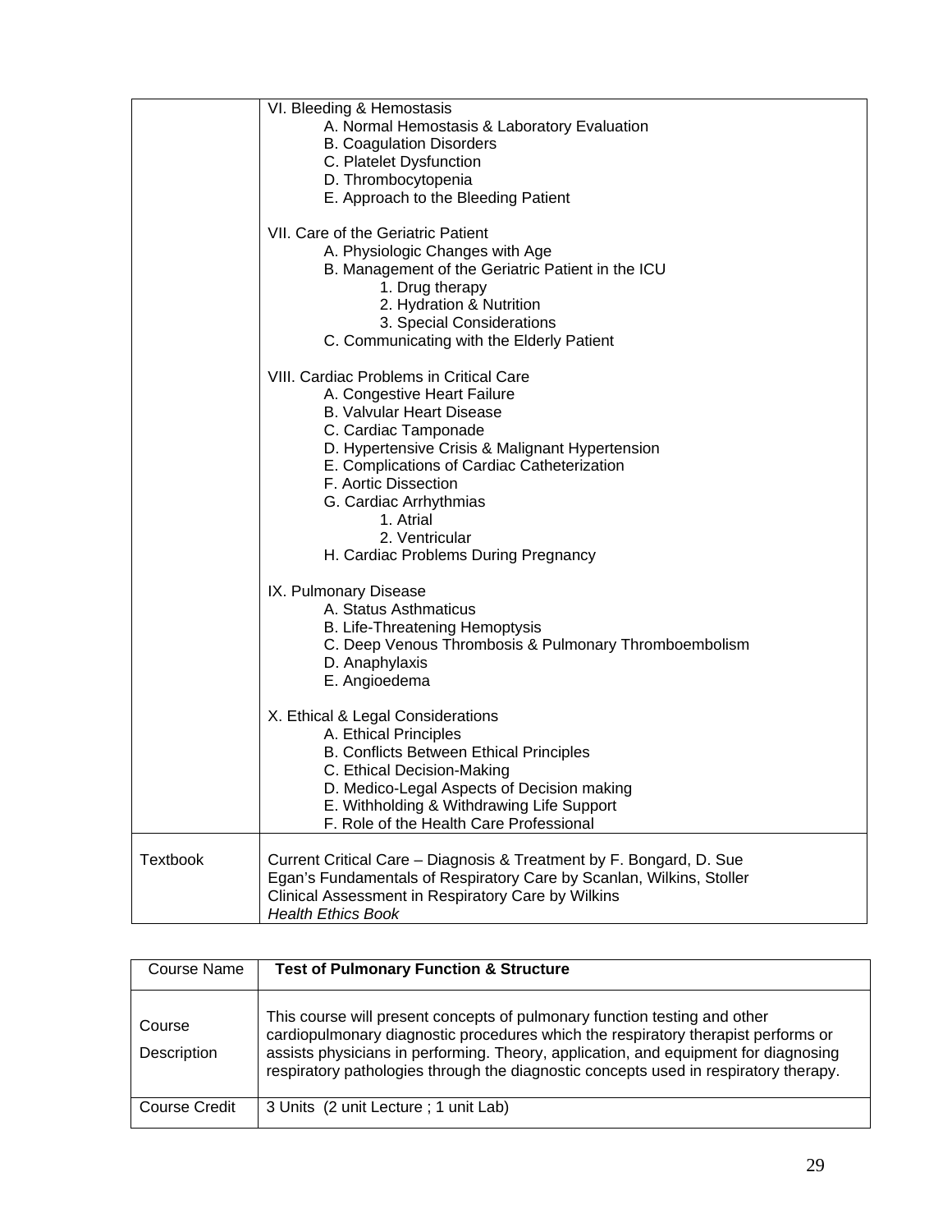| | |
|---|---|
| | VI. Bleeding & Hemostasis<br>A. Normal Hemostasis & Laboratory Evaluation<br>B. Coagulation Disorders<br>C. Platelet Dysfunction<br>D. Thrombocytopenia<br>E. Approach to the Bleeding Patient<br><br>VII. Care of the Geriatric Patient<br>A. Physiologic Changes with Age<br>B. Management of the Geriatric Patient in the ICU<br>1. Drug therapy<br>2. Hydration & Nutrition<br>3. Special Considerations<br>C. Communicating with the Elderly Patient<br><br>VIII. Cardiac Problems in Critical Care<br>A. Congestive Heart Failure<br>B. Valvular Heart Disease<br>C. Cardiac Tamponade<br>D. Hypertensive Crisis & Malignant Hypertension<br>E. Complications of Cardiac Catheterization<br>F. Aortic Dissection<br>G. Cardiac Arrhythmias<br>1. Atrial<br>2. Ventricular<br>H. Cardiac Problems During Pregnancy<br><br>IX. Pulmonary Disease<br>A. Status Asthmaticus<br>B. Life-Threatening Hemoptysis<br>C. Deep Venous Thrombosis & Pulmonary Thromboembolism<br>D. Anaphylaxis<br>E. Angioedema<br><br>X. Ethical & Legal Considerations<br>A. Ethical Principles<br>B. Conflicts Between Ethical Principles<br>C. Ethical Decision-Making<br>D. Medico-Legal Aspects of Decision making<br>E. Withholding & Withdrawing Life Support<br>F. Role of the Health Care Professional |
| Textbook | Current Critical Care – Diagnosis & Treatment by F. Bongard, D. Sue<br>Egan's Fundamentals of Respiratory Care by Scanlan, Wilkins, Stoller<br>Clinical Assessment in Respiratory Care by Wilkins<br>*Health Ethics Book* |

| Course Name | **Test of Pulmonary Function & Structure** |
|---|---|
| Course Description | This course will present concepts of pulmonary function testing and other cardiopulmonary diagnostic procedures which the respiratory therapist performs or assists physicians in performing. Theory, application, and equipment for diagnosing respiratory pathologies through the diagnostic concepts used in respiratory therapy. |
| Course Credit | 3 Units (2 unit Lecture ; 1 unit Lab) |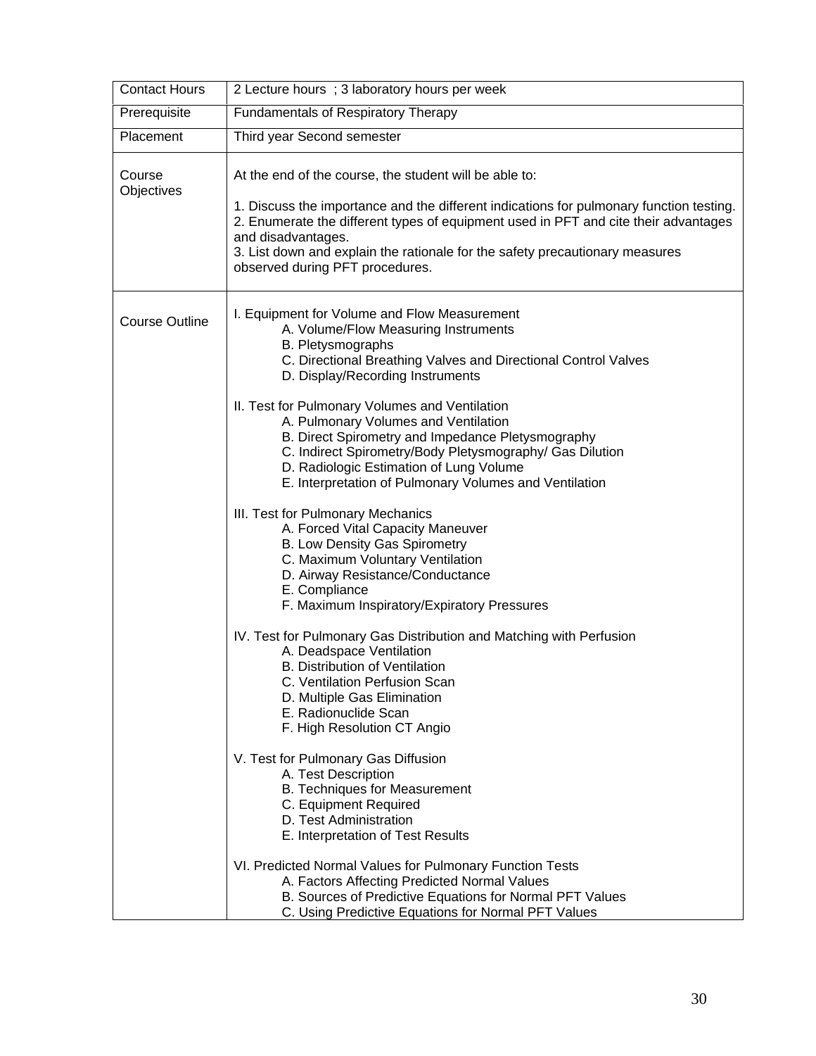| | |
|---|---|
| Contact Hours | 2 Lecture hours ; 3 laboratory hours per week |
| Prerequisite | Fundamentals of Respiratory Therapy |
| Placement | Third year Second semester |
| Course Objectives | At the end of the course, the student will be able to:<br><br>1. Discuss the importance and the different indications for pulmonary function testing.<br>2. Enumerate the different types of equipment used in PFT and cite their advantages and disadvantages.<br>3. List down and explain the rationale for the safety precautionary measures observed during PFT procedures. |
| Course Outline | I. Equipment for Volume and Flow Measurement<br>A. Volume/Flow Measuring Instruments<br>B. Pletysmographs<br>C. Directional Breathing Valves and Directional Control Valves<br>D. Display/Recording Instruments<br><br>II. Test for Pulmonary Volumes and Ventilation<br>A. Pulmonary Volumes and Ventilation<br>B. Direct Spirometry and Impedance Pletysmography<br>C. Indirect Spirometry/Body Pletysmography/ Gas Dilution<br>D. Radiologic Estimation of Lung Volume<br>E. Interpretation of Pulmonary Volumes and Ventilation<br><br>III. Test for Pulmonary Mechanics<br>A. Forced Vital Capacity Maneuver<br>B. Low Density Gas Spirometry<br>C. Maximum Voluntary Ventilation<br>D. Airway Resistance/Conductance<br>E. Compliance<br>F. Maximum Inspiratory/Expiratory Pressures<br><br>IV. Test for Pulmonary Gas Distribution and Matching with Perfusion<br>A. Deadspace Ventilation<br>B. Distribution of Ventilation<br>C. Ventilation Perfusion Scan<br>D. Multiple Gas Elimination<br>E. Radionuclide Scan<br>F. High Resolution CT Angio<br><br>V. Test for Pulmonary Gas Diffusion<br>A. Test Description<br>B. Techniques for Measurement<br>C. Equipment Required<br>D. Test Administration<br>E. Interpretation of Test Results<br><br>VI. Predicted Normal Values for Pulmonary Function Tests<br>A. Factors Affecting Predicted Normal Values<br>B. Sources of Predictive Equations for Normal PFT Values<br>C. Using Predictive Equations for Normal PFT Values |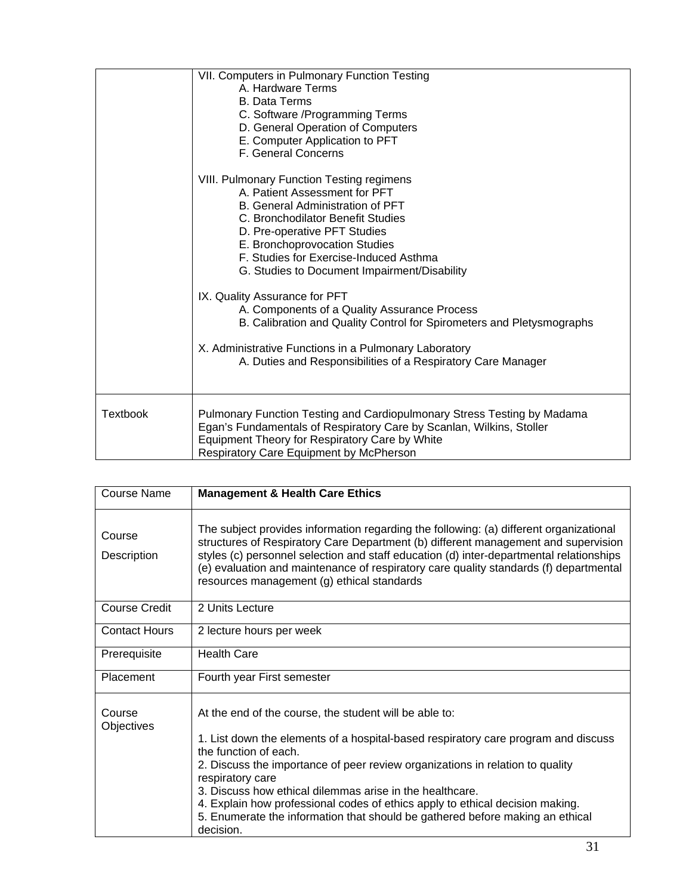|  |  |
|---|---|
|  | VII. Computers in Pulmonary Function Testing<br>A. Hardware Terms<br>B. Data Terms<br>C. Software /Programming Terms<br>D. General Operation of Computers<br>E. Computer Application to PFT<br>F. General Concerns<br><br>VIII. Pulmonary Function Testing regimens<br>A. Patient Assessment for PFT<br>B. General Administration of PFT<br>C. Bronchodilator Benefit Studies<br>D. Pre-operative PFT Studies<br>E. Bronchoprovocation Studies<br>F. Studies for Exercise-Induced Asthma<br>G. Studies to Document Impairment/Disability<br><br>IX. Quality Assurance for PFT<br>A. Components of a Quality Assurance Process<br>B. Calibration and Quality Control for Spirometers and Pletysmographs<br><br>X. Administrative Functions in a Pulmonary Laboratory<br>A. Duties and Responsibilities of a Respiratory Care Manager |
| Textbook | Pulmonary Function Testing and Cardiopulmonary Stress Testing by Madama<br>Egan's Fundamentals of Respiratory Care by Scanlan, Wilkins, Stoller<br>Equipment Theory for Respiratory Care by White<br>Respiratory Care Equipment by McPherson |

| Course Name | **Management & Health Care Ethics** |
|---|---|
| Course Description | The subject provides information regarding the following: (a) different organizational structures of Respiratory Care Department (b) different management and supervision styles (c) personnel selection and staff education (d) inter-departmental relationships (e) evaluation and maintenance of respiratory care quality standards (f) departmental resources management (g) ethical standards |
| Course Credit | 2 Units Lecture |
| Contact Hours | 2 lecture hours per week |
| Prerequisite | Health Care |
| Placement | Fourth year First semester |
| Course Objectives | At the end of the course, the student will be able to:<br><br>1. List down the elements of a hospital-based respiratory care program and discuss the function of each.<br>2. Discuss the importance of peer review organizations in relation to quality respiratory care<br>3. Discuss how ethical dilemmas arise in the healthcare.<br>4. Explain how professional codes of ethics apply to ethical decision making.<br>5. Enumerate the information that should be gathered before making an ethical decision. |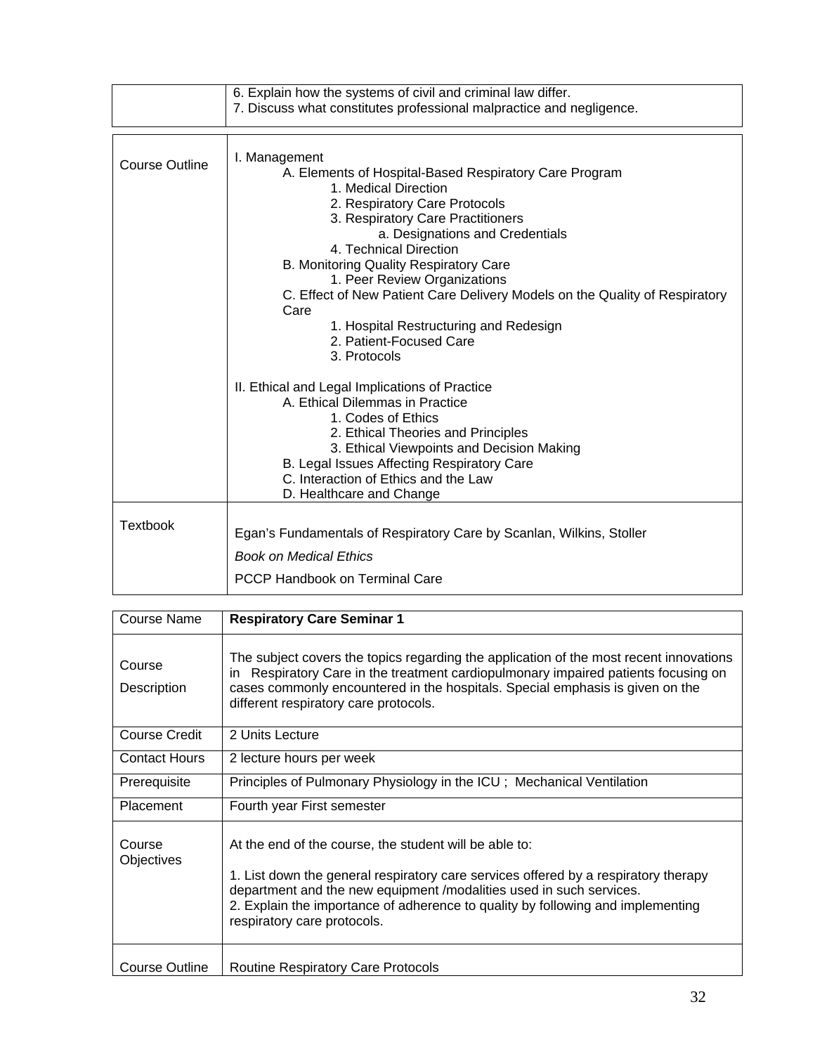|  |  |
|---|---|
|  | 6. Explain how the systems of civil and criminal law differ.<br>7. Discuss what constitutes professional malpractice and negligence. |

|  |  |
|---|---|
| Course Outline | I. Management<br>A. Elements of Hospital-Based Respiratory Care Program<br>1. Medical Direction<br>2. Respiratory Care Protocols<br>3. Respiratory Care Practitioners<br>a. Designations and Credentials<br>4. Technical Direction<br>B. Monitoring Quality Respiratory Care<br>1. Peer Review Organizations<br>C. Effect of New Patient Care Delivery Models on the Quality of Respiratory Care<br>1. Hospital Restructuring and Redesign<br>2. Patient-Focused Care<br>3. Protocols<br><br>II. Ethical and Legal Implications of Practice<br>A. Ethical Dilemmas in Practice<br>1. Codes of Ethics<br>2. Ethical Theories and Principles<br>3. Ethical Viewpoints and Decision Making<br>B. Legal Issues Affecting Respiratory Care<br>C. Interaction of Ethics and the Law<br>D. Healthcare and Change |
| Textbook | Egan's Fundamentals of Respiratory Care by Scanlan, Wilkins, Stoller<br>*Book on Medical Ethics*<br>PCCP Handbook on Terminal Care |

| Course Name | **Respiratory Care Seminar 1** |
|---|---|
| Course Description | The subject covers the topics regarding the application of the most recent innovations in Respiratory Care in the treatment cardiopulmonary impaired patients focusing on cases commonly encountered in the hospitals. Special emphasis is given on the different respiratory care protocols. |
| Course Credit | 2 Units Lecture |
| Contact Hours | 2 lecture hours per week |
| Prerequisite | Principles of Pulmonary Physiology in the ICU ; Mechanical Ventilation |
| Placement | Fourth year First semester |
| Course Objectives | At the end of the course, the student will be able to:<br><br>1. List down the general respiratory care services offered by a respiratory therapy department and the new equipment /modalities used in such services.<br>2. Explain the importance of adherence to quality by following and implementing respiratory care protocols. |
| Course Outline | Routine Respiratory Care Protocols |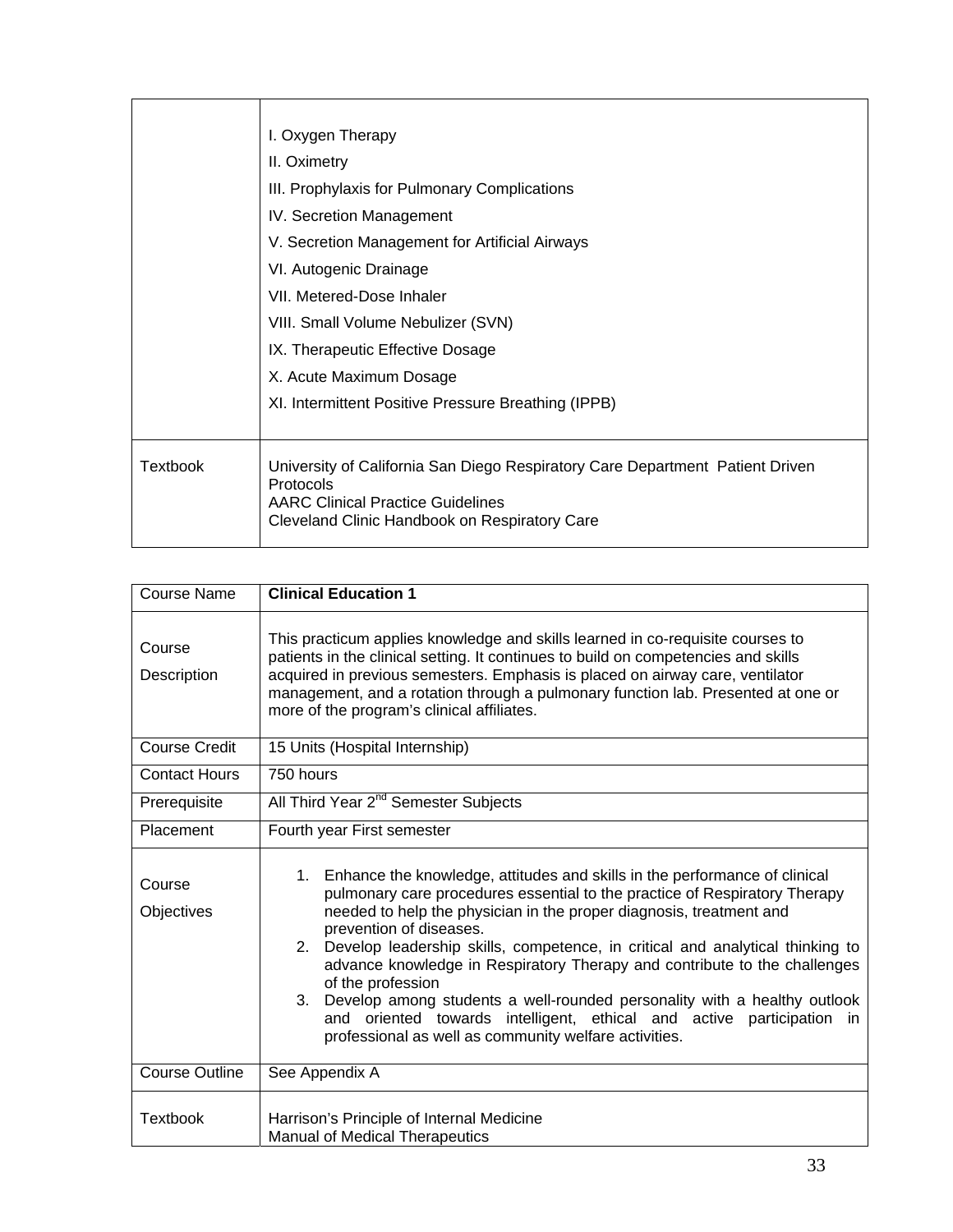| | |
|---|---|
| | I. Oxygen Therapy<br>II. Oximetry<br>III. Prophylaxis for Pulmonary Complications<br>IV. Secretion Management<br>V. Secretion Management for Artificial Airways<br>VI. Autogenic Drainage<br>VII. Metered-Dose Inhaler<br>VIII. Small Volume Nebulizer (SVN)<br>IX. Therapeutic Effective Dosage<br>X. Acute Maximum Dosage<br>XI. Intermittent Positive Pressure Breathing (IPPB) |
| Textbook | University of California San Diego Respiratory Care Department Patient Driven Protocols<br>AARC Clinical Practice Guidelines<br>Cleveland Clinic Handbook on Respiratory Care |

| Course Name | **Clinical Education 1** |
|---|---|
| Course Description | This practicum applies knowledge and skills learned in co-requisite courses to patients in the clinical setting. It continues to build on competencies and skills acquired in previous semesters. Emphasis is placed on airway care, ventilator management, and a rotation through a pulmonary function lab. Presented at one or more of the program's clinical affiliates. |
| Course Credit | 15 Units (Hospital Internship) |
| Contact Hours | 750 hours |
| Prerequisite | All Third Year 2nd Semester Subjects |
| Placement | Fourth year First semester |
| Course Objectives | 1. Enhance the knowledge, attitudes and skills in the performance of clinical pulmonary care procedures essential to the practice of Respiratory Therapy needed to help the physician in the proper diagnosis, treatment and prevention of diseases.<br>2. Develop leadership skills, competence, in critical and analytical thinking to advance knowledge in Respiratory Therapy and contribute to the challenges of the profession<br>3. Develop among students a well-rounded personality with a healthy outlook and oriented towards intelligent, ethical and active participation in professional as well as community welfare activities. |
| Course Outline | See Appendix A |
| Textbook | Harrison's Principle of Internal Medicine<br>Manual of Medical Therapeutics |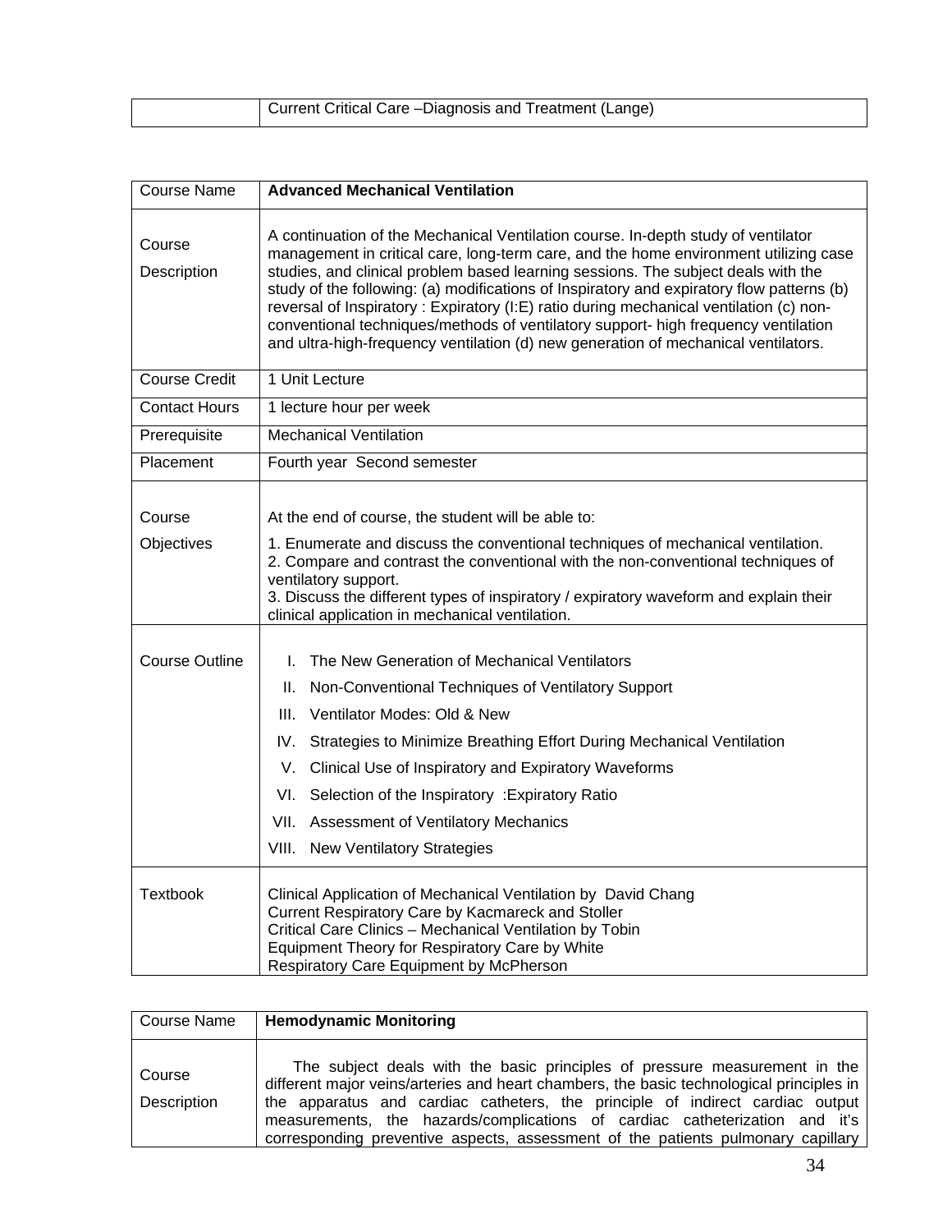| | Current Critical Care –Diagnosis and Treatment (Lange) |
|---|---|

| Course Name | **Advanced Mechanical Ventilation** |
|---|---|
| Course Description | A continuation of the Mechanical Ventilation course. In-depth study of ventilator management in critical care, long-term care, and the home environment utilizing case studies, and clinical problem based learning sessions. The subject deals with the study of the following: (a) modifications of Inspiratory and expiratory flow patterns (b) reversal of Inspiratory : Expiratory (I:E) ratio during mechanical ventilation (c) non-conventional techniques/methods of ventilatory support- high frequency ventilation and ultra-high-frequency ventilation (d) new generation of mechanical ventilators. |
| Course Credit | 1 Unit Lecture |
| Contact Hours | 1 lecture hour per week |
| Prerequisite | Mechanical Ventilation |
| Placement | Fourth year Second semester |
| Course Objectives | At the end of course, the student will be able to:<br>1. Enumerate and discuss the conventional techniques of mechanical ventilation.<br>2. Compare and contrast the conventional with the non-conventional techniques of ventilatory support.<br>3. Discuss the different types of inspiratory / expiratory waveform and explain their clinical application in mechanical ventilation. |
| Course Outline | I. The New Generation of Mechanical Ventilators<br>II. Non-Conventional Techniques of Ventilatory Support<br>III. Ventilator Modes: Old & New<br>IV. Strategies to Minimize Breathing Effort During Mechanical Ventilation<br>V. Clinical Use of Inspiratory and Expiratory Waveforms<br>VI. Selection of the Inspiratory :Expiratory Ratio<br>VII. Assessment of Ventilatory Mechanics<br>VIII. New Ventilatory Strategies |
| Textbook | Clinical Application of Mechanical Ventilation by David Chang<br>Current Respiratory Care by Kacmareck and Stoller<br>Critical Care Clinics – Mechanical Ventilation by Tobin<br>Equipment Theory for Respiratory Care by White<br>Respiratory Care Equipment by McPherson |

| Course Name | **Hemodynamic Monitoring** |
|---|---|
| Course Description | The subject deals with the basic principles of pressure measurement in the different major veins/arteries and heart chambers, the basic technological principles in the apparatus and cardiac catheters, the principle of indirect cardiac output measurements, the hazards/complications of cardiac catheterization and it's corresponding preventive aspects, assessment of the patients pulmonary capillary |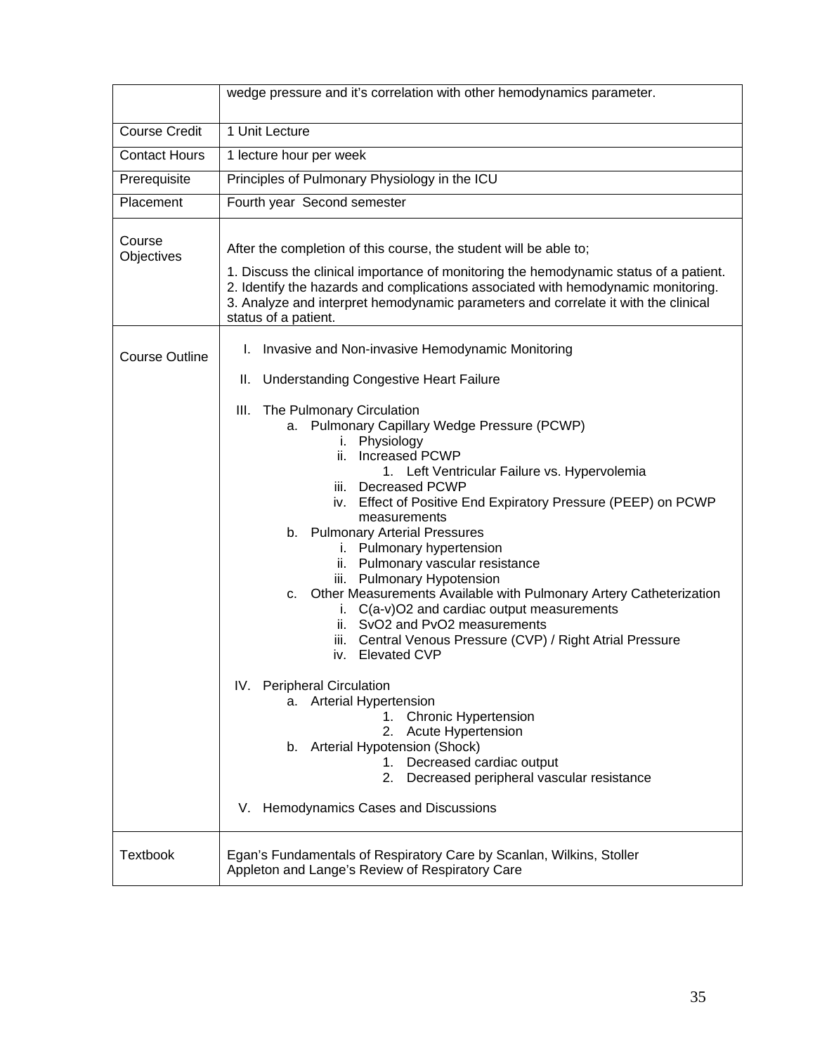| | |
|---|---|
| | wedge pressure and it's correlation with other hemodynamics parameter. |
| Course Credit | 1 Unit Lecture |
| Contact Hours | 1 lecture hour per week |
| Prerequisite | Principles of Pulmonary Physiology in the ICU |
| Placement | Fourth year Second semester |
| Course Objectives | After the completion of this course, the student will be able to;<br><br>1. Discuss the clinical importance of monitoring the hemodynamic status of a patient.<br>2. Identify the hazards and complications associated with hemodynamic monitoring.<br>3. Analyze and interpret hemodynamic parameters and correlate it with the clinical status of a patient. |
| Course Outline | I. Invasive and Non-invasive Hemodynamic Monitoring<br><br>II. Understanding Congestive Heart Failure<br><br>III. The Pulmonary Circulation<br>a. Pulmonary Capillary Wedge Pressure (PCWP)<br>i. Physiology<br>ii. Increased PCWP<br>1. Left Ventricular Failure vs. Hypervolemia<br>iii. Decreased PCWP<br>iv. Effect of Positive End Expiratory Pressure (PEEP) on PCWP measurements<br>b. Pulmonary Arterial Pressures<br>i. Pulmonary hypertension<br>ii. Pulmonary vascular resistance<br>iii. Pulmonary Hypotension<br>c. Other Measurements Available with Pulmonary Artery Catheterization<br>i. $C(a\text{-}v)O_2$ and cardiac output measurements<br>ii. $SvO_2$ and $PvO_2$ measurements<br>iii. Central Venous Pressure (CVP) / Right Atrial Pressure<br>iv. Elevated CVP<br><br>IV. Peripheral Circulation<br>a. Arterial Hypertension<br>1. Chronic Hypertension<br>2. Acute Hypertension<br>b. Arterial Hypotension (Shock)<br>1. Decreased cardiac output<br>2. Decreased peripheral vascular resistance<br><br>V. Hemodynamics Cases and Discussions |
| Textbook | Egan's Fundamentals of Respiratory Care by Scanlan, Wilkins, Stoller<br>Appleton and Lange's Review of Respiratory Care |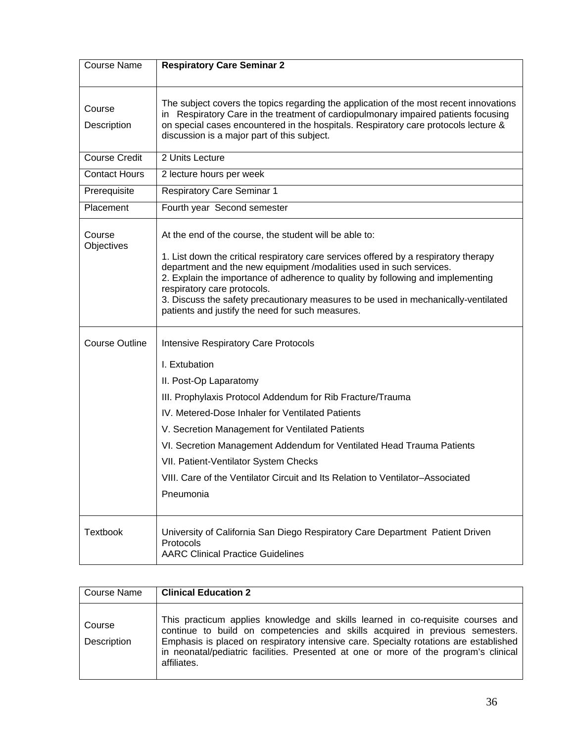| Course Name | **Respiratory Care Seminar 2** |
|---|---|
| Course Description | The subject covers the topics regarding the application of the most recent innovations in Respiratory Care in the treatment of cardiopulmonary impaired patients focusing on special cases encountered in the hospitals. Respiratory care protocols lecture & discussion is a major part of this subject. |
| Course Credit | 2 Units Lecture |
| Contact Hours | 2 lecture hours per week |
| Prerequisite | Respiratory Care Seminar 1 |
| Placement | Fourth year Second semester |
| Course Objectives | At the end of the course, the student will be able to:<br><br>1. List down the critical respiratory care services offered by a respiratory therapy department and the new equipment /modalities used in such services.<br>2. Explain the importance of adherence to quality by following and implementing respiratory care protocols.<br>3. Discuss the safety precautionary measures to be used in mechanically-ventilated patients and justify the need for such measures. |
| Course Outline | Intensive Respiratory Care Protocols<br><br>I. Extubation<br>II. Post-Op Laparatomy<br>III. Prophylaxis Protocol Addendum for Rib Fracture/Trauma<br>IV. Metered-Dose Inhaler for Ventilated Patients<br>V. Secretion Management for Ventilated Patients<br>VI. Secretion Management Addendum for Ventilated Head Trauma Patients<br>VII. Patient-Ventilator System Checks<br>VIII. Care of the Ventilator Circuit and Its Relation to Ventilator–Associated Pneumonia |
| Textbook | University of California San Diego Respiratory Care Department Patient Driven Protocols<br>AARC Clinical Practice Guidelines |

| Course Name | **Clinical Education 2** |
|---|---|
| Course Description | This practicum applies knowledge and skills learned in co-requisite courses and continue to build on competencies and skills acquired in previous semesters. Emphasis is placed on respiratory intensive care. Specialty rotations are established in neonatal/pediatric facilities. Presented at one or more of the program's clinical affiliates. |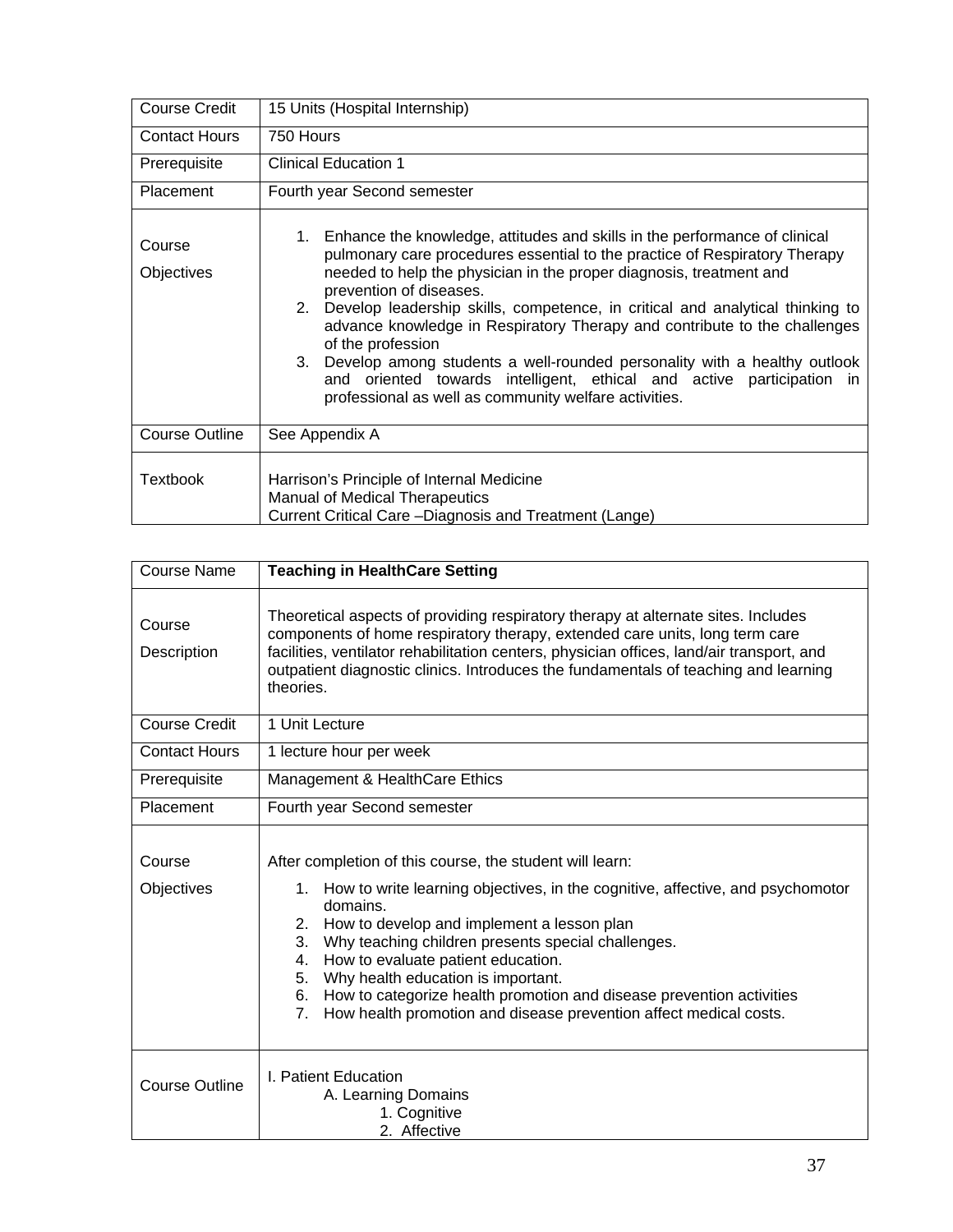| | |
|---|---|
| Course Credit | 15 Units (Hospital Internship) |
| Contact Hours | 750 Hours |
| Prerequisite | Clinical Education 1 |
| Placement | Fourth year Second semester |
| Course Objectives | 1. Enhance the knowledge, attitudes and skills in the performance of clinical pulmonary care procedures essential to the practice of Respiratory Therapy needed to help the physician in the proper diagnosis, treatment and prevention of diseases.<br>2. Develop leadership skills, competence, in critical and analytical thinking to advance knowledge in Respiratory Therapy and contribute to the challenges of the profession<br>3. Develop among students a well-rounded personality with a healthy outlook and oriented towards intelligent, ethical and active participation in professional as well as community welfare activities. |
| Course Outline | See Appendix A |
| Textbook | Harrison's Principle of Internal Medicine<br>Manual of Medical Therapeutics<br>Current Critical Care –Diagnosis and Treatment (Lange) |

| Course Name | **Teaching in HealthCare Setting** |
|---|---|
| Course Description | Theoretical aspects of providing respiratory therapy at alternate sites. Includes components of home respiratory therapy, extended care units, long term care facilities, ventilator rehabilitation centers, physician offices, land/air transport, and outpatient diagnostic clinics. Introduces the fundamentals of teaching and learning theories. |
| Course Credit | 1 Unit Lecture |
| Contact Hours | 1 lecture hour per week |
| Prerequisite | Management & HealthCare Ethics |
| Placement | Fourth year Second semester |
| Course Objectives | After completion of this course, the student will learn:<br>1. How to write learning objectives, in the cognitive, affective, and psychomotor domains.<br>2. How to develop and implement a lesson plan<br>3. Why teaching children presents special challenges.<br>4. How to evaluate patient education.<br>5. Why health education is important.<br>6. How to categorize health promotion and disease prevention activities<br>7. How health promotion and disease prevention affect medical costs. |
| Course Outline | I. Patient Education<br>A. Learning Domains<br>1. Cognitive<br>2. Affective |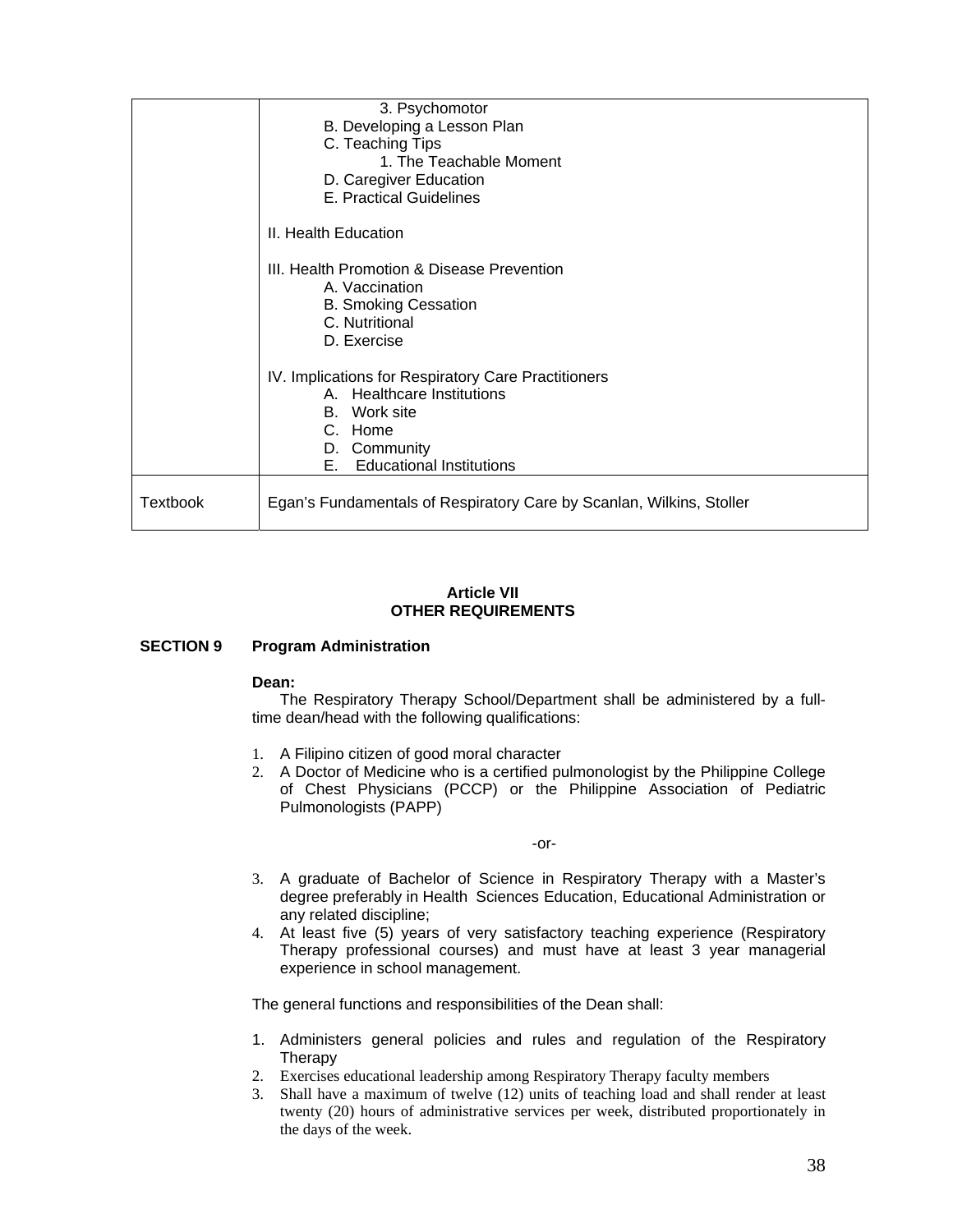|  |  |
|---|---|
|  | 3. Psychomotor<br>B. Developing a Lesson Plan<br>C. Teaching Tips<br>1. The Teachable Moment<br>D. Caregiver Education<br>E. Practical Guidelines<br><br>II. Health Education<br><br>III. Health Promotion & Disease Prevention<br>A. Vaccination<br>B. Smoking Cessation<br>C. Nutritional<br>D. Exercise<br><br>IV. Implications for Respiratory Care Practitioners<br>A. Healthcare Institutions<br>B. Work site<br>C. Home<br>D. Community<br>E. Educational Institutions |
| Textbook | Egan's Fundamentals of Respiratory Care by Scanlan, Wilkins, Stoller |

**Article VII**
**OTHER REQUIREMENTS**

**SECTION 9 Program Administration**

**Dean:**

The Respiratory Therapy School/Department shall be administered by a full-time dean/head with the following qualifications:

1. A Filipino citizen of good moral character
2. A Doctor of Medicine who is a certified pulmonologist by the Philippine College of Chest Physicians (PCCP) or the Philippine Association of Pediatric Pulmonologists (PAPP)

-or-

3. A graduate of Bachelor of Science in Respiratory Therapy with a Master's degree preferably in Health Sciences Education, Educational Administration or any related discipline;
4. At least five (5) years of very satisfactory teaching experience (Respiratory Therapy professional courses) and must have at least 3 year managerial experience in school management.

The general functions and responsibilities of the Dean shall:

1. Administers general policies and rules and regulation of the Respiratory Therapy
2. Exercises educational leadership among Respiratory Therapy faculty members
3. Shall have a maximum of twelve (12) units of teaching load and shall render at least twenty (20) hours of administrative services per week, distributed proportionately in the days of the week.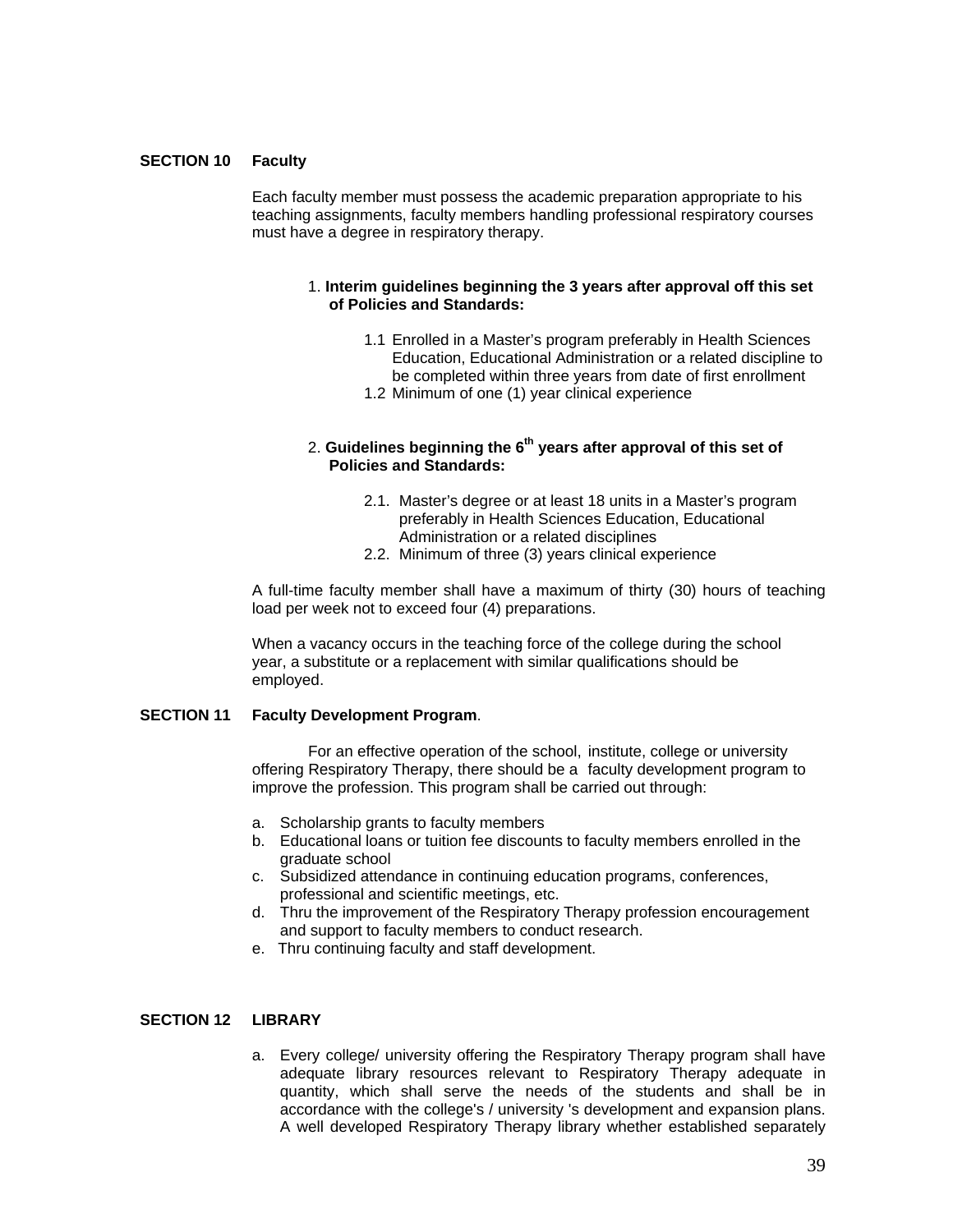**SECTION 10 Faculty**

Each faculty member must possess the academic preparation appropriate to his teaching assignments, faculty members handling professional respiratory courses must have a degree in respiratory therapy.

1. **Interim guidelines beginning the 3 years after approval off this set of Policies and Standards:**

    1.1 Enrolled in a Master's program preferably in Health Sciences Education, Educational Administration or a related discipline to be completed within three years from date of first enrollment
    
    1.2 Minimum of one (1) year clinical experience

2. **Guidelines beginning the 6th years after approval of this set of Policies and Standards:**

    2.1. Master's degree or at least 18 units in a Master's program preferably in Health Sciences Education, Educational Administration or a related disciplines
    
    2.2. Minimum of three (3) years clinical experience

A full-time faculty member shall have a maximum of thirty (30) hours of teaching load per week not to exceed four (4) preparations.

When a vacancy occurs in the teaching force of the college during the school year, a substitute or a replacement with similar qualifications should be employed.

**SECTION 11 Faculty Development Program**.

For an effective operation of the school, institute, college or university offering Respiratory Therapy, there should be a faculty development program to improve the profession. This program shall be carried out through:

a. Scholarship grants to faculty members
b. Educational loans or tuition fee discounts to faculty members enrolled in the graduate school
c. Subsidized attendance in continuing education programs, conferences, professional and scientific meetings, etc.
d. Thru the improvement of the Respiratory Therapy profession encouragement and support to faculty members to conduct research.
e. Thru continuing faculty and staff development.

**SECTION 12 LIBRARY**

a. Every college/ university offering the Respiratory Therapy program shall have adequate library resources relevant to Respiratory Therapy adequate in quantity, which shall serve the needs of the students and shall be in accordance with the college's / university 's development and expansion plans. A well developed Respiratory Therapy library whether established separately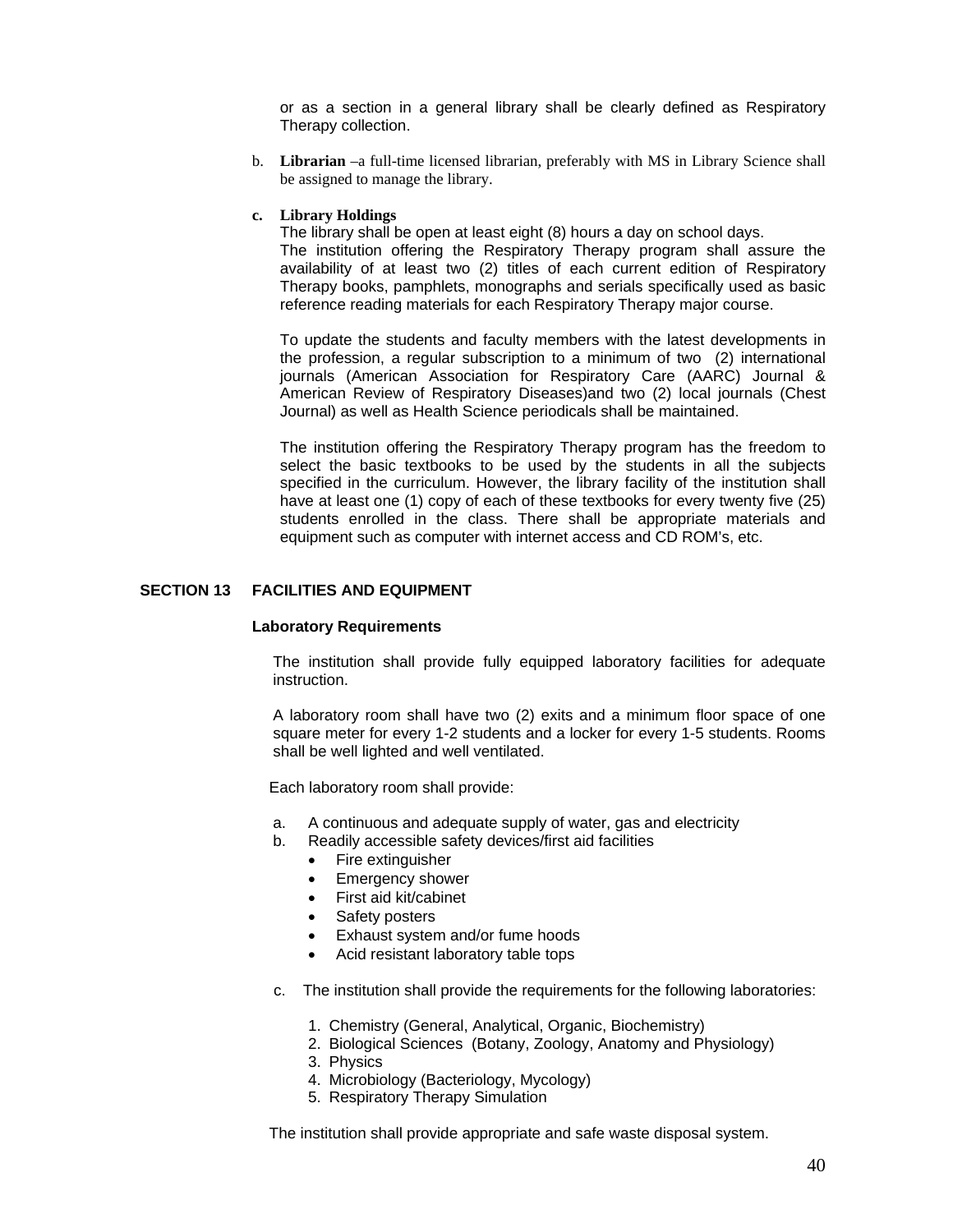or as a section in a general library shall be clearly defined as Respiratory Therapy collection.

b. **Librarian** –a full-time licensed librarian, preferably with MS in Library Science shall be assigned to manage the library.

c. **Library Holdings**

The library shall be open at least eight (8) hours a day on school days.

The institution offering the Respiratory Therapy program shall assure the availability of at least two (2) titles of each current edition of Respiratory Therapy books, pamphlets, monographs and serials specifically used as basic reference reading materials for each Respiratory Therapy major course.

To update the students and faculty members with the latest developments in the profession, a regular subscription to a minimum of two (2) international journals (American Association for Respiratory Care (AARC) Journal & American Review of Respiratory Diseases)and two (2) local journals (Chest Journal) as well as Health Science periodicals shall be maintained.

The institution offering the Respiratory Therapy program has the freedom to select the basic textbooks to be used by the students in all the subjects specified in the curriculum. However, the library facility of the institution shall have at least one (1) copy of each of these textbooks for every twenty five (25) students enrolled in the class. There shall be appropriate materials and equipment such as computer with internet access and CD ROM's, etc.

## SECTION 13 FACILITIES AND EQUIPMENT

### Laboratory Requirements

The institution shall provide fully equipped laboratory facilities for adequate instruction.

A laboratory room shall have two (2) exits and a minimum floor space of one square meter for every 1-2 students and a locker for every 1-5 students. Rooms shall be well lighted and well ventilated.

Each laboratory room shall provide:

a. A continuous and adequate supply of water, gas and electricity
b. Readily accessible safety devices/first aid facilities
   - Fire extinguisher
   - Emergency shower
   - First aid kit/cabinet
   - Safety posters
   - Exhaust system and/or fume hoods
   - Acid resistant laboratory table tops
c. The institution shall provide the requirements for the following laboratories:
   1. Chemistry (General, Analytical, Organic, Biochemistry)
   2. Biological Sciences (Botany, Zoology, Anatomy and Physiology)
   3. Physics
   4. Microbiology (Bacteriology, Mycology)
   5. Respiratory Therapy Simulation

The institution shall provide appropriate and safe waste disposal system.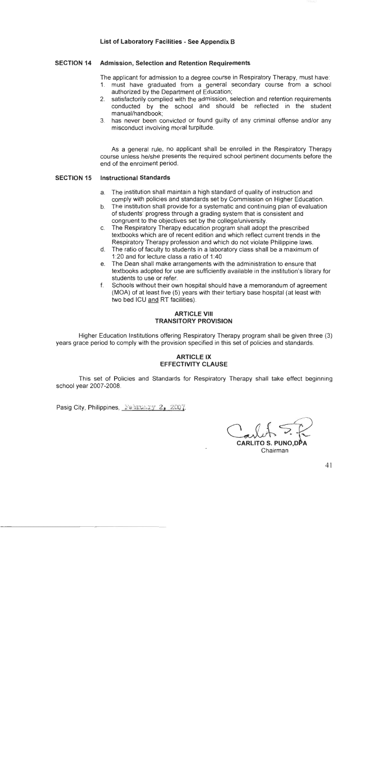**List of Laboratory Facilities - See Appendix B**

### SECTION 14 Admission, Selection and Retention Requirements

The applicant for admission to a degree course in Respiratory Therapy, must have:

1. must have graduated from a general secondary course from a school authorized by the Department of Education;
2. satisfactorily complied with the admission, selection and retention requirements conducted by the school and should be reflected in the student manual/handbook;
3. has never been convicted or found guilty of any criminal offense and/or any misconduct involving moral turpitude.

As a general rule, no applicant shall be enrolled in the Respiratory Therapy course unless he/she presents the required school pertinent documents before the end of the enrolment period.

### SECTION 15 Instructional Standards

a. The institution shall maintain a high standard of quality of instruction and comply with policies and standards set by Commission on Higher Education.
b. The institution shall provide for a systematic and continuing plan of evaluation of students' progress through a grading system that is consistent and congruent to the objectives set by the college/university.
c. The Respiratory Therapy education program shall adopt the prescribed textbooks which are of recent edition and which reflect current trends in the Respiratory Therapy profession and which do not violate Philippine laws.
d. The ratio of faculty to students in a laboratory class shall be a maximum of 1:20 and for lecture class a ratio of 1:40
e. The Dean shall make arrangements with the administration to ensure that textbooks adopted for use are sufficiently available in the institution's library for students to use or refer.
f. Schools without their own hospital should have a memorandum of agreement (MOA) of at least five (5) years with their tertiary base hospital (at least with two bed ICU <u>and</u> RT facilities).

## ARTICLE VIII
## TRANSITORY PROVISION

Higher Education Institutions offering Respiratory Therapy program shall be given three (3) years grace period to comply with the provision specified in this set of policies and standards.

## ARTICLE IX
## EFFECTIVITY CLAUSE

This set of Policies and Standards for Respiratory Therapy shall take effect beginning school year 2007-2008.

Pasig City, Philippines, February 2, 2007.

**CARLITO S. PUNO,DPA**
Chairman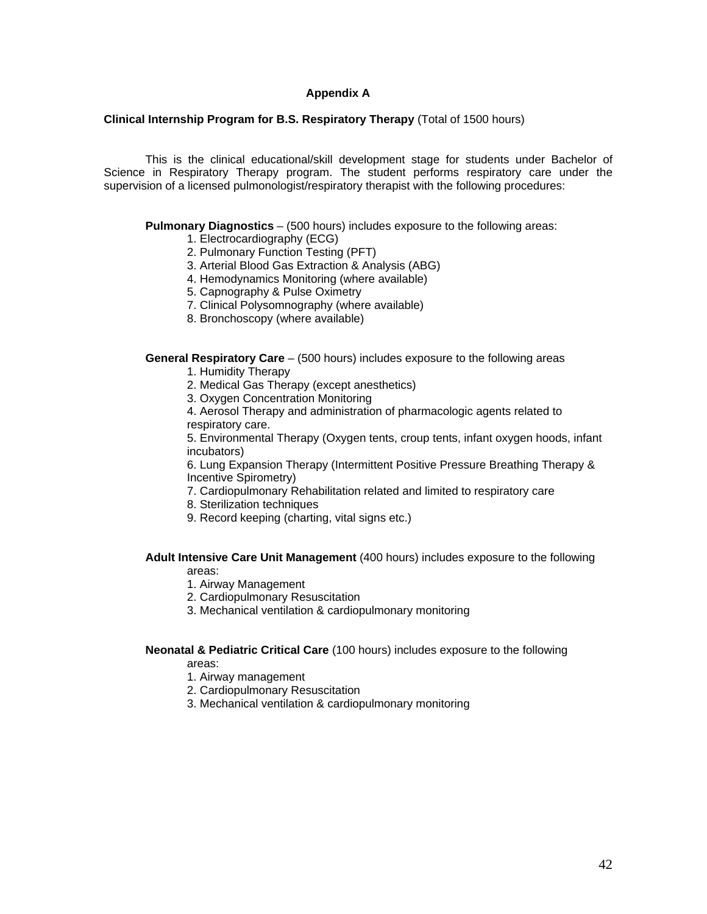## Appendix A

**Clinical Internship Program for B.S. Respiratory Therapy** (Total of 1500 hours)

This is the clinical educational/skill development stage for students under Bachelor of Science in Respiratory Therapy program. The student performs respiratory care under the supervision of a licensed pulmonologist/respiratory therapist with the following procedures:

**Pulmonary Diagnostics** – (500 hours) includes exposure to the following areas:

1. Electrocardiography (ECG)
2. Pulmonary Function Testing (PFT)
3. Arterial Blood Gas Extraction & Analysis (ABG)
4. Hemodynamics Monitoring (where available)
5. Capnography & Pulse Oximetry
7. Clinical Polysomnography (where available)
8. Bronchoscopy (where available)

**General Respiratory Care** – (500 hours) includes exposure to the following areas

1. Humidity Therapy
2. Medical Gas Therapy (except anesthetics)
3. Oxygen Concentration Monitoring
4. Aerosol Therapy and administration of pharmacologic agents related to respiratory care.
5. Environmental Therapy (Oxygen tents, croup tents, infant oxygen hoods, infant incubators)
6. Lung Expansion Therapy (Intermittent Positive Pressure Breathing Therapy & Incentive Spirometry)
7. Cardiopulmonary Rehabilitation related and limited to respiratory care
8. Sterilization techniques
9. Record keeping (charting, vital signs etc.)

**Adult Intensive Care Unit Management** (400 hours) includes exposure to the following areas:

1. Airway Management
2. Cardiopulmonary Resuscitation
3. Mechanical ventilation & cardiopulmonary monitoring

**Neonatal & Pediatric Critical Care** (100 hours) includes exposure to the following areas:

1. Airway management
2. Cardiopulmonary Resuscitation
3. Mechanical ventilation & cardiopulmonary monitoring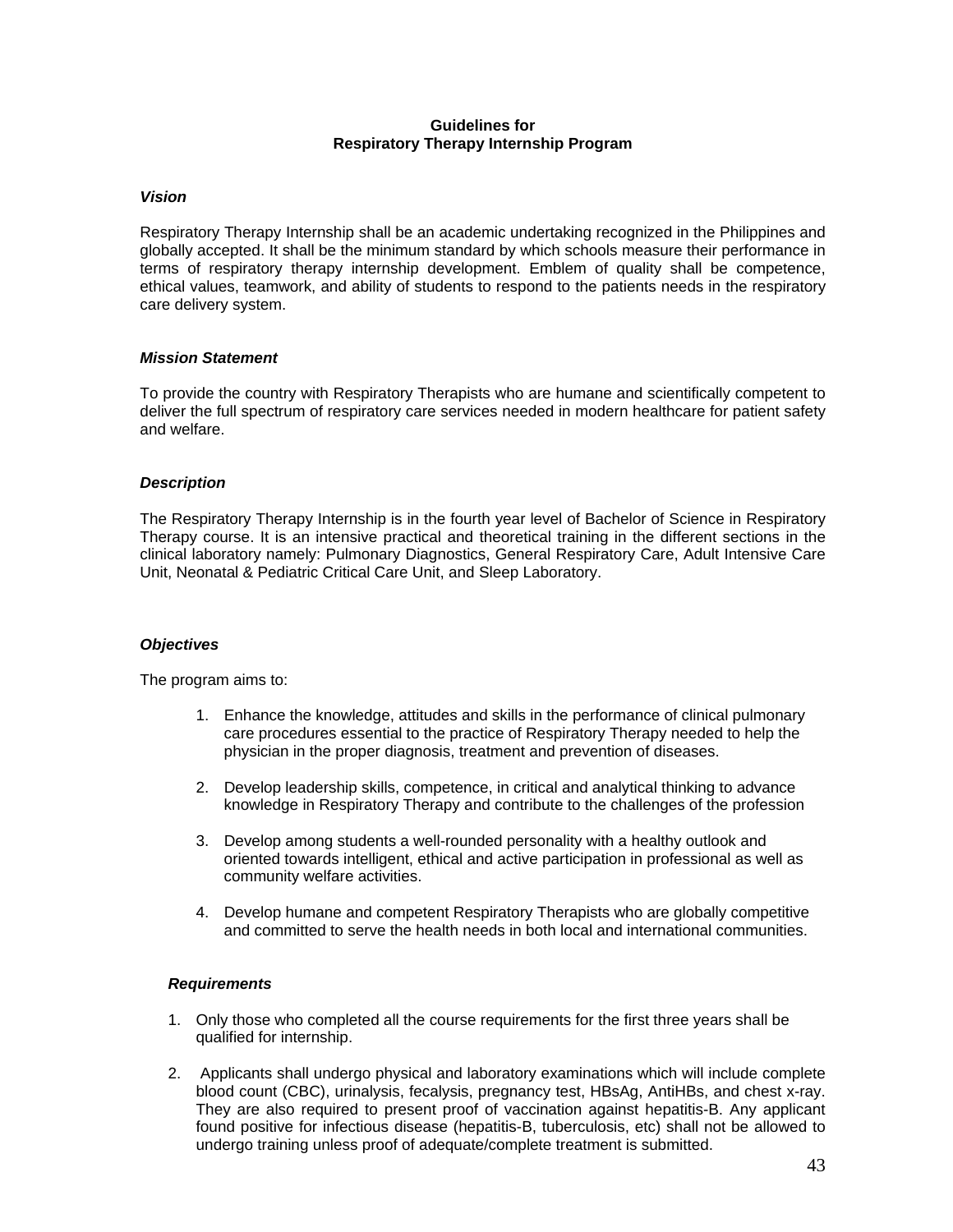**Guidelines for**
**Respiratory Therapy Internship Program**

***Vision***

Respiratory Therapy Internship shall be an academic undertaking recognized in the Philippines and globally accepted. It shall be the minimum standard by which schools measure their performance in terms of respiratory therapy internship development. Emblem of quality shall be competence, ethical values, teamwork, and ability of students to respond to the patients needs in the respiratory care delivery system.

***Mission Statement***

To provide the country with Respiratory Therapists who are humane and scientifically competent to deliver the full spectrum of respiratory care services needed in modern healthcare for patient safety and welfare.

***Description***

The Respiratory Therapy Internship is in the fourth year level of Bachelor of Science in Respiratory Therapy course. It is an intensive practical and theoretical training in the different sections in the clinical laboratory namely: Pulmonary Diagnostics, General Respiratory Care, Adult Intensive Care Unit, Neonatal & Pediatric Critical Care Unit, and Sleep Laboratory.

***Objectives***

The program aims to:

1. Enhance the knowledge, attitudes and skills in the performance of clinical pulmonary care procedures essential to the practice of Respiratory Therapy needed to help the physician in the proper diagnosis, treatment and prevention of diseases.

2. Develop leadership skills, competence, in critical and analytical thinking to advance knowledge in Respiratory Therapy and contribute to the challenges of the profession

3. Develop among students a well-rounded personality with a healthy outlook and oriented towards intelligent, ethical and active participation in professional as well as community welfare activities.

4. Develop humane and competent Respiratory Therapists who are globally competitive and committed to serve the health needs in both local and international communities.

***Requirements***

1. Only those who completed all the course requirements for the first three years shall be qualified for internship.

2. Applicants shall undergo physical and laboratory examinations which will include complete blood count (CBC), urinalysis, fecalysis, pregnancy test, HBsAg, AntiHBs, and chest x-ray. They are also required to present proof of vaccination against hepatitis-B. Any applicant found positive for infectious disease (hepatitis-B, tuberculosis, etc) shall not be allowed to undergo training unless proof of adequate/complete treatment is submitted.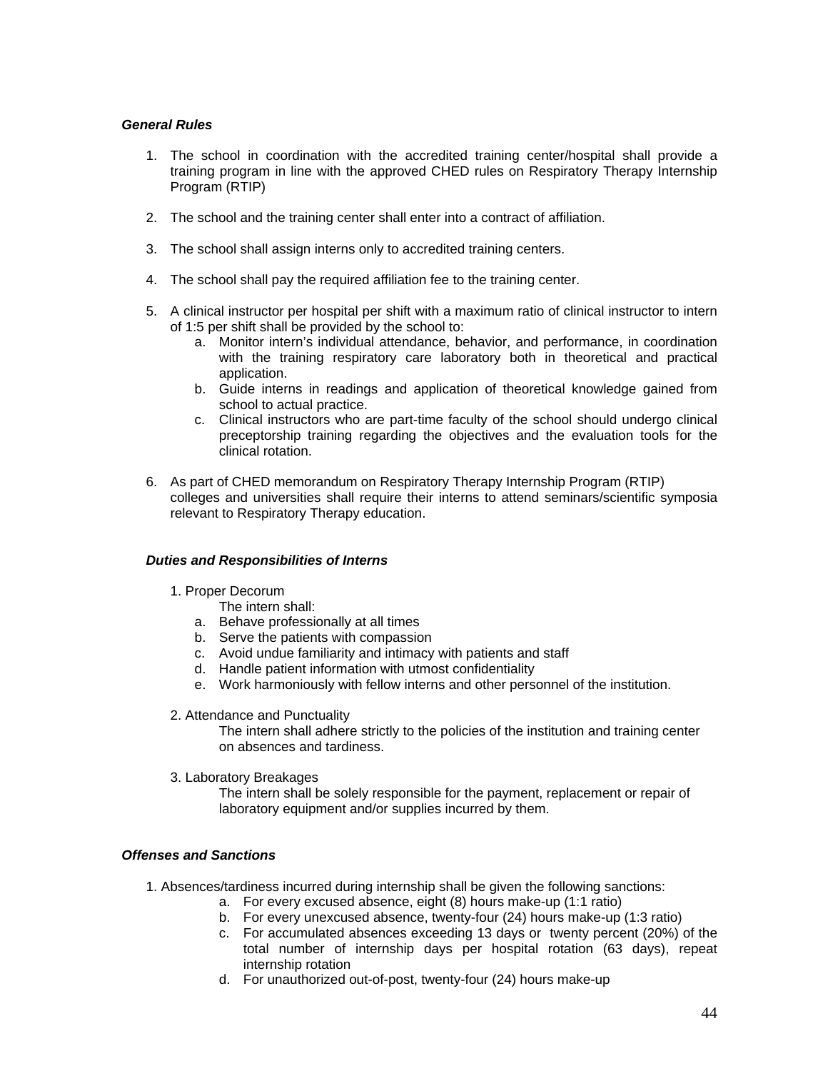***General Rules***

1. The school in coordination with the accredited training center/hospital shall provide a training program in line with the approved CHED rules on Respiratory Therapy Internship Program (RTIP)

2. The school and the training center shall enter into a contract of affiliation.

3. The school shall assign interns only to accredited training centers.

4. The school shall pay the required affiliation fee to the training center.

5. A clinical instructor per hospital per shift with a maximum ratio of clinical instructor to intern of 1:5 per shift shall be provided by the school to:
   a. Monitor intern's individual attendance, behavior, and performance, in coordination with the training respiratory care laboratory both in theoretical and practical application.
   b. Guide interns in readings and application of theoretical knowledge gained from school to actual practice.
   c. Clinical instructors who are part-time faculty of the school should undergo clinical preceptorship training regarding the objectives and the evaluation tools for the clinical rotation.

6. As part of CHED memorandum on Respiratory Therapy Internship Program (RTIP) colleges and universities shall require their interns to attend seminars/scientific symposia relevant to Respiratory Therapy education.

***Duties and Responsibilities of Interns***

1. Proper Decorum

   The intern shall:

   a. Behave professionally at all times
   b. Serve the patients with compassion
   c. Avoid undue familiarity and intimacy with patients and staff
   d. Handle patient information with utmost confidentiality
   e. Work harmoniously with fellow interns and other personnel of the institution.

2. Attendance and Punctuality

   The intern shall adhere strictly to the policies of the institution and training center on absences and tardiness.

3. Laboratory Breakages

   The intern shall be solely responsible for the payment, replacement or repair of laboratory equipment and/or supplies incurred by them.

***Offenses and Sanctions***

1. Absences/tardiness incurred during internship shall be given the following sanctions:
   a. For every excused absence, eight (8) hours make-up (1:1 ratio)
   b. For every unexcused absence, twenty-four (24) hours make-up (1:3 ratio)
   c. For accumulated absences exceeding 13 days or twenty percent (20%) of the total number of internship days per hospital rotation (63 days), repeat internship rotation
   d. For unauthorized out-of-post, twenty-four (24) hours make-up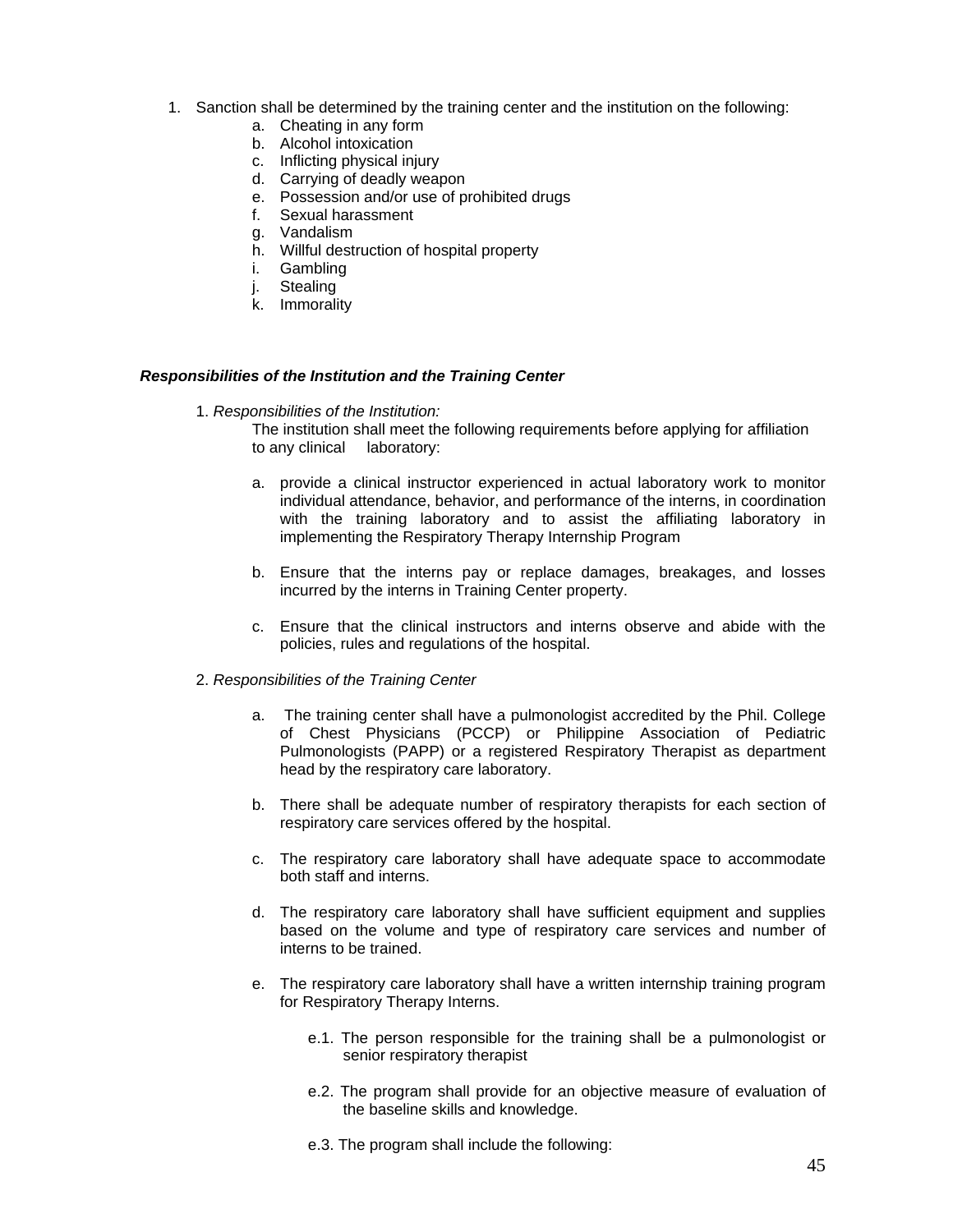1. Sanction shall be determined by the training center and the institution on the following:
   a. Cheating in any form
   b. Alcohol intoxication
   c. Inflicting physical injury
   d. Carrying of deadly weapon
   e. Possession and/or use of prohibited drugs
   f. Sexual harassment
   g. Vandalism
   h. Willful destruction of hospital property
   i. Gambling
   j. Stealing
   k. Immorality

***Responsibilities of the Institution and the Training Center***

1. *Responsibilities of the Institution:*

   The institution shall meet the following requirements before applying for affiliation to any clinical laboratory:

   a. provide a clinical instructor experienced in actual laboratory work to monitor individual attendance, behavior, and performance of the interns, in coordination with the training laboratory and to assist the affiliating laboratory in implementing the Respiratory Therapy Internship Program

   b. Ensure that the interns pay or replace damages, breakages, and losses incurred by the interns in Training Center property.

   c. Ensure that the clinical instructors and interns observe and abide with the policies, rules and regulations of the hospital.

2. *Responsibilities of the Training Center*

   a. The training center shall have a pulmonologist accredited by the Phil. College of Chest Physicians (PCCP) or Philippine Association of Pediatric Pulmonologists (PAPP) or a registered Respiratory Therapist as department head by the respiratory care laboratory.

   b. There shall be adequate number of respiratory therapists for each section of respiratory care services offered by the hospital.

   c. The respiratory care laboratory shall have adequate space to accommodate both staff and interns.

   d. The respiratory care laboratory shall have sufficient equipment and supplies based on the volume and type of respiratory care services and number of interns to be trained.

   e. The respiratory care laboratory shall have a written internship training program for Respiratory Therapy Interns.

      e.1. The person responsible for the training shall be a pulmonologist or senior respiratory therapist

      e.2. The program shall provide for an objective measure of evaluation of the baseline skills and knowledge.

      e.3. The program shall include the following: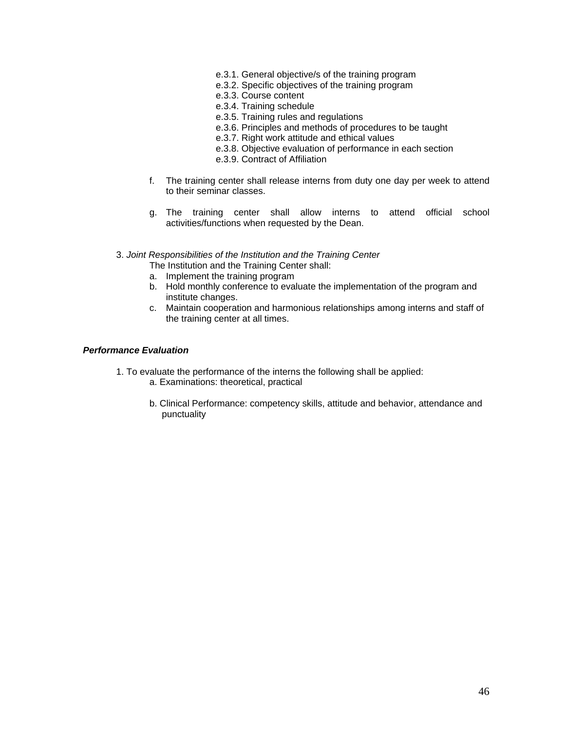- e.3.1. General objective/s of the training program
- e.3.2. Specific objectives of the training program
- e.3.3. Course content
- e.3.4. Training schedule
- e.3.5. Training rules and regulations
- e.3.6. Principles and methods of procedures to be taught
- e.3.7. Right work attitude and ethical values
- e.3.8. Objective evaluation of performance in each section
- e.3.9. Contract of Affiliation

f. The training center shall release interns from duty one day per week to attend to their seminar classes.

g. The training center shall allow interns to attend official school activities/functions when requested by the Dean.

3. *Joint Responsibilities of the Institution and the Training Center*

The Institution and the Training Center shall:

a. Implement the training program
b. Hold monthly conference to evaluate the implementation of the program and institute changes.
c. Maintain cooperation and harmonious relationships among interns and staff of the training center at all times.

***Performance Evaluation***

1. To evaluate the performance of the interns the following shall be applied:

a. Examinations: theoretical, practical

b. Clinical Performance: competency skills, attitude and behavior, attendance and punctuality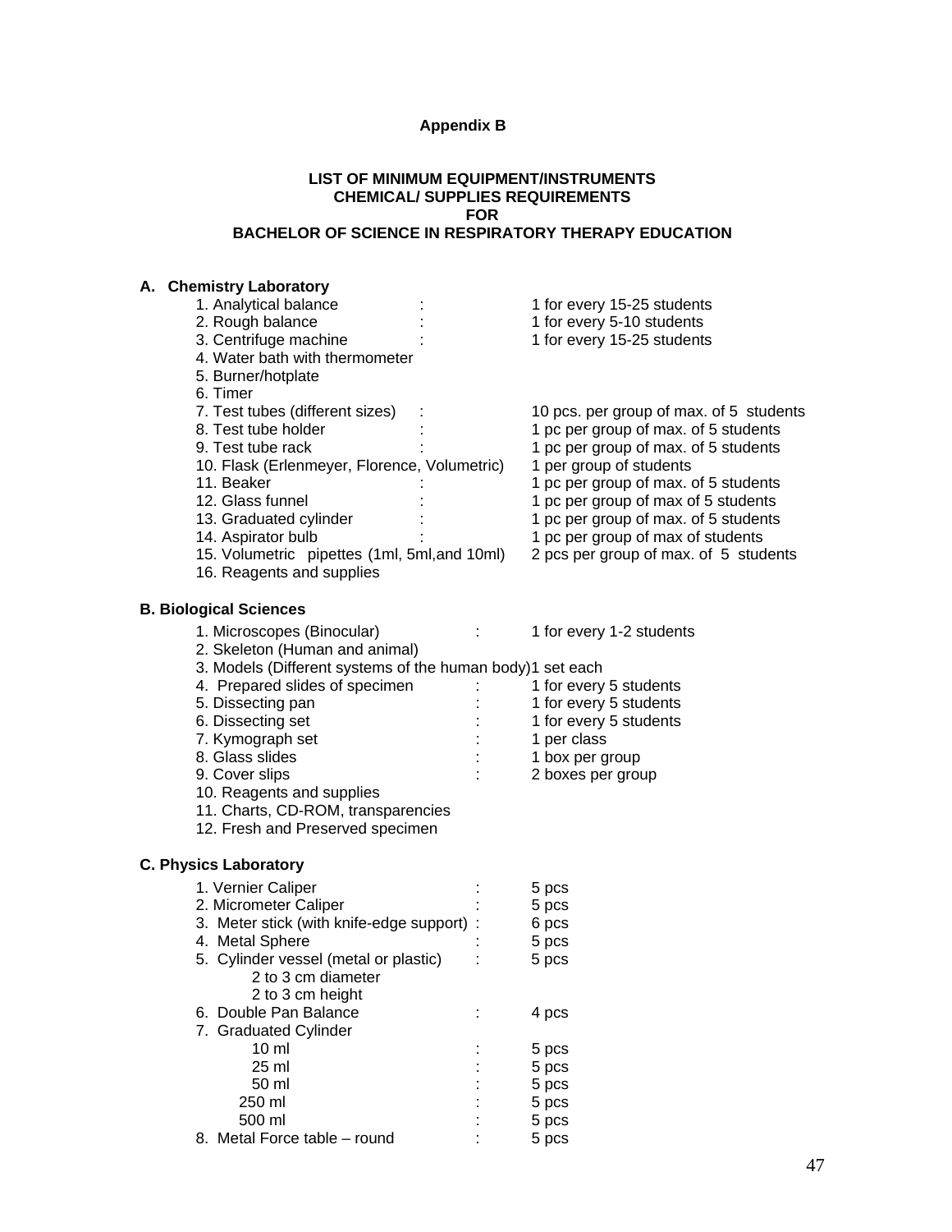**Appendix B**

**LIST OF MINIMUM EQUIPMENT/INSTRUMENTS**
**CHEMICAL/ SUPPLIES REQUIREMENTS**
**FOR**
**BACHELOR OF SCIENCE IN RESPIRATORY THERAPY EDUCATION**

**A. Chemistry Laboratory**

1. Analytical balance : 1 for every 15-25 students
2. Rough balance : 1 for every 5-10 students
3. Centrifuge machine : 1 for every 15-25 students
4. Water bath with thermometer
5. Burner/hotplate
6. Timer
7. Test tubes (different sizes) : 10 pcs. per group of max. of 5 students
8. Test tube holder : 1 pc per group of max. of 5 students
9. Test tube rack : 1 pc per group of max. of 5 students
10. Flask (Erlenmeyer, Florence, Volumetric) 1 per group of students
11. Beaker : 1 pc per group of max. of 5 students
12. Glass funnel : 1 pc per group of max of 5 students
13. Graduated cylinder : 1 pc per group of max. of 5 students
14. Aspirator bulb : 1 pc per group of max of students
15. Volumetric pipettes (1ml, 5ml,and 10ml) 2 pcs per group of max. of 5 students
16. Reagents and supplies

**B. Biological Sciences**

1. Microscopes (Binocular) : 1 for every 1-2 students
2. Skeleton (Human and animal)
3. Models (Different systems of the human body)1 set each
4. Prepared slides of specimen : 1 for every 5 students
5. Dissecting pan : 1 for every 5 students
6. Dissecting set : 1 for every 5 students
7. Kymograph set : 1 per class
8. Glass slides : 1 box per group
9. Cover slips : 2 boxes per group
10. Reagents and supplies
11. Charts, CD-ROM, transparencies
12. Fresh and Preserved specimen

**C. Physics Laboratory**

1. Vernier Caliper : 5 pcs
2. Micrometer Caliper : 5 pcs
3. Meter stick (with knife-edge support) : 6 pcs
4. Metal Sphere : 5 pcs
5. Cylinder vessel (metal or plastic) : 5 pcs
   2 to 3 cm diameter
   2 to 3 cm height
6. Double Pan Balance : 4 pcs
7. Graduated Cylinder
   10 ml : 5 pcs
   25 ml : 5 pcs
   50 ml : 5 pcs
   250 ml : 5 pcs
   500 ml : 5 pcs
8. Metal Force table – round : 5 pcs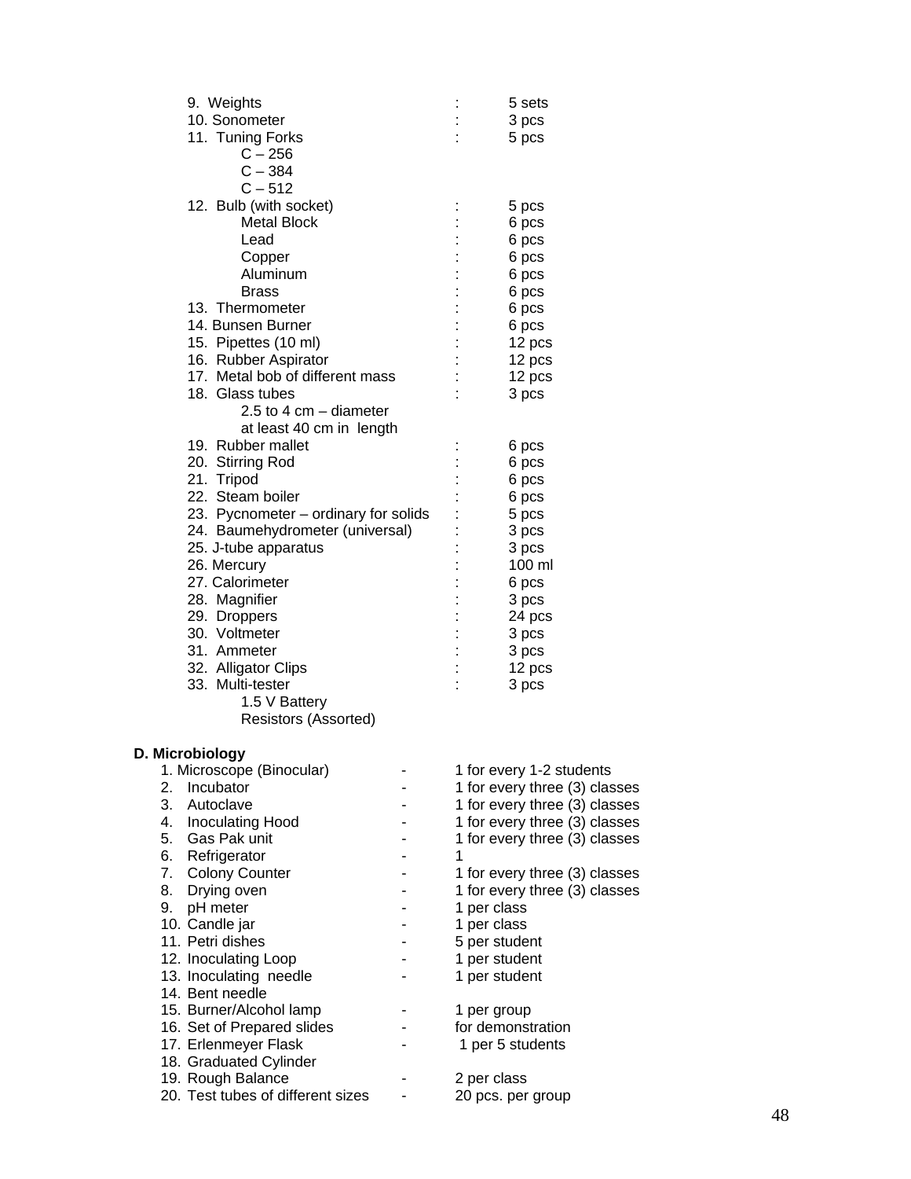9. Weights : 5 sets
10. Sonometer : 3 pcs
11. Tuning Forks : 5 pcs
    - C – 256
    - C – 384
    - C – 512
12. Bulb (with socket) : 5 pcs
    - Metal Block : 6 pcs
    - Lead : 6 pcs
    - Copper : 6 pcs
    - Aluminum : 6 pcs
    - Brass : 6 pcs
13. Thermometer : 6 pcs
14. Bunsen Burner : 6 pcs
15. Pipettes (10 ml) : 12 pcs
16. Rubber Aspirator : 12 pcs
17. Metal bob of different mass : 12 pcs
18. Glass tubes : 3 pcs
    - 2.5 to 4 cm – diameter
    - at least 40 cm in length
19. Rubber mallet : 6 pcs
20. Stirring Rod : 6 pcs
21. Tripod : 6 pcs
22. Steam boiler : 6 pcs
23. Pycnometer – ordinary for solids : 5 pcs
24. Baumehydrometer (universal) : 3 pcs
25. J-tube apparatus : 3 pcs
26. Mercury : 100 ml
27. Calorimeter : 6 pcs
28. Magnifier : 3 pcs
29. Droppers : 24 pcs
30. Voltmeter : 3 pcs
31. Ammeter : 3 pcs
32. Alligator Clips : 12 pcs
33. Multi-tester : 3 pcs
    - 1.5 V Battery
    - Resistors (Assorted)

**D. Microbiology**

1. Microscope (Binocular) - 1 for every 1-2 students
2. Incubator - 1 for every three (3) classes
3. Autoclave - 1 for every three (3) classes
4. Inoculating Hood - 1 for every three (3) classes
5. Gas Pak unit - 1 for every three (3) classes
6. Refrigerator - 1
7. Colony Counter - 1 for every three (3) classes
8. Drying oven - 1 for every three (3) classes
9. pH meter - 1 per class
10. Candle jar - 1 per class
11. Petri dishes - 5 per student
12. Inoculating Loop - 1 per student
13. Inoculating needle - 1 per student
14. Bent needle
15. Burner/Alcohol lamp - 1 per group
16. Set of Prepared slides - for demonstration
17. Erlenmeyer Flask - 1 per 5 students
18. Graduated Cylinder
19. Rough Balance - 2 per class
20. Test tubes of different sizes - 20 pcs. per group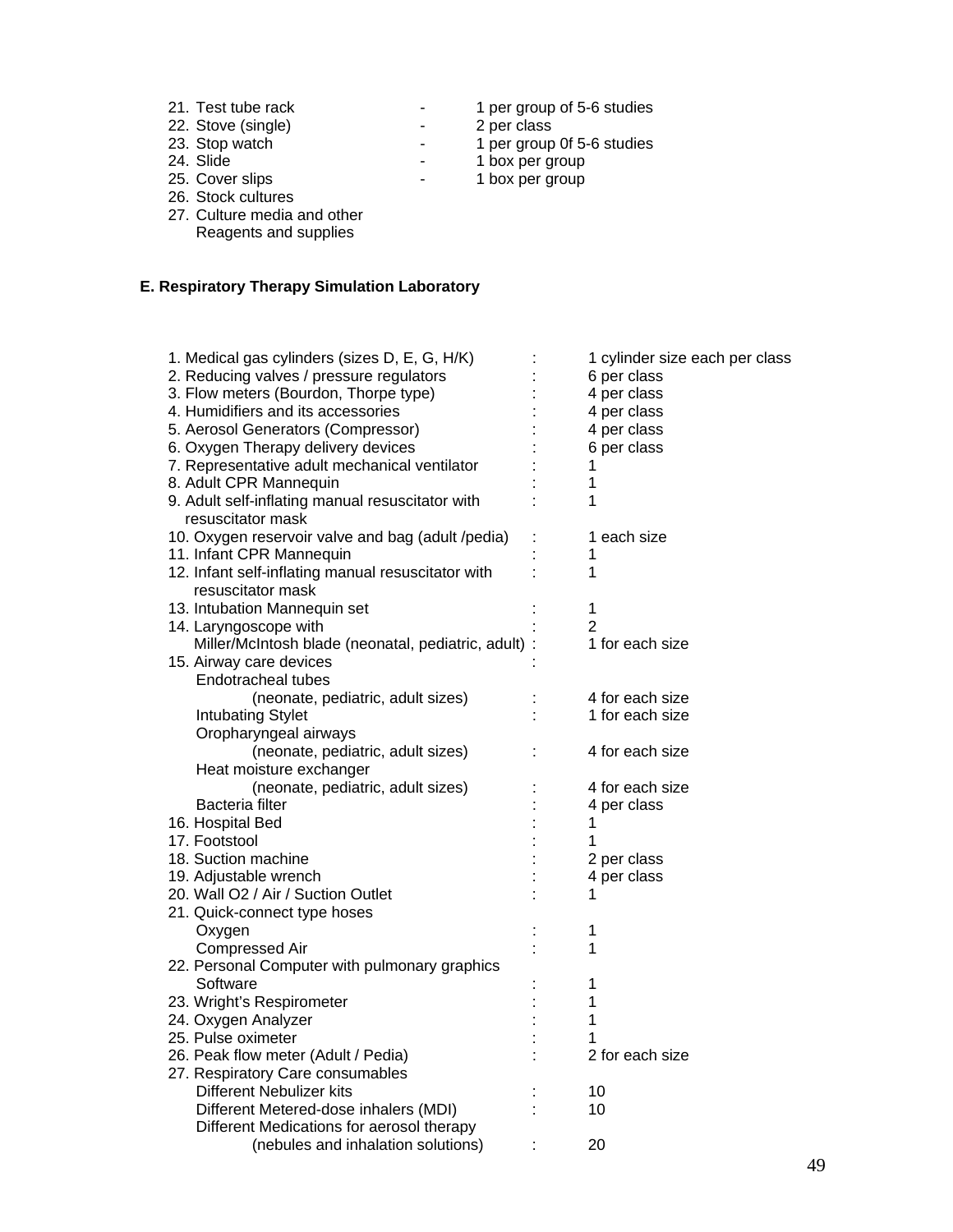21. Test tube rack - 1 per group of 5-6 studies
22. Stove (single) - 2 per class
23. Stop watch - 1 per group 0f 5-6 studies
24. Slide - 1 box per group
25. Cover slips - 1 box per group
26. Stock cultures
27. Culture media and other Reagents and supplies

**E. Respiratory Therapy Simulation Laboratory**

| Item | | Quantity |
|---|---|---|
| 1. Medical gas cylinders (sizes D, E, G, H/K) | : | 1 cylinder size each per class |
| 2. Reducing valves / pressure regulators | : | 6 per class |
| 3. Flow meters (Bourdon, Thorpe type) | : | 4 per class |
| 4. Humidifiers and its accessories | : | 4 per class |
| 5. Aerosol Generators (Compressor) | : | 4 per class |
| 6. Oxygen Therapy delivery devices | : | 6 per class |
| 7. Representative adult mechanical ventilator | : | 1 |
| 8. Adult CPR Mannequin | : | 1 |
| 9. Adult self-inflating manual resuscitator with resuscitator mask | : | 1 |
| 10. Oxygen reservoir valve and bag (adult /pedia) | : | 1 each size |
| 11. Infant CPR Mannequin | : | 1 |
| 12. Infant self-inflating manual resuscitator with resuscitator mask | : | 1 |
| 13. Intubation Mannequin set | : | 1 |
| 14. Laryngoscope with | : | 2 |
| Miller/McIntosh blade (neonatal, pediatric, adult) | : | 1 for each size |
| 15. Airway care devices | : | |
| Endotracheal tubes (neonate, pediatric, adult sizes) | : | 4 for each size |
| Intubating Stylet | : | 1 for each size |
| Oropharyngeal airways (neonate, pediatric, adult sizes) | : | 4 for each size |
| Heat moisture exchanger (neonate, pediatric, adult sizes) | : | 4 for each size |
| Bacteria filter | : | 4 per class |
| 16. Hospital Bed | : | 1 |
| 17. Footstool | : | 1 |
| 18. Suction machine | : | 2 per class |
| 19. Adjustable wrench | : | 4 per class |
| 20. Wall O2 / Air / Suction Outlet | : | 1 |
| 21. Quick-connect type hoses | | |
| Oxygen | : | 1 |
| Compressed Air | : | 1 |
| 22. Personal Computer with pulmonary graphics Software | : | 1 |
| 23. Wright's Respirometer | : | 1 |
| 24. Oxygen Analyzer | : | 1 |
| 25. Pulse oximeter | : | 1 |
| 26. Peak flow meter (Adult / Pedia) | : | 2 for each size |
| 27. Respiratory Care consumables | | |
| Different Nebulizer kits | : | 10 |
| Different Metered-dose inhalers (MDI) | : | 10 |
| Different Medications for aerosol therapy (nebules and inhalation solutions) | : | 20 |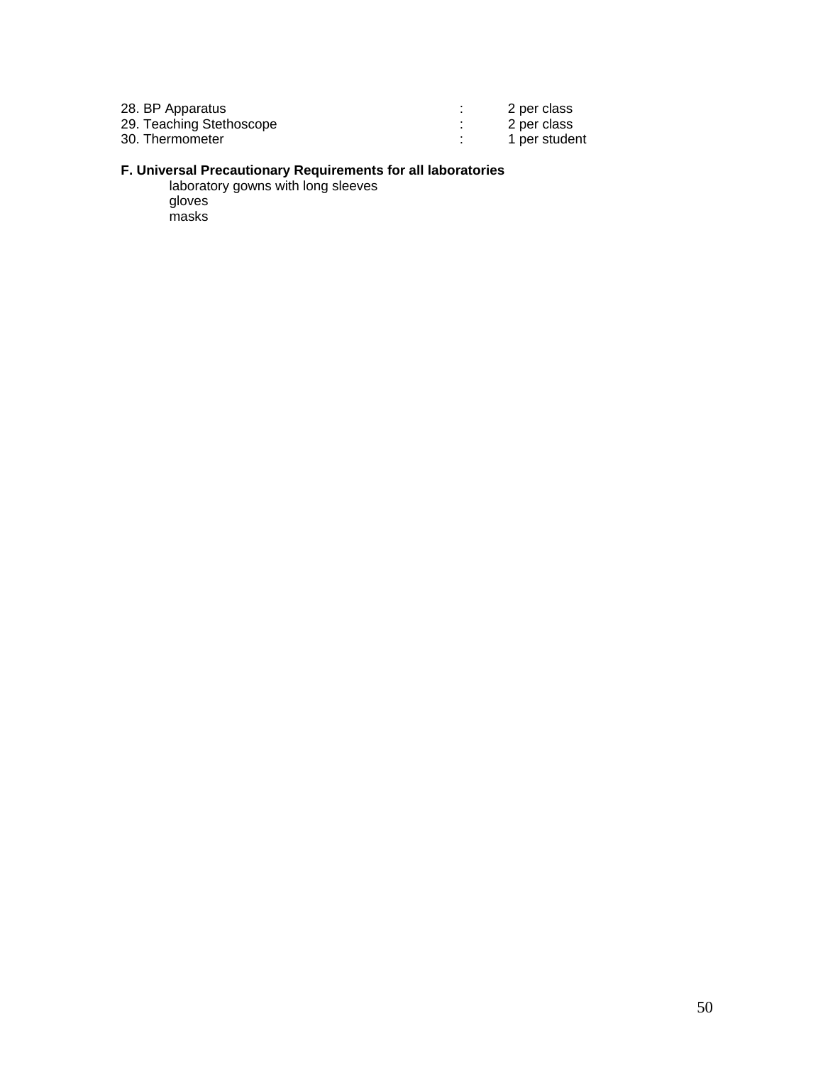28. BP Apparatus : 2 per class
29. Teaching Stethoscope : 2 per class
30. Thermometer : 1 per student

**F. Universal Precautionary Requirements for all laboratories**

laboratory gowns with long sleeves
gloves
masks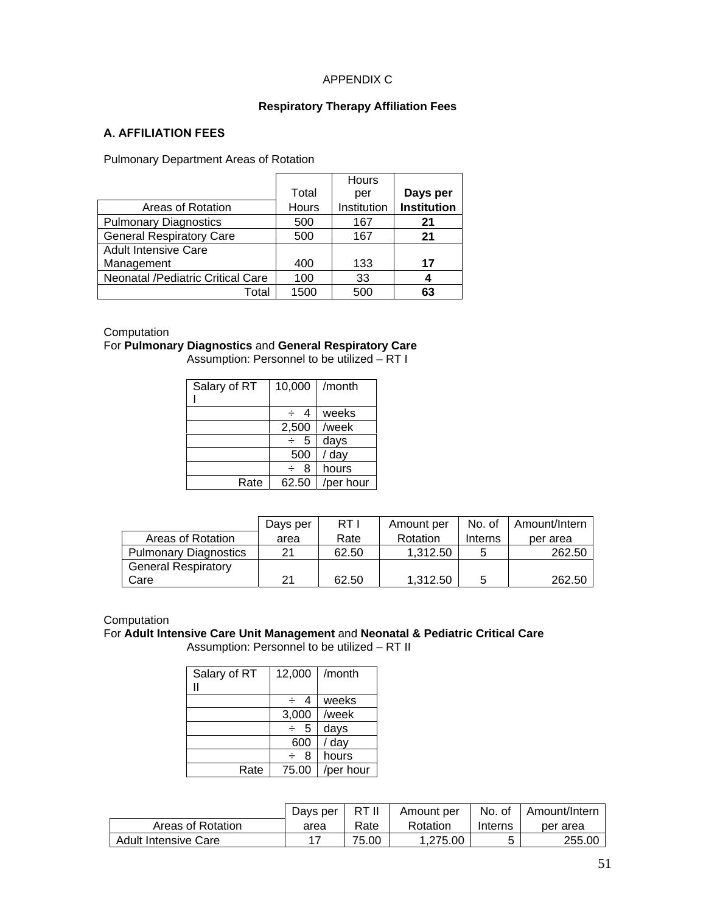APPENDIX C

**Respiratory Therapy Affiliation Fees**

## A. AFFILIATION FEES

Pulmonary Department Areas of Rotation

| Areas of Rotation | Total Hours | Hours per Institution | **Days per Institution** |
|---|---|---|---|
| Pulmonary Diagnostics | 500 | 167 | **21** |
| General Respiratory Care | 500 | 167 | **21** |
| Adult Intensive Care Management | 400 | 133 | **17** |
| Neonatal /Pediatric Critical Care | 100 | 33 | **4** |
| Total | 1500 | 500 | **63** |

Computation
For **Pulmonary Diagnostics** and **General Respiratory Care**
Assumption: Personnel to be utilized – RT I

| Salary of RT I | 10,000 | /month |
|---|---|---|
| | ÷ 4 | weeks |
| | 2,500 | /week |
| | ÷ 5 | days |
| | 500 | / day |
| | ÷ 8 | hours |
| Rate | 62.50 | /per hour |

| Areas of Rotation | Days per area | RT I Rate | Amount per Rotation | No. of Interns | Amount/Intern per area |
|---|---|---|---|---|---|
| Pulmonary Diagnostics | 21 | 62.50 | 1,312.50 | 5 | 262.50 |
| General Respiratory Care | 21 | 62.50 | 1,312.50 | 5 | 262.50 |

Computation
For **Adult Intensive Care Unit Management** and **Neonatal & Pediatric Critical Care**
Assumption: Personnel to be utilized – RT II

| Salary of RT II | 12,000 | /month |
|---|---|---|
| | ÷ 4 | weeks |
| | 3,000 | /week |
| | ÷ 5 | days |
| | 600 | / day |
| | ÷ 8 | hours |
| Rate | 75.00 | /per hour |

| Areas of Rotation | Days per area | RT II Rate | Amount per Rotation | No. of Interns | Amount/Intern per area |
|---|---|---|---|---|---|
| Adult Intensive Care | 17 | 75.00 | 1,275.00 | 5 | 255.00 |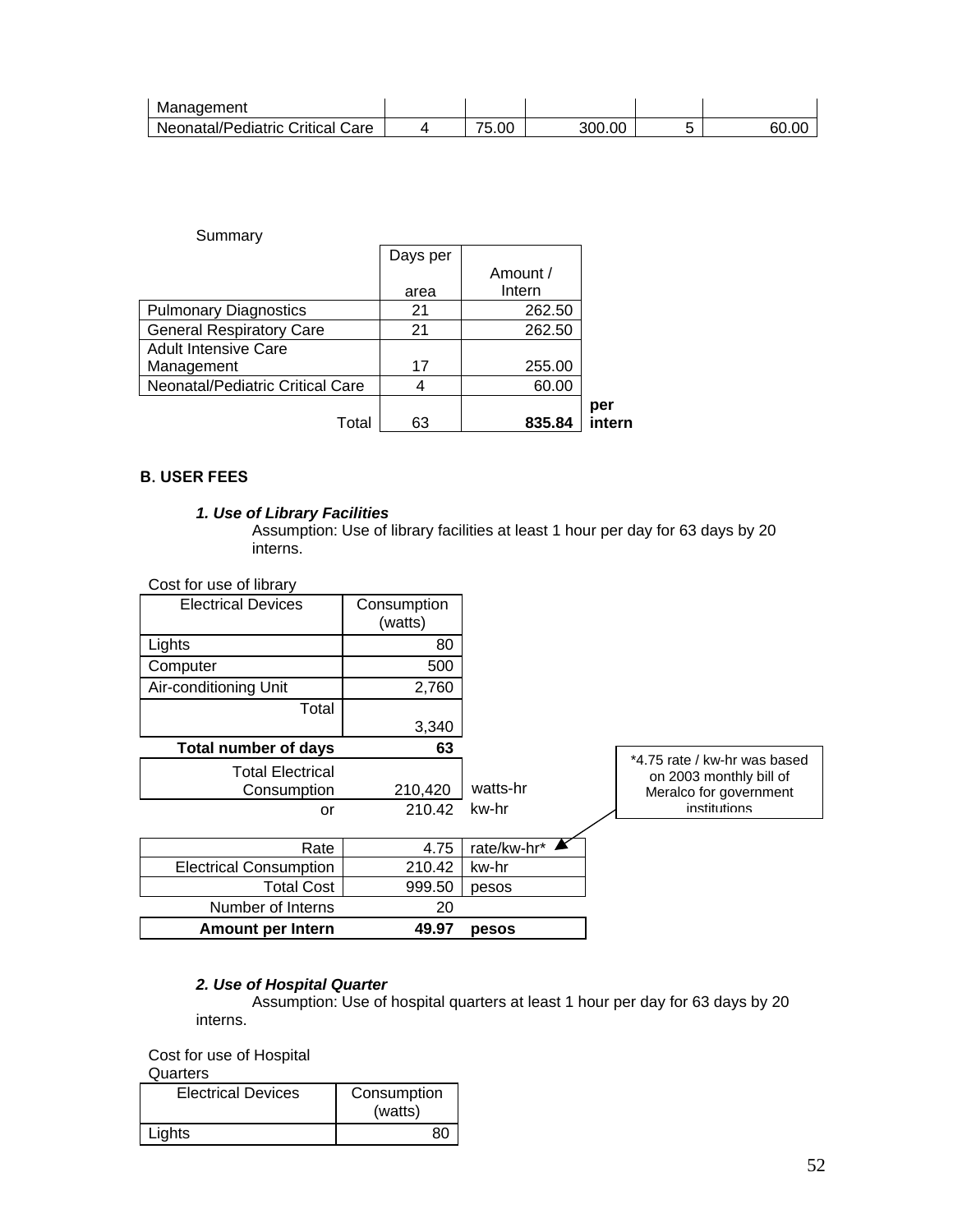| Management | | | | | |
|---|---|---|---|---|---|
| Neonatal/Pediatric Critical Care | 4 | 75.00 | 300.00 | 5 | 60.00 |

Summary

| | Days per area | Amount / Intern | |
|---|---|---|---|
| Pulmonary Diagnostics | 21 | 262.50 | |
| General Respiratory Care | 21 | 262.50 | |
| Adult Intensive Care Management | 17 | 255.00 | |
| Neonatal/Pediatric Critical Care | 4 | 60.00 | |
| Total | 63 | **835.84** | **per intern** |

**B. USER FEES**

***1. Use of Library Facilities***

Assumption: Use of library facilities at least 1 hour per day for 63 days by 20 interns.

Cost for use of library

| Electrical Devices | Consumption (watts) | |
|---|---|---|
| Lights | 80 | |
| Computer | 500 | |
| Air-conditioning Unit | 2,760 | |
| Total | 3,340 | |
| **Total number of days** | **63** | |
| Total Electrical Consumption | 210,420 | watts-hr |
| or | 210.42 | kw-hr |
| Rate | 4.75 | rate/kw-hr* |
| Electrical Consumption | 210.42 | kw-hr |
| Total Cost | 999.50 | pesos |
| Number of Interns | 20 | |
| **Amount per Intern** | **49.97** | **pesos** |

*4.75 rate / kw-hr was based on 2003 monthly bill of Meralco for government institutions

***2. Use of Hospital Quarter***

Assumption: Use of hospital quarters at least 1 hour per day for 63 days by 20 interns.

Cost for use of Hospital Quarters

| Electrical Devices | Consumption (watts) |
|---|---|
| Lights | 80 |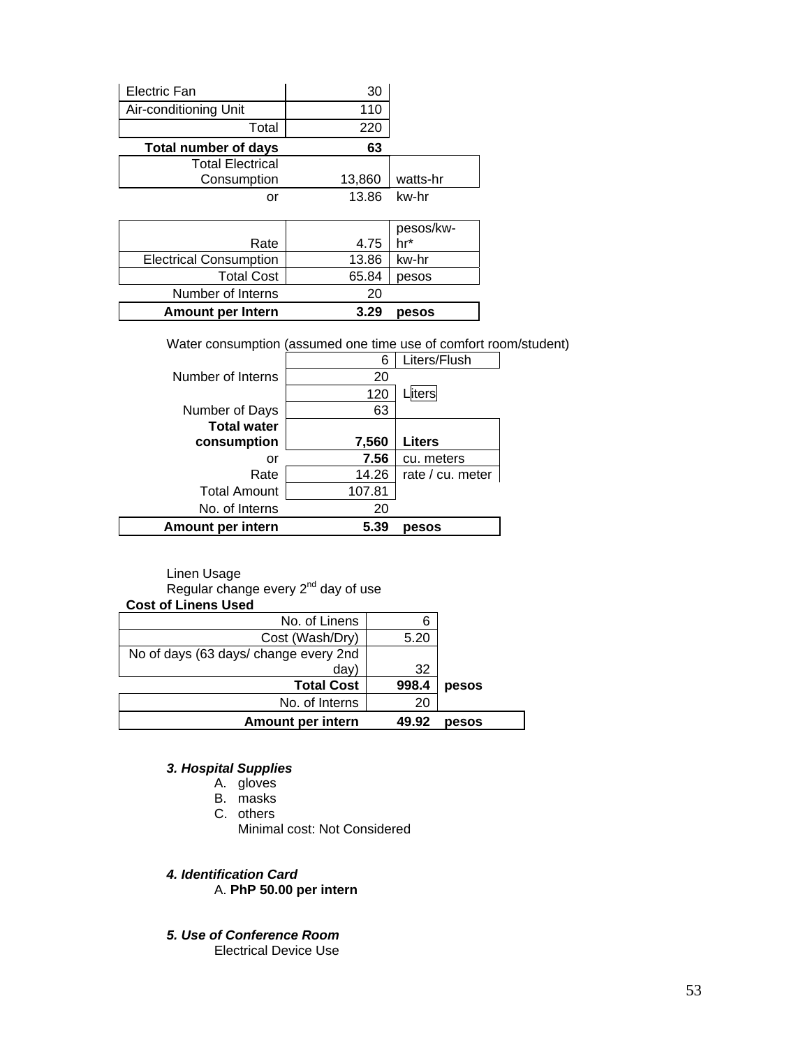| | | |
|---|---|---|
| Electric Fan | 30 | |
| Air-conditioning Unit | 110 | |
| Total | 220 | |
| **Total number of days** | **63** | |
| Total Electrical Consumption | 13,860 | watts-hr |
| or | 13.86 | kw-hr |

| | | |
|---|---|---|
| Rate | 4.75 | pesos/kw-hr* |
| Electrical Consumption | 13.86 | kw-hr |
| Total Cost | 65.84 | pesos |
| Number of Interns | 20 | |
| **Amount per Intern** | **3.29** | **pesos** |

Water consumption (assumed one time use of comfort room/student)

| | | |
|---|---|---|
| | 6 | Liters/Flush |
| Number of Interns | 20 | |
| | 120 | Liters |
| Number of Days | 63 | |
| **Total water consumption** | **7,560** | **Liters** |
| or | **7.56** | cu. meters |
| Rate | 14.26 | rate / cu. meter |
| Total Amount | 107.81 | |
| No. of Interns | 20 | |
| **Amount per intern** | **5.39** | **pesos** |

Linen Usage
Regular change every 2nd day of use

**Cost of Linens Used**

| | | |
|---|---|---|
| No. of Linens | 6 | |
| Cost (Wash/Dry) | 5.20 | |
| No of days (63 days/ change every 2nd day) | 32 | |
| **Total Cost** | **998.4** | **pesos** |
| No. of Interns | 20 | |
| **Amount per intern** | **49.92** | **pesos** |

***3. Hospital Supplies***

A. gloves
B. masks
C. others
Minimal cost: Not Considered

***4. Identification Card***

A. **PhP 50.00 per intern**

***5. Use of Conference Room***

Electrical Device Use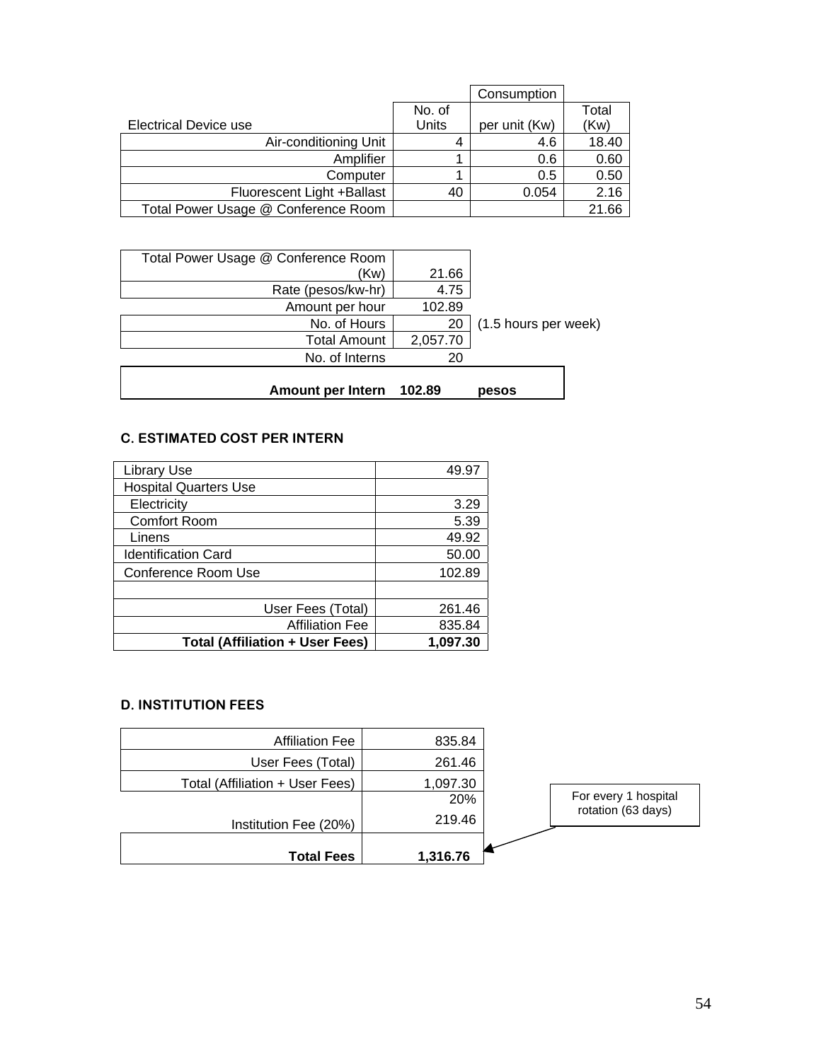| Electrical Device use | No. of Units | Consumption per unit (Kw) | Total (Kw) |
|---|---|---|---|
| Air-conditioning Unit | 4 | 4.6 | 18.40 |
| Amplifier | 1 | 0.6 | 0.60 |
| Computer | 1 | 0.5 | 0.50 |
| Fluorescent Light +Ballast | 40 | 0.054 | 2.16 |
| Total Power Usage @ Conference Room | | | 21.66 |

| | | |
|---|---|---|
| Total Power Usage @ Conference Room (Kw) | 21.66 | |
| Rate (pesos/kw-hr) | 4.75 | |
| Amount per hour | 102.89 | |
| No. of Hours | 20 | (1.5 hours per week) |
| Total Amount | 2,057.70 | |
| No. of Interns | 20 | |
| **Amount per Intern** | **102.89** | **pesos** |

### C. ESTIMATED COST PER INTERN

| | |
|---|---|
| Library Use | 49.97 |
| Hospital Quarters Use | |
| Electricity | 3.29 |
| Comfort Room | 5.39 |
| Linens | 49.92 |
| Identification Card | 50.00 |
| Conference Room Use | 102.89 |
| | |
| User Fees (Total) | 261.46 |
| Affiliation Fee | 835.84 |
| **Total (Affiliation + User Fees)** | **1,097.30** |

### D. INSTITUTION FEES

| | |
|---|---|
| Affiliation Fee | 835.84 |
| User Fees (Total) | 261.46 |
| Total (Affiliation + User Fees) | 1,097.30 |
| Institution Fee (20%) | 20%<br>219.46 |
| **Total Fees** | **1,316.76** |

For every 1 hospital rotation (63 days)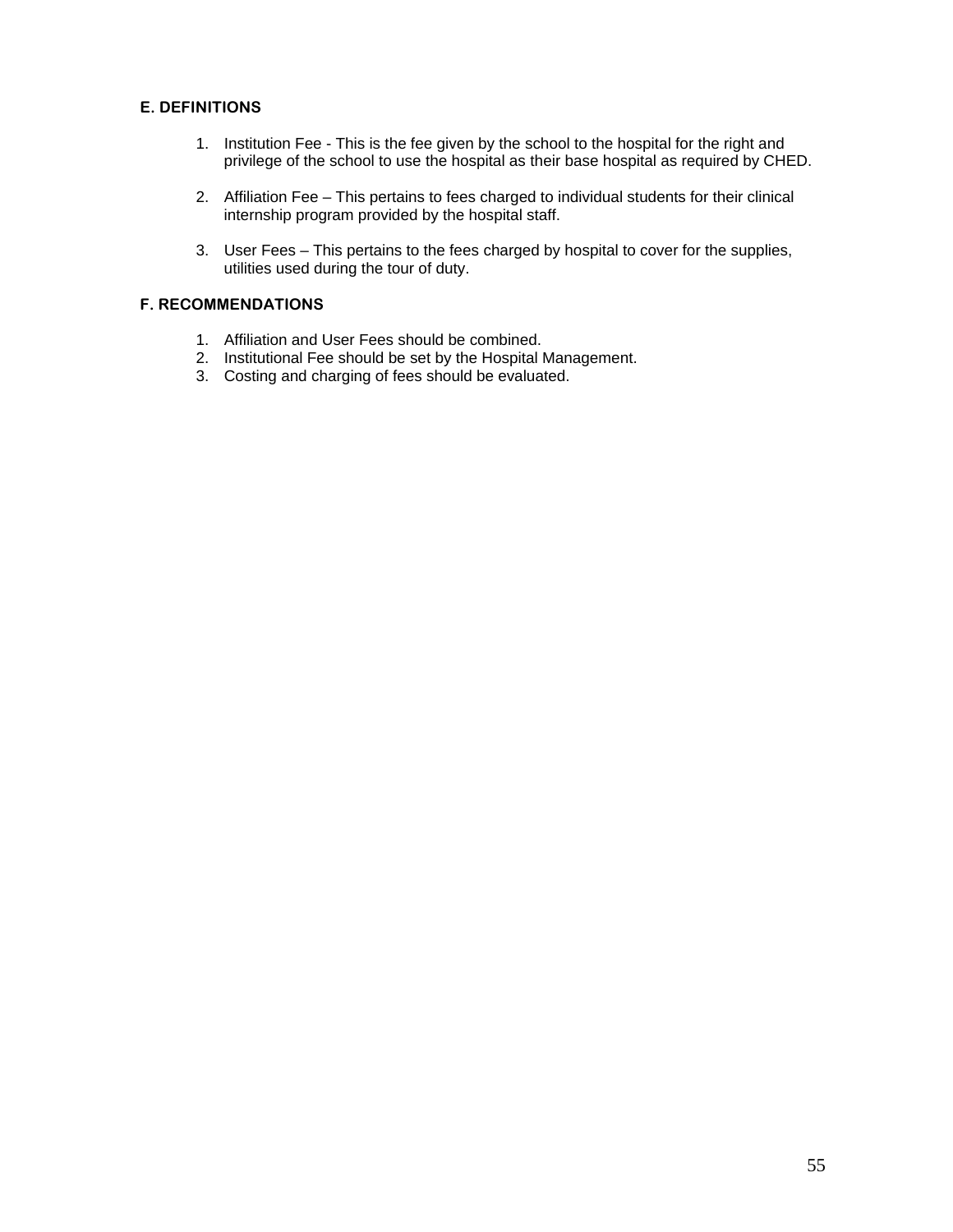### E. DEFINITIONS

1. Institution Fee - This is the fee given by the school to the hospital for the right and privilege of the school to use the hospital as their base hospital as required by CHED.

2. Affiliation Fee – This pertains to fees charged to individual students for their clinical internship program provided by the hospital staff.

3. User Fees – This pertains to the fees charged by hospital to cover for the supplies, utilities used during the tour of duty.

### F. RECOMMENDATIONS

1. Affiliation and User Fees should be combined.
2. Institutional Fee should be set by the Hospital Management.
3. Costing and charging of fees should be evaluated.